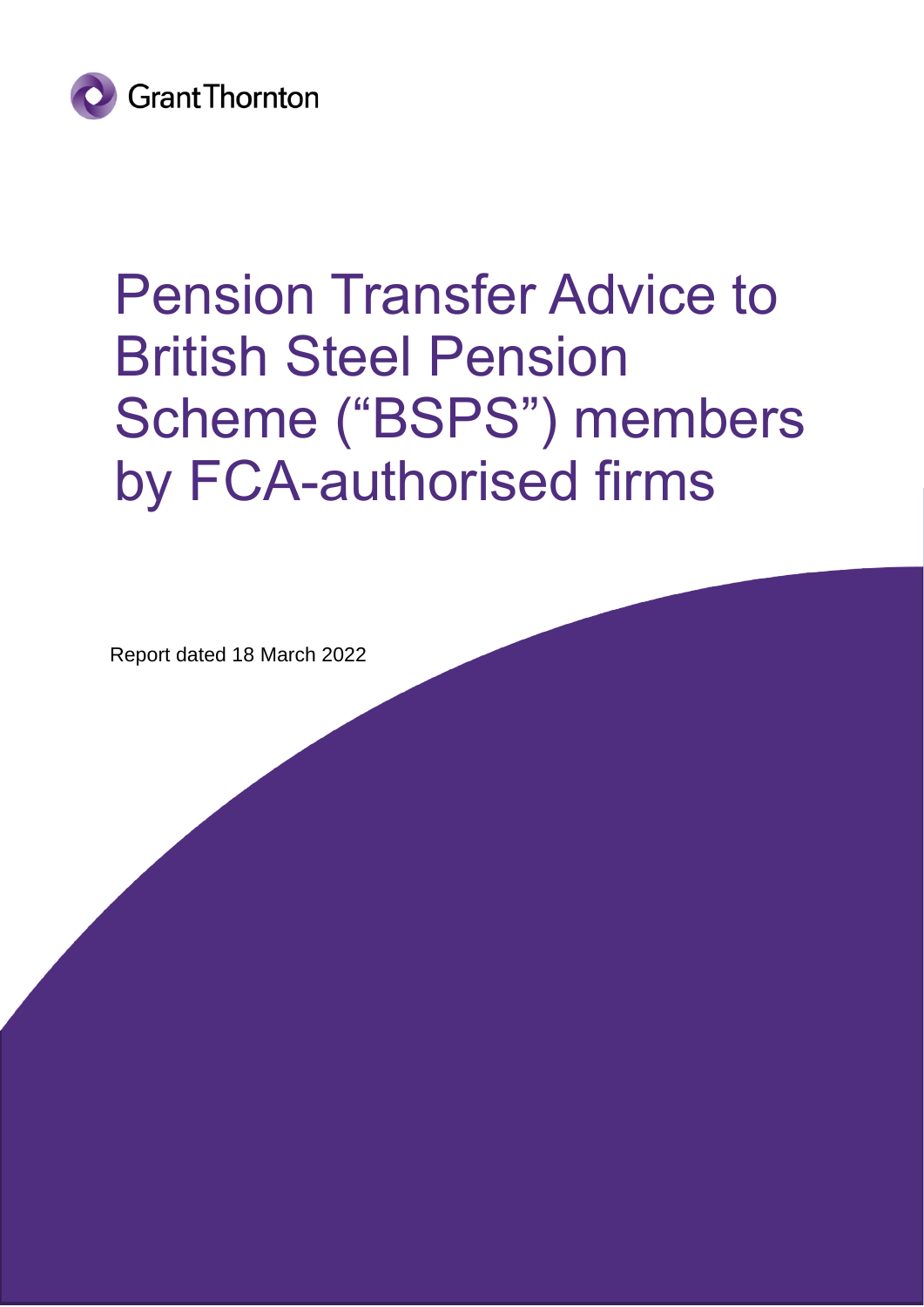Grant Thornton

# Pension Transfer Advice to British Steel Pension Scheme ("BSPS") members by FCA-authorised firms

Report dated 18 March 2022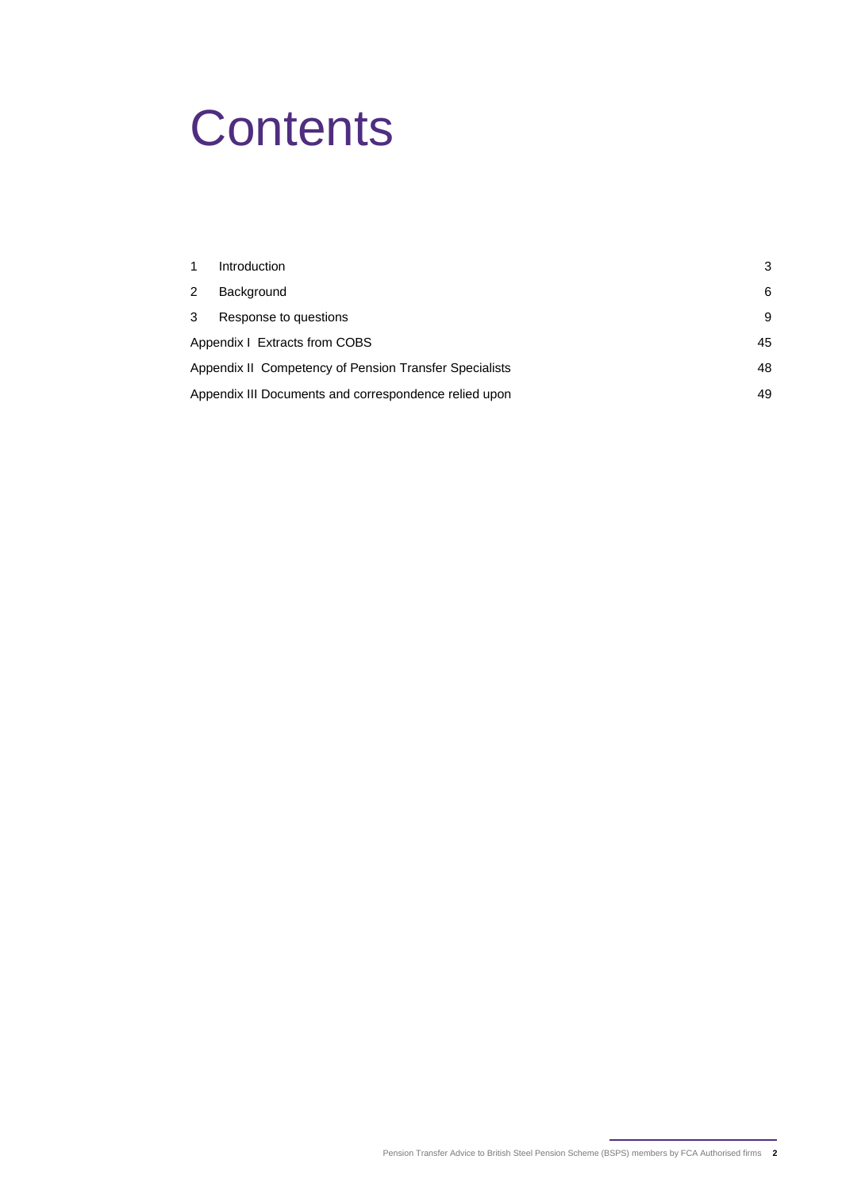# Contents

| | | |
|---|---|---|
| 1 | Introduction | 3 |
| 2 | Background | 6 |
| 3 | Response to questions | 9 |
| Appendix I | Extracts from COBS | 45 |
| Appendix II | Competency of Pension Transfer Specialists | 48 |
| Appendix III | Documents and correspondence relied upon | 49 |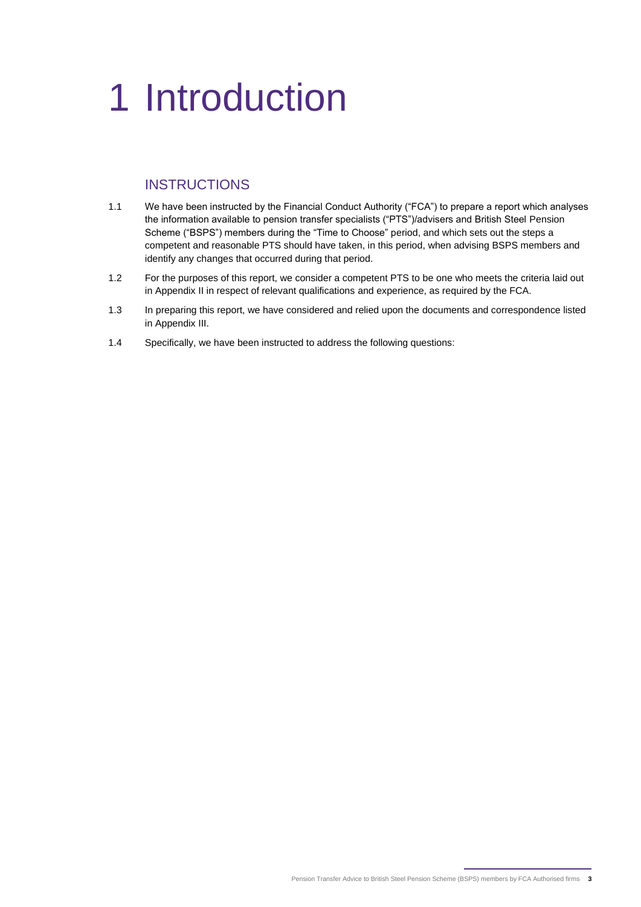# 1 Introduction

## INSTRUCTIONS

1.1 We have been instructed by the Financial Conduct Authority ("FCA") to prepare a report which analyses the information available to pension transfer specialists ("PTS")/advisers and British Steel Pension Scheme ("BSPS") members during the "Time to Choose" period, and which sets out the steps a competent and reasonable PTS should have taken, in this period, when advising BSPS members and identify any changes that occurred during that period.

1.2 For the purposes of this report, we consider a competent PTS to be one who meets the criteria laid out in Appendix II in respect of relevant qualifications and experience, as required by the FCA.

1.3 In preparing this report, we have considered and relied upon the documents and correspondence listed in Appendix III.

1.4 Specifically, we have been instructed to address the following questions: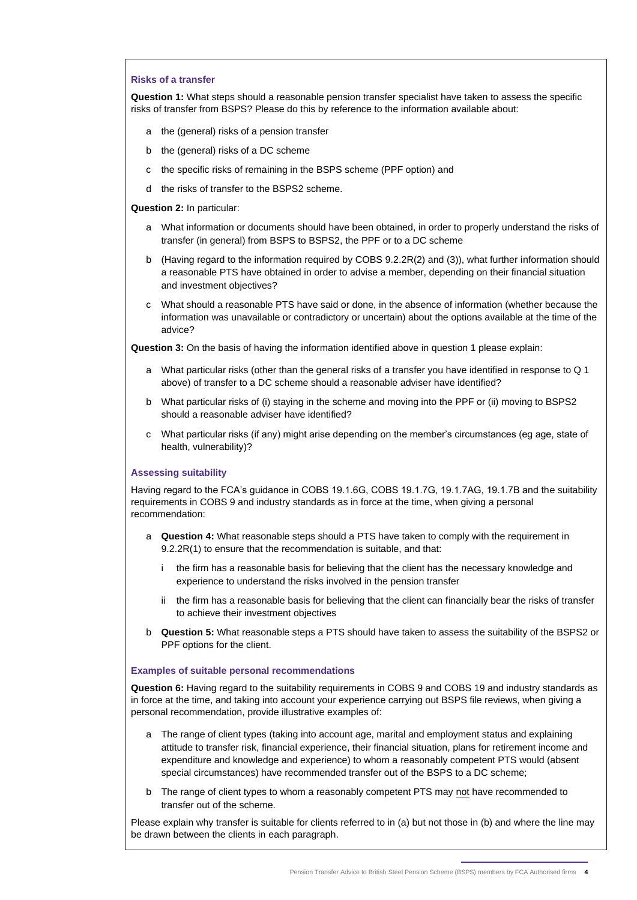### Risks of a transfer

**Question 1:** What steps should a reasonable pension transfer specialist have taken to assess the specific risks of transfer from BSPS? Please do this by reference to the information available about:

a the (general) risks of a pension transfer

b the (general) risks of a DC scheme

c the specific risks of remaining in the BSPS scheme (PPF option) and

d the risks of transfer to the BSPS2 scheme.

**Question 2:** In particular:

a What information or documents should have been obtained, in order to properly understand the risks of transfer (in general) from BSPS to BSPS2, the PPF or to a DC scheme

b (Having regard to the information required by COBS 9.2.2R(2) and (3)), what further information should a reasonable PTS have obtained in order to advise a member, depending on their financial situation and investment objectives?

c What should a reasonable PTS have said or done, in the absence of information (whether because the information was unavailable or contradictory or uncertain) about the options available at the time of the advice?

**Question 3:** On the basis of having the information identified above in question 1 please explain:

a What particular risks (other than the general risks of a transfer you have identified in response to Q 1 above) of transfer to a DC scheme should a reasonable adviser have identified?

b What particular risks of (i) staying in the scheme and moving into the PPF or (ii) moving to BSPS2 should a reasonable adviser have identified?

c What particular risks (if any) might arise depending on the member's circumstances (eg age, state of health, vulnerability)?

### Assessing suitability

Having regard to the FCA's guidance in COBS 19.1.6G, COBS 19.1.7G, 19.1.7AG, 19.1.7B and the suitability requirements in COBS 9 and industry standards as in force at the time, when giving a personal recommendation:

a **Question 4:** What reasonable steps should a PTS have taken to comply with the requirement in 9.2.2R(1) to ensure that the recommendation is suitable, and that:

   i the firm has a reasonable basis for believing that the client has the necessary knowledge and experience to understand the risks involved in the pension transfer

   ii the firm has a reasonable basis for believing that the client can financially bear the risks of transfer to achieve their investment objectives

b **Question 5:** What reasonable steps a PTS should have taken to assess the suitability of the BSPS2 or PPF options for the client.

### Examples of suitable personal recommendations

**Question 6:** Having regard to the suitability requirements in COBS 9 and COBS 19 and industry standards as in force at the time, and taking into account your experience carrying out BSPS file reviews, when giving a personal recommendation, provide illustrative examples of:

a The range of client types (taking into account age, marital and employment status and explaining attitude to transfer risk, financial experience, their financial situation, plans for retirement income and expenditure and knowledge and experience) to whom a reasonably competent PTS would (absent special circumstances) have recommended transfer out of the BSPS to a DC scheme;

b The range of client types to whom a reasonably competent PTS may not have recommended to transfer out of the scheme.

Please explain why transfer is suitable for clients referred to in (a) but not those in (b) and where the line may be drawn between the clients in each paragraph.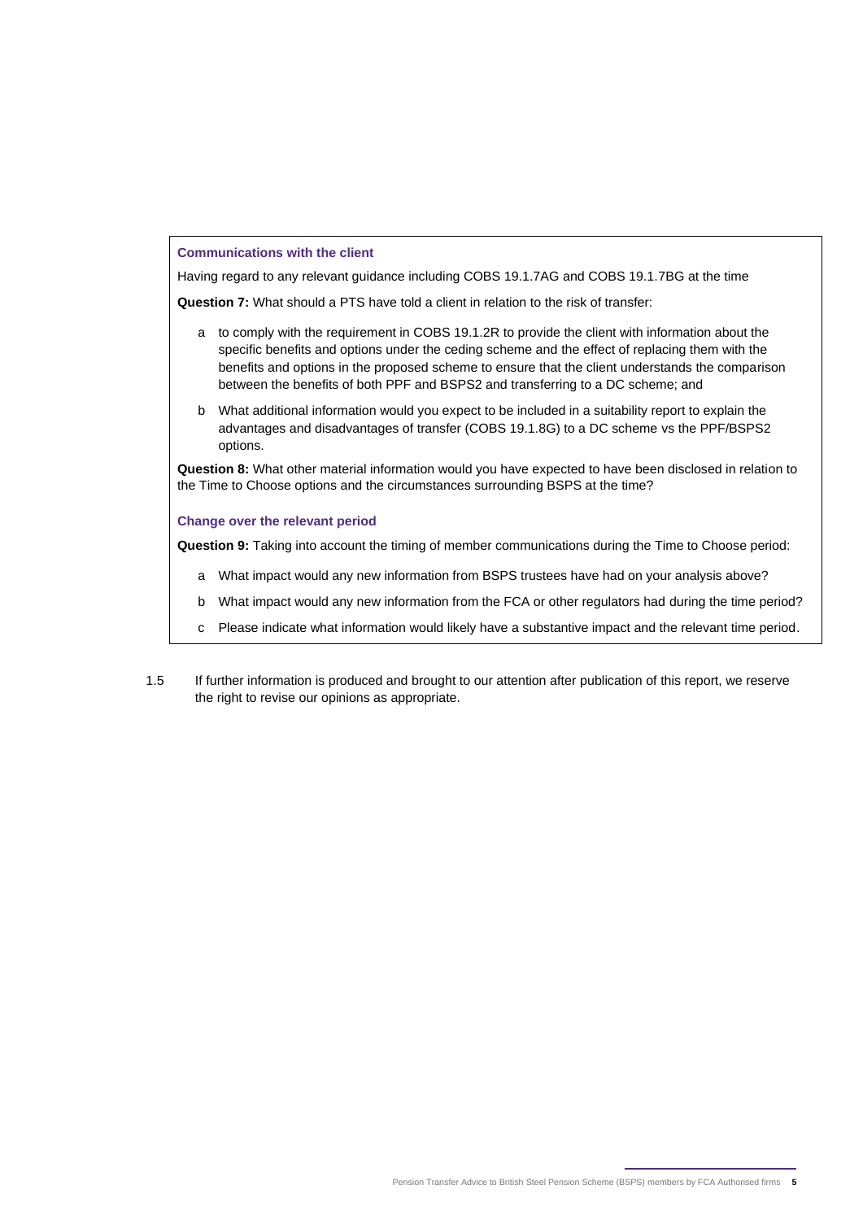### Communications with the client

Having regard to any relevant guidance including COBS 19.1.7AG and COBS 19.1.7BG at the time

**Question 7:** What should a PTS have told a client in relation to the risk of transfer:

a. to comply with the requirement in COBS 19.1.2R to provide the client with information about the specific benefits and options under the ceding scheme and the effect of replacing them with the benefits and options in the proposed scheme to ensure that the client understands the comparison between the benefits of both PPF and BSPS2 and transferring to a DC scheme; and

b. What additional information would you expect to be included in a suitability report to explain the advantages and disadvantages of transfer (COBS 19.1.8G) to a DC scheme vs the PPF/BSPS2 options.

**Question 8:** What other material information would you have expected to have been disclosed in relation to the Time to Choose options and the circumstances surrounding BSPS at the time?

### Change over the relevant period

**Question 9:** Taking into account the timing of member communications during the Time to Choose period:

a. What impact would any new information from BSPS trustees have had on your analysis above?

b. What impact would any new information from the FCA or other regulators had during the time period?

c. Please indicate what information would likely have a substantive impact and the relevant time period.

1.5 If further information is produced and brought to our attention after publication of this report, we reserve the right to revise our opinions as appropriate.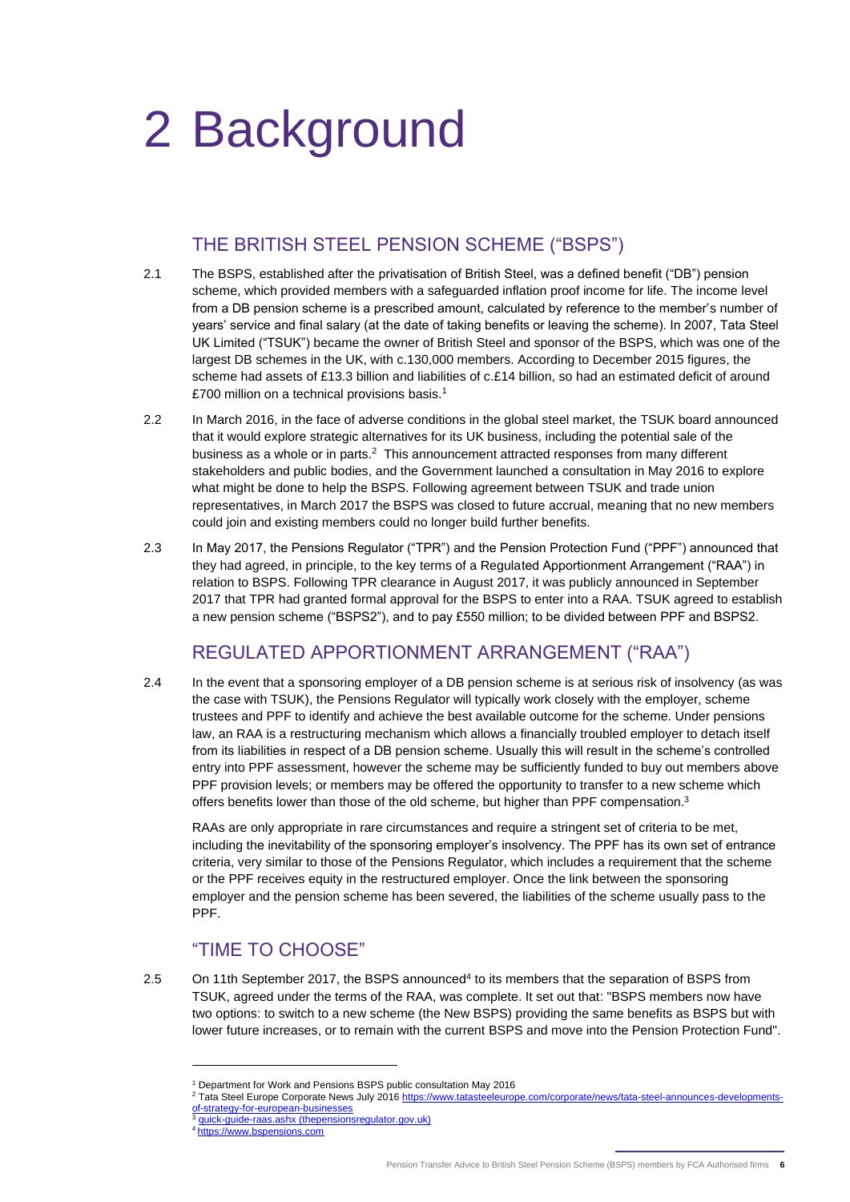# 2 Background

## THE BRITISH STEEL PENSION SCHEME ("BSPS")

2.1 The BSPS, established after the privatisation of British Steel, was a defined benefit ("DB") pension scheme, which provided members with a safeguarded inflation proof income for life. The income level from a DB pension scheme is a prescribed amount, calculated by reference to the member's number of years' service and final salary (at the date of taking benefits or leaving the scheme). In 2007, Tata Steel UK Limited ("TSUK") became the owner of British Steel and sponsor of the BSPS, which was one of the largest DB schemes in the UK, with c.130,000 members. According to December 2015 figures, the scheme had assets of £13.3 billion and liabilities of c.£14 billion, so had an estimated deficit of around £700 million on a technical provisions basis.[1]

2.2 In March 2016, in the face of adverse conditions in the global steel market, the TSUK board announced that it would explore strategic alternatives for its UK business, including the potential sale of the business as a whole or in parts.[2] This announcement attracted responses from many different stakeholders and public bodies, and the Government launched a consultation in May 2016 to explore what might be done to help the BSPS. Following agreement between TSUK and trade union representatives, in March 2017 the BSPS was closed to future accrual, meaning that no new members could join and existing members could no longer build further benefits.

2.3 In May 2017, the Pensions Regulator ("TPR") and the Pension Protection Fund ("PPF") announced that they had agreed, in principle, to the key terms of a Regulated Apportionment Arrangement ("RAA") in relation to BSPS. Following TPR clearance in August 2017, it was publicly announced in September 2017 that TPR had granted formal approval for the BSPS to enter into a RAA. TSUK agreed to establish a new pension scheme ("BSPS2"), and to pay £550 million; to be divided between PPF and BSPS2.

## REGULATED APPORTIONMENT ARRANGEMENT ("RAA")

2.4 In the event that a sponsoring employer of a DB pension scheme is at serious risk of insolvency (as was the case with TSUK), the Pensions Regulator will typically work closely with the employer, scheme trustees and PPF to identify and achieve the best available outcome for the scheme. Under pensions law, an RAA is a restructuring mechanism which allows a financially troubled employer to detach itself from its liabilities in respect of a DB pension scheme. Usually this will result in the scheme's controlled entry into PPF assessment, however the scheme may be sufficiently funded to buy out members above PPF provision levels; or members may be offered the opportunity to transfer to a new scheme which offers benefits lower than those of the old scheme, but higher than PPF compensation.[3]

RAAs are only appropriate in rare circumstances and require a stringent set of criteria to be met, including the inevitability of the sponsoring employer's insolvency. The PPF has its own set of entrance criteria, very similar to those of the Pensions Regulator, which includes a requirement that the scheme or the PPF receives equity in the restructured employer. Once the link between the sponsoring employer and the pension scheme has been severed, the liabilities of the scheme usually pass to the PPF.

## "TIME TO CHOOSE"

2.5 On 11th September 2017, the BSPS announced[4] to its members that the separation of BSPS from TSUK, agreed under the terms of the RAA, was complete. It set out that: "BSPS members now have two options: to switch to a new scheme (the New BSPS) providing the same benefits as BSPS but with lower future increases, or to remain with the current BSPS and move into the Pension Protection Fund".

---

[1] Department for Work and Pensions BSPS public consultation May 2016

[2] Tata Steel Europe Corporate News July 2016 https://www.tatasteeleurope.com/corporate/news/tata-steel-announces-developments-of-strategy-for-european-businesses

[3] quick-guide-raas.ashx (thepensionsregulator.gov.uk)

[4] https://www.bspensions.com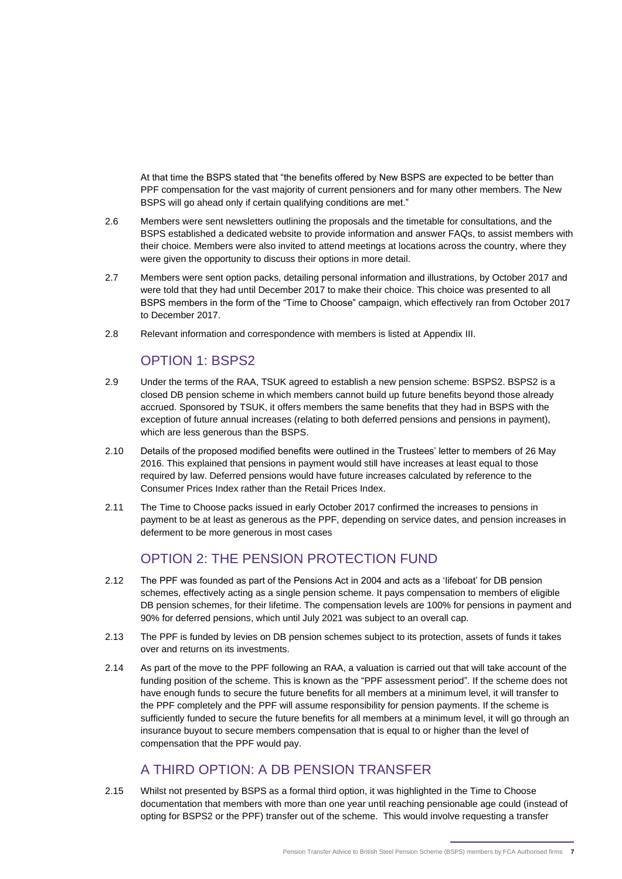At that time the BSPS stated that "the benefits offered by New BSPS are expected to be better than PPF compensation for the vast majority of current pensioners and for many other members. The New BSPS will go ahead only if certain qualifying conditions are met."

2.6 Members were sent newsletters outlining the proposals and the timetable for consultations, and the BSPS established a dedicated website to provide information and answer FAQs, to assist members with their choice. Members were also invited to attend meetings at locations across the country, where they were given the opportunity to discuss their options in more detail.

2.7 Members were sent option packs, detailing personal information and illustrations, by October 2017 and were told that they had until December 2017 to make their choice. This choice was presented to all BSPS members in the form of the "Time to Choose" campaign, which effectively ran from October 2017 to December 2017.

2.8 Relevant information and correspondence with members is listed at Appendix III.

## OPTION 1: BSPS2

2.9 Under the terms of the RAA, TSUK agreed to establish a new pension scheme: BSPS2. BSPS2 is a closed DB pension scheme in which members cannot build up future benefits beyond those already accrued. Sponsored by TSUK, it offers members the same benefits that they had in BSPS with the exception of future annual increases (relating to both deferred pensions and pensions in payment), which are less generous than the BSPS.

2.10 Details of the proposed modified benefits were outlined in the Trustees' letter to members of 26 May 2016. This explained that pensions in payment would still have increases at least equal to those required by law. Deferred pensions would have future increases calculated by reference to the Consumer Prices Index rather than the Retail Prices Index.

2.11 The Time to Choose packs issued in early October 2017 confirmed the increases to pensions in payment to be at least as generous as the PPF, depending on service dates, and pension increases in deferment to be more generous in most cases

## OPTION 2: THE PENSION PROTECTION FUND

2.12 The PPF was founded as part of the Pensions Act in 2004 and acts as a 'lifeboat' for DB pension schemes, effectively acting as a single pension scheme. It pays compensation to members of eligible DB pension schemes, for their lifetime. The compensation levels are 100% for pensions in payment and 90% for deferred pensions, which until July 2021 was subject to an overall cap.

2.13 The PPF is funded by levies on DB pension schemes subject to its protection, assets of funds it takes over and returns on its investments.

2.14 As part of the move to the PPF following an RAA, a valuation is carried out that will take account of the funding position of the scheme. This is known as the "PPF assessment period". If the scheme does not have enough funds to secure the future benefits for all members at a minimum level, it will transfer to the PPF completely and the PPF will assume responsibility for pension payments. If the scheme is sufficiently funded to secure the future benefits for all members at a minimum level, it will go through an insurance buyout to secure members compensation that is equal to or higher than the level of compensation that the PPF would pay.

## A THIRD OPTION: A DB PENSION TRANSFER

2.15 Whilst not presented by BSPS as a formal third option, it was highlighted in the Time to Choose documentation that members with more than one year until reaching pensionable age could (instead of opting for BSPS2 or the PPF) transfer out of the scheme. This would involve requesting a transfer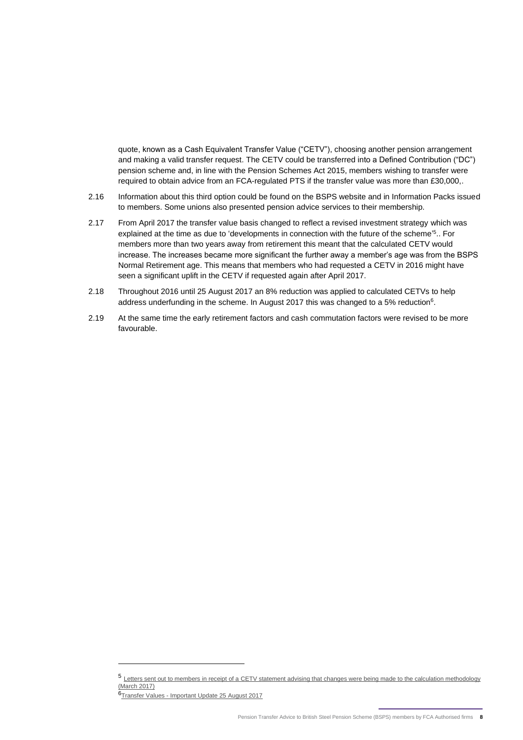quote, known as a Cash Equivalent Transfer Value ("CETV"), choosing another pension arrangement and making a valid transfer request. The CETV could be transferred into a Defined Contribution ("DC") pension scheme and, in line with the Pension Schemes Act 2015, members wishing to transfer were required to obtain advice from an FCA-regulated PTS if the transfer value was more than £30,000,.

2.16 Information about this third option could be found on the BSPS website and in Information Packs issued to members. Some unions also presented pension advice services to their membership.

2.17 From April 2017 the transfer value basis changed to reflect a revised investment strategy which was explained at the time as due to 'developments in connection with the future of the scheme'[5].. For members more than two years away from retirement this meant that the calculated CETV would increase. The increases became more significant the further away a member's age was from the BSPS Normal Retirement age. This means that members who had requested a CETV in 2016 might have seen a significant uplift in the CETV if requested again after April 2017.

2.18 Throughout 2016 until 25 August 2017 an 8% reduction was applied to calculated CETVs to help address underfunding in the scheme. In August 2017 this was changed to a 5% reduction[6].

2.19 At the same time the early retirement factors and cash commutation factors were revised to be more favourable.

---

[5] Letters sent out to members in receipt of a CETV statement advising that changes were being made to the calculation methodology (March 2017)

[6] Transfer Values - Important Update 25 August 2017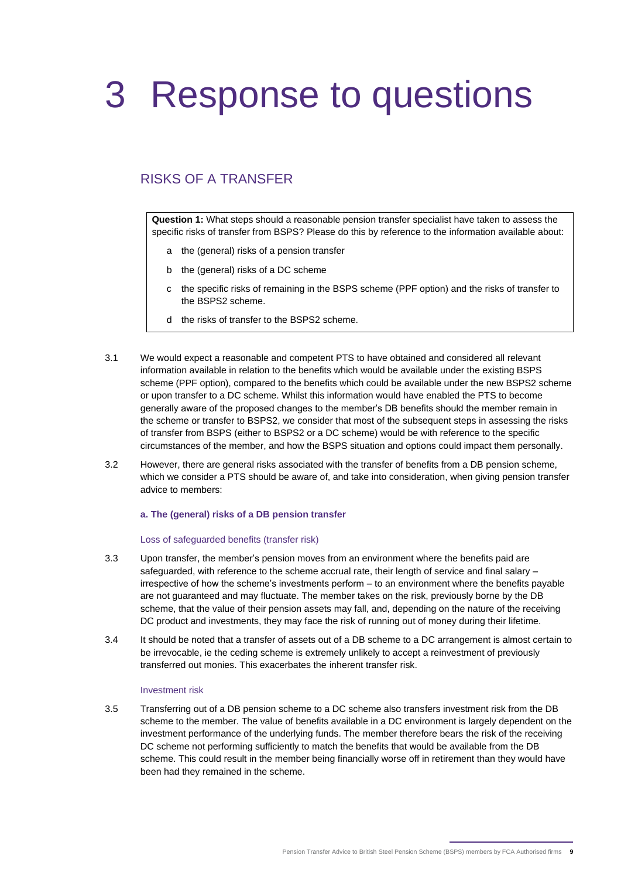# 3 Response to questions

## RISKS OF A TRANSFER

> **Question 1:** What steps should a reasonable pension transfer specialist have taken to assess the specific risks of transfer from BSPS? Please do this by reference to the information available about:
>
> a the (general) risks of a pension transfer
>
> b the (general) risks of a DC scheme
>
> c the specific risks of remaining in the BSPS scheme (PPF option) and the risks of transfer to the BSPS2 scheme.
>
> d the risks of transfer to the BSPS2 scheme.

3.1 We would expect a reasonable and competent PTS to have obtained and considered all relevant information available in relation to the benefits which would be available under the existing BSPS scheme (PPF option), compared to the benefits which could be available under the new BSPS2 scheme or upon transfer to a DC scheme. Whilst this information would have enabled the PTS to become generally aware of the proposed changes to the member's DB benefits should the member remain in the scheme or transfer to BSPS2, we consider that most of the subsequent steps in assessing the risks of transfer from BSPS (either to BSPS2 or a DC scheme) would be with reference to the specific circumstances of the member, and how the BSPS situation and options could impact them personally.

3.2 However, there are general risks associated with the transfer of benefits from a DB pension scheme, which we consider a PTS should be aware of, and take into consideration, when giving pension transfer advice to members:

#### a. The (general) risks of a DB pension transfer

##### Loss of safeguarded benefits (transfer risk)

3.3 Upon transfer, the member's pension moves from an environment where the benefits paid are safeguarded, with reference to the scheme accrual rate, their length of service and final salary – irrespective of how the scheme's investments perform – to an environment where the benefits payable are not guaranteed and may fluctuate. The member takes on the risk, previously borne by the DB scheme, that the value of their pension assets may fall, and, depending on the nature of the receiving DC product and investments, they may face the risk of running out of money during their lifetime.

3.4 It should be noted that a transfer of assets out of a DB scheme to a DC arrangement is almost certain to be irrevocable, ie the ceding scheme is extremely unlikely to accept a reinvestment of previously transferred out monies. This exacerbates the inherent transfer risk.

##### Investment risk

3.5 Transferring out of a DB pension scheme to a DC scheme also transfers investment risk from the DB scheme to the member. The value of benefits available in a DC environment is largely dependent on the investment performance of the underlying funds. The member therefore bears the risk of the receiving DC scheme not performing sufficiently to match the benefits that would be available from the DB scheme. This could result in the member being financially worse off in retirement than they would have been had they remained in the scheme.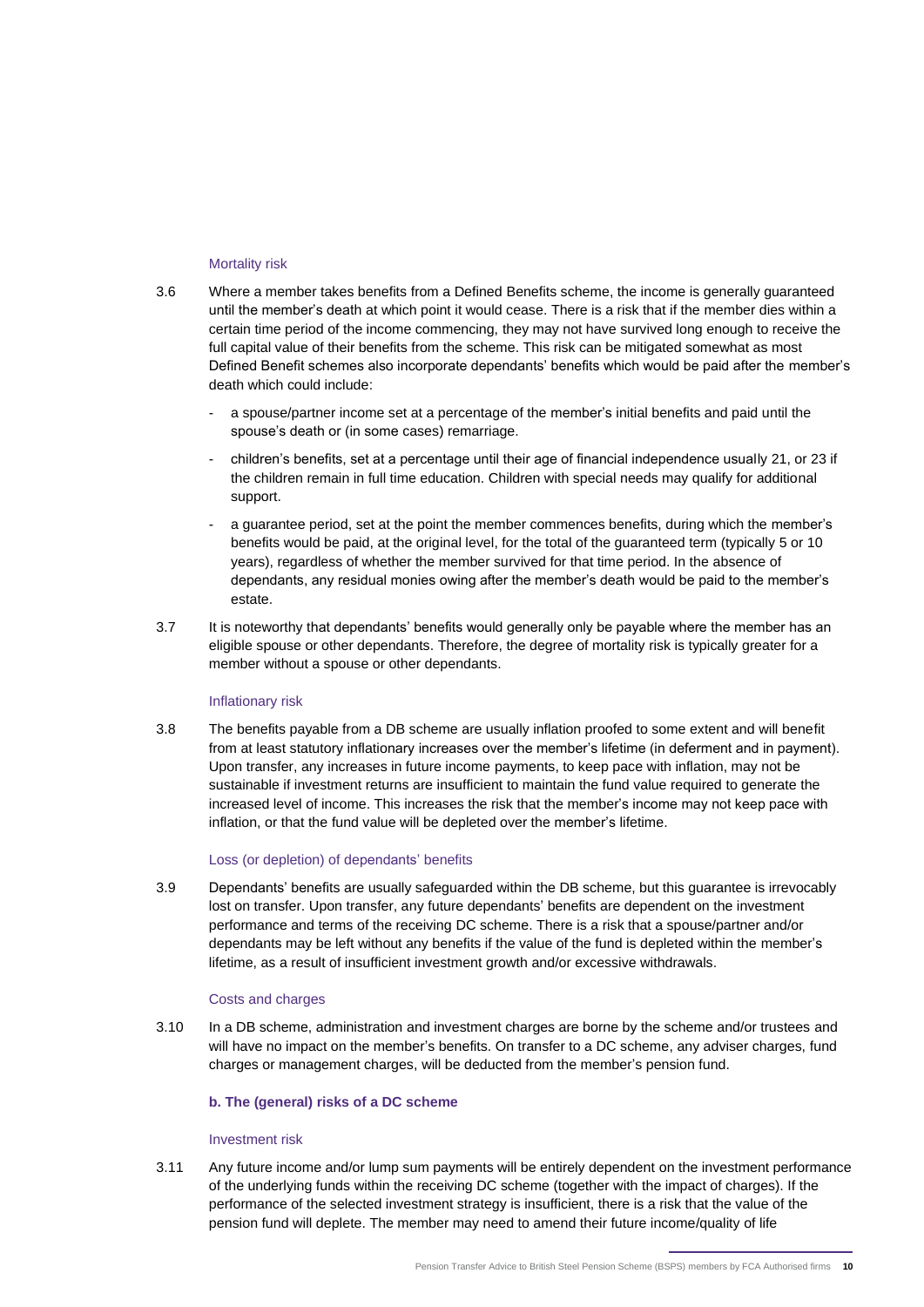#### Mortality risk

3.6 Where a member takes benefits from a Defined Benefits scheme, the income is generally guaranteed until the member's death at which point it would cease. There is a risk that if the member dies within a certain time period of the income commencing, they may not have survived long enough to receive the full capital value of their benefits from the scheme. This risk can be mitigated somewhat as most Defined Benefit schemes also incorporate dependants' benefits which would be paid after the member's death which could include:

- a spouse/partner income set at a percentage of the member's initial benefits and paid until the spouse's death or (in some cases) remarriage.
- children's benefits, set at a percentage until their age of financial independence usually 21, or 23 if the children remain in full time education. Children with special needs may qualify for additional support.
- a guarantee period, set at the point the member commences benefits, during which the member's benefits would be paid, at the original level, for the total of the guaranteed term (typically 5 or 10 years), regardless of whether the member survived for that time period. In the absence of dependants, any residual monies owing after the member's death would be paid to the member's estate.

3.7 It is noteworthy that dependants' benefits would generally only be payable where the member has an eligible spouse or other dependants. Therefore, the degree of mortality risk is typically greater for a member without a spouse or other dependants.

#### Inflationary risk

3.8 The benefits payable from a DB scheme are usually inflation proofed to some extent and will benefit from at least statutory inflationary increases over the member's lifetime (in deferment and in payment). Upon transfer, any increases in future income payments, to keep pace with inflation, may not be sustainable if investment returns are insufficient to maintain the fund value required to generate the increased level of income. This increases the risk that the member's income may not keep pace with inflation, or that the fund value will be depleted over the member's lifetime.

#### Loss (or depletion) of dependants' benefits

3.9 Dependants' benefits are usually safeguarded within the DB scheme, but this guarantee is irrevocably lost on transfer. Upon transfer, any future dependants' benefits are dependent on the investment performance and terms of the receiving DC scheme. There is a risk that a spouse/partner and/or dependants may be left without any benefits if the value of the fund is depleted within the member's lifetime, as a result of insufficient investment growth and/or excessive withdrawals.

#### Costs and charges

3.10 In a DB scheme, administration and investment charges are borne by the scheme and/or trustees and will have no impact on the member's benefits. On transfer to a DC scheme, any adviser charges, fund charges or management charges, will be deducted from the member's pension fund.

### b. The (general) risks of a DC scheme

#### Investment risk

3.11 Any future income and/or lump sum payments will be entirely dependent on the investment performance of the underlying funds within the receiving DC scheme (together with the impact of charges). If the performance of the selected investment strategy is insufficient, there is a risk that the value of the pension fund will deplete. The member may need to amend their future income/quality of life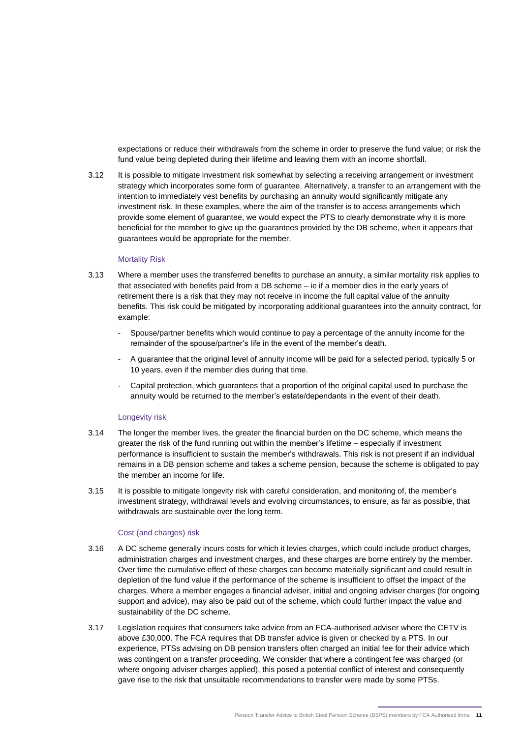expectations or reduce their withdrawals from the scheme in order to preserve the fund value; or risk the fund value being depleted during their lifetime and leaving them with an income shortfall.

3.12 It is possible to mitigate investment risk somewhat by selecting a receiving arrangement or investment strategy which incorporates some form of guarantee. Alternatively, a transfer to an arrangement with the intention to immediately vest benefits by purchasing an annuity would significantly mitigate any investment risk. In these examples, where the aim of the transfer is to access arrangements which provide some element of guarantee, we would expect the PTS to clearly demonstrate why it is more beneficial for the member to give up the guarantees provided by the DB scheme, when it appears that guarantees would be appropriate for the member.

#### Mortality Risk

3.13 Where a member uses the transferred benefits to purchase an annuity, a similar mortality risk applies to that associated with benefits paid from a DB scheme – ie if a member dies in the early years of retirement there is a risk that they may not receive in income the full capital value of the annuity benefits. This risk could be mitigated by incorporating additional guarantees into the annuity contract, for example:

- Spouse/partner benefits which would continue to pay a percentage of the annuity income for the remainder of the spouse/partner's life in the event of the member's death.
- A guarantee that the original level of annuity income will be paid for a selected period, typically 5 or 10 years, even if the member dies during that time.
- Capital protection, which guarantees that a proportion of the original capital used to purchase the annuity would be returned to the member's estate/dependants in the event of their death.

#### Longevity risk

3.14 The longer the member lives, the greater the financial burden on the DC scheme, which means the greater the risk of the fund running out within the member's lifetime – especially if investment performance is insufficient to sustain the member's withdrawals. This risk is not present if an individual remains in a DB pension scheme and takes a scheme pension, because the scheme is obligated to pay the member an income for life.

3.15 It is possible to mitigate longevity risk with careful consideration, and monitoring of, the member's investment strategy, withdrawal levels and evolving circumstances, to ensure, as far as possible, that withdrawals are sustainable over the long term.

#### Cost (and charges) risk

3.16 A DC scheme generally incurs costs for which it levies charges, which could include product charges, administration charges and investment charges, and these charges are borne entirely by the member. Over time the cumulative effect of these charges can become materially significant and could result in depletion of the fund value if the performance of the scheme is insufficient to offset the impact of the charges. Where a member engages a financial adviser, initial and ongoing adviser charges (for ongoing support and advice), may also be paid out of the scheme, which could further impact the value and sustainability of the DC scheme.

3.17 Legislation requires that consumers take advice from an FCA-authorised adviser where the CETV is above £30,000. The FCA requires that DB transfer advice is given or checked by a PTS. In our experience, PTSs advising on DB pension transfers often charged an initial fee for their advice which was contingent on a transfer proceeding. We consider that where a contingent fee was charged (or where ongoing adviser charges applied), this posed a potential conflict of interest and consequently gave rise to the risk that unsuitable recommendations to transfer were made by some PTSs.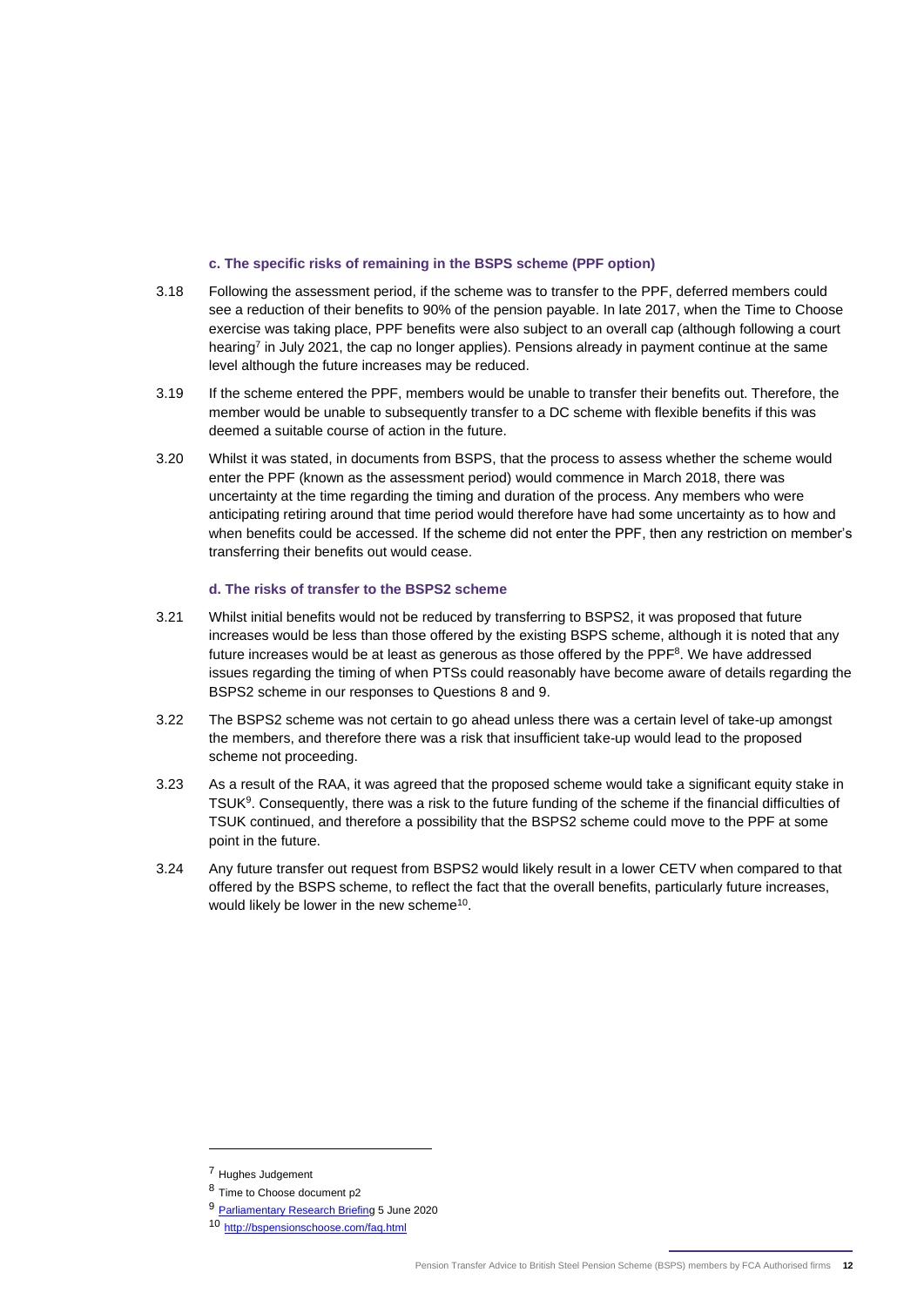### c. The specific risks of remaining in the BSPS scheme (PPF option)

3.18 Following the assessment period, if the scheme was to transfer to the PPF, deferred members could see a reduction of their benefits to 90% of the pension payable. In late 2017, when the Time to Choose exercise was taking place, PPF benefits were also subject to an overall cap (although following a court hearing[7] in July 2021, the cap no longer applies). Pensions already in payment continue at the same level although the future increases may be reduced.

3.19 If the scheme entered the PPF, members would be unable to transfer their benefits out. Therefore, the member would be unable to subsequently transfer to a DC scheme with flexible benefits if this was deemed a suitable course of action in the future.

3.20 Whilst it was stated, in documents from BSPS, that the process to assess whether the scheme would enter the PPF (known as the assessment period) would commence in March 2018, there was uncertainty at the time regarding the timing and duration of the process. Any members who were anticipating retiring around that time period would therefore have had some uncertainty as to how and when benefits could be accessed. If the scheme did not enter the PPF, then any restriction on member's transferring their benefits out would cease.

### d. The risks of transfer to the BSPS2 scheme

3.21 Whilst initial benefits would not be reduced by transferring to BSPS2, it was proposed that future increases would be less than those offered by the existing BSPS scheme, although it is noted that any future increases would be at least as generous as those offered by the PPF[8]. We have addressed issues regarding the timing of when PTSs could reasonably have become aware of details regarding the BSPS2 scheme in our responses to Questions 8 and 9.

3.22 The BSPS2 scheme was not certain to go ahead unless there was a certain level of take-up amongst the members, and therefore there was a risk that insufficient take-up would lead to the proposed scheme not proceeding.

3.23 As a result of the RAA, it was agreed that the proposed scheme would take a significant equity stake in TSUK[9]. Consequently, there was a risk to the future funding of the scheme if the financial difficulties of TSUK continued, and therefore a possibility that the BSPS2 scheme could move to the PPF at some point in the future.

3.24 Any future transfer out request from BSPS2 would likely result in a lower CETV when compared to that offered by the BSPS scheme, to reflect the fact that the overall benefits, particularly future increases, would likely be lower in the new scheme[10].

---

[7] Hughes Judgement

[8] Time to Choose document p2

[9] Parliamentary Research Briefing 5 June 2020

[10] http://bspensionschoose.com/faq.html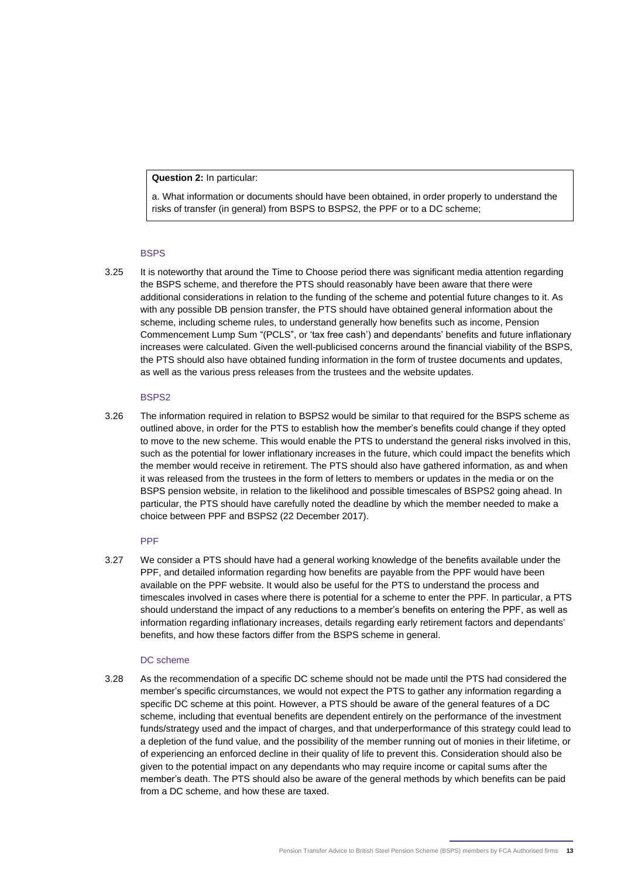**Question 2:** In particular:

a. What information or documents should have been obtained, in order properly to understand the risks of transfer (in general) from BSPS to BSPS2, the PPF or to a DC scheme;

### BSPS

3.25 It is noteworthy that around the Time to Choose period there was significant media attention regarding the BSPS scheme, and therefore the PTS should reasonably have been aware that there were additional considerations in relation to the funding of the scheme and potential future changes to it. As with any possible DB pension transfer, the PTS should have obtained general information about the scheme, including scheme rules, to understand generally how benefits such as income, Pension Commencement Lump Sum "(PCLS", or 'tax free cash') and dependants' benefits and future inflationary increases were calculated. Given the well-publicised concerns around the financial viability of the BSPS, the PTS should also have obtained funding information in the form of trustee documents and updates, as well as the various press releases from the trustees and the website updates.

### BSPS2

3.26 The information required in relation to BSPS2 would be similar to that required for the BSPS scheme as outlined above, in order for the PTS to establish how the member's benefits could change if they opted to move to the new scheme. This would enable the PTS to understand the general risks involved in this, such as the potential for lower inflationary increases in the future, which could impact the benefits which the member would receive in retirement. The PTS should also have gathered information, as and when it was released from the trustees in the form of letters to members or updates in the media or on the BSPS pension website, in relation to the likelihood and possible timescales of BSPS2 going ahead. In particular, the PTS should have carefully noted the deadline by which the member needed to make a choice between PPF and BSPS2 (22 December 2017).

### PPF

3.27 We consider a PTS should have had a general working knowledge of the benefits available under the PPF, and detailed information regarding how benefits are payable from the PPF would have been available on the PPF website. It would also be useful for the PTS to understand the process and timescales involved in cases where there is potential for a scheme to enter the PPF. In particular, a PTS should understand the impact of any reductions to a member's benefits on entering the PPF, as well as information regarding inflationary increases, details regarding early retirement factors and dependants' benefits, and how these factors differ from the BSPS scheme in general.

### DC scheme

3.28 As the recommendation of a specific DC scheme should not be made until the PTS had considered the member's specific circumstances, we would not expect the PTS to gather any information regarding a specific DC scheme at this point. However, a PTS should be aware of the general features of a DC scheme, including that eventual benefits are dependent entirely on the performance of the investment funds/strategy used and the impact of charges, and that underperformance of this strategy could lead to a depletion of the fund value, and the possibility of the member running out of monies in their lifetime, or of experiencing an enforced decline in their quality of life to prevent this. Consideration should also be given to the potential impact on any dependants who may require income or capital sums after the member's death. The PTS should also be aware of the general methods by which benefits can be paid from a DC scheme, and how these are taxed.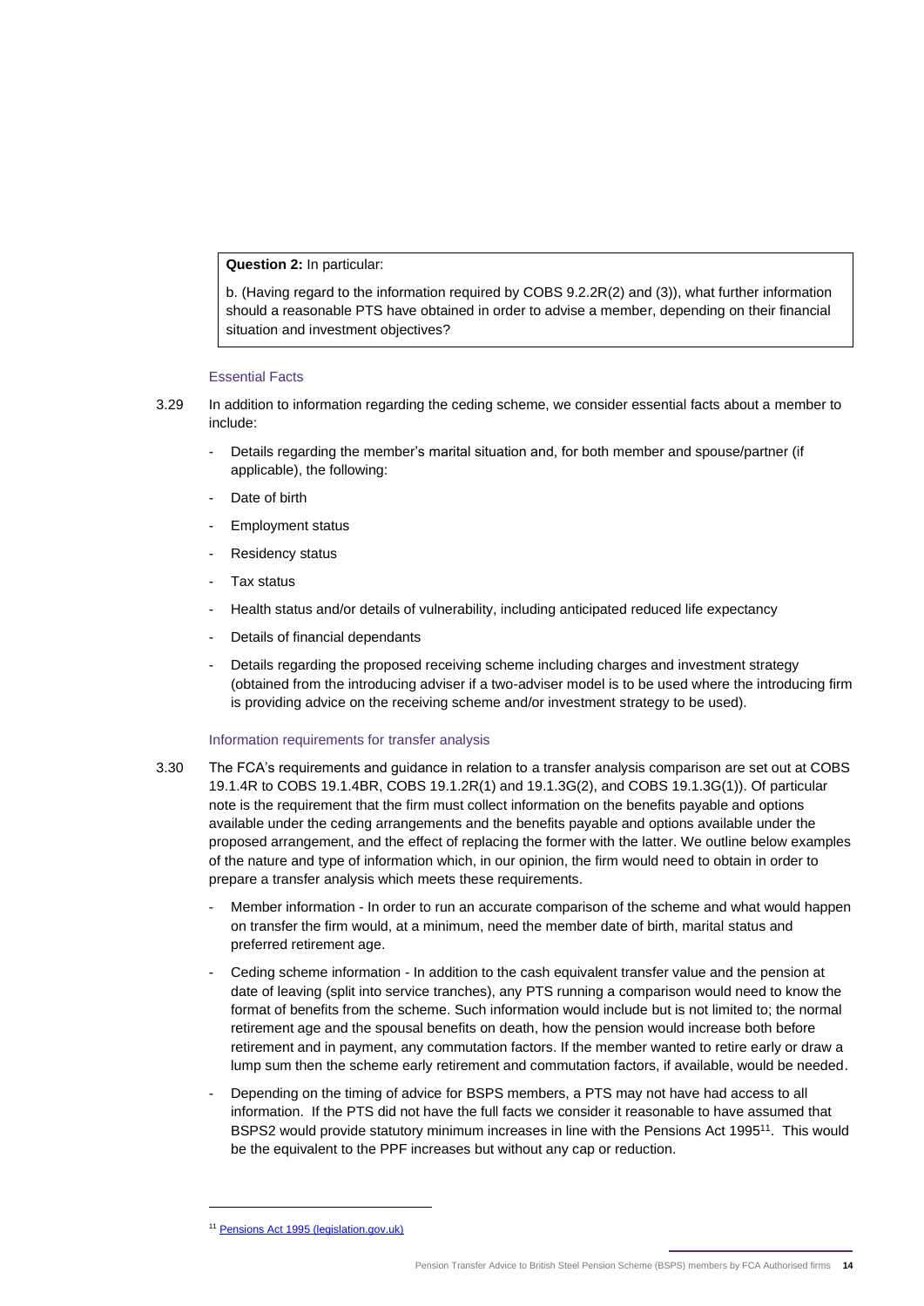> **Question 2:** In particular:
>
> b. (Having regard to the information required by COBS 9.2.2R(2) and (3)), what further information should a reasonable PTS have obtained in order to advise a member, depending on their financial situation and investment objectives?

### Essential Facts

3.29 In addition to information regarding the ceding scheme, we consider essential facts about a member to include:

- Details regarding the member's marital situation and, for both member and spouse/partner (if applicable), the following:
- Date of birth
- Employment status
- Residency status
- Tax status
- Health status and/or details of vulnerability, including anticipated reduced life expectancy
- Details of financial dependants
- Details regarding the proposed receiving scheme including charges and investment strategy (obtained from the introducing adviser if a two-adviser model is to be used where the introducing firm is providing advice on the receiving scheme and/or investment strategy to be used).

### Information requirements for transfer analysis

3.30 The FCA's requirements and guidance in relation to a transfer analysis comparison are set out at COBS 19.1.4R to COBS 19.1.4BR, COBS 19.1.2R(1) and 19.1.3G(2), and COBS 19.1.3G(1)). Of particular note is the requirement that the firm must collect information on the benefits payable and options available under the ceding arrangements and the benefits payable and options available under the proposed arrangement, and the effect of replacing the former with the latter. We outline below examples of the nature and type of information which, in our opinion, the firm would need to obtain in order to prepare a transfer analysis which meets these requirements.

- Member information - In order to run an accurate comparison of the scheme and what would happen on transfer the firm would, at a minimum, need the member date of birth, marital status and preferred retirement age.
- Ceding scheme information - In addition to the cash equivalent transfer value and the pension at date of leaving (split into service tranches), any PTS running a comparison would need to know the format of benefits from the scheme. Such information would include but is not limited to; the normal retirement age and the spousal benefits on death, how the pension would increase both before retirement and in payment, any commutation factors. If the member wanted to retire early or draw a lump sum then the scheme early retirement and commutation factors, if available, would be needed.
- Depending on the timing of advice for BSPS members, a PTS may not have had access to all information. If the PTS did not have the full facts we consider it reasonable to have assumed that BSPS2 would provide statutory minimum increases in line with the Pensions Act 1995[11]. This would be the equivalent to the PPF increases but without any cap or reduction.

---

[11] Pensions Act 1995 (legislation.gov.uk)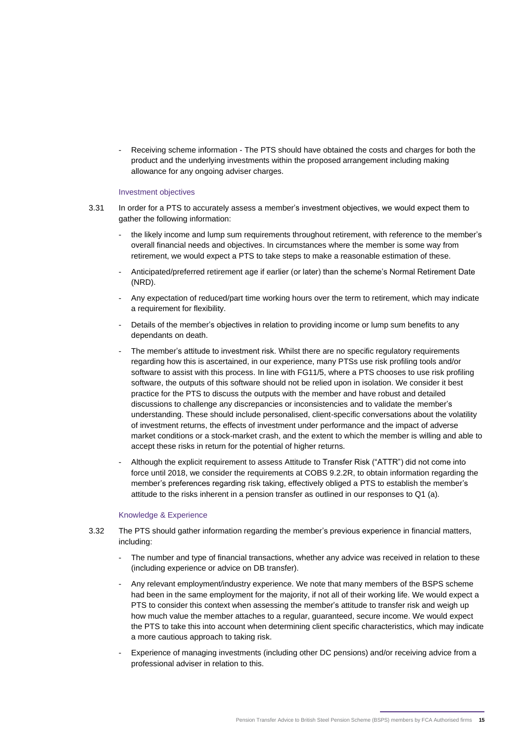- Receiving scheme information - The PTS should have obtained the costs and charges for both the product and the underlying investments within the proposed arrangement including making allowance for any ongoing adviser charges.

### Investment objectives

3.31 In order for a PTS to accurately assess a member's investment objectives, we would expect them to gather the following information:

- the likely income and lump sum requirements throughout retirement, with reference to the member's overall financial needs and objectives. In circumstances where the member is some way from retirement, we would expect a PTS to take steps to make a reasonable estimation of these.
- Anticipated/preferred retirement age if earlier (or later) than the scheme's Normal Retirement Date (NRD).
- Any expectation of reduced/part time working hours over the term to retirement, which may indicate a requirement for flexibility.
- Details of the member's objectives in relation to providing income or lump sum benefits to any dependants on death.
- The member's attitude to investment risk. Whilst there are no specific regulatory requirements regarding how this is ascertained, in our experience, many PTSs use risk profiling tools and/or software to assist with this process. In line with FG11/5, where a PTS chooses to use risk profiling software, the outputs of this software should not be relied upon in isolation. We consider it best practice for the PTS to discuss the outputs with the member and have robust and detailed discussions to challenge any discrepancies or inconsistencies and to validate the member's understanding. These should include personalised, client-specific conversations about the volatility of investment returns, the effects of investment under performance and the impact of adverse market conditions or a stock-market crash, and the extent to which the member is willing and able to accept these risks in return for the potential of higher returns.
- Although the explicit requirement to assess Attitude to Transfer Risk ("ATTR") did not come into force until 2018, we consider the requirements at COBS 9.2.2R, to obtain information regarding the member's preferences regarding risk taking, effectively obliged a PTS to establish the member's attitude to the risks inherent in a pension transfer as outlined in our responses to Q1 (a).

### Knowledge & Experience

3.32 The PTS should gather information regarding the member's previous experience in financial matters, including:

- The number and type of financial transactions, whether any advice was received in relation to these (including experience or advice on DB transfer).
- Any relevant employment/industry experience. We note that many members of the BSPS scheme had been in the same employment for the majority, if not all of their working life. We would expect a PTS to consider this context when assessing the member's attitude to transfer risk and weigh up how much value the member attaches to a regular, guaranteed, secure income. We would expect the PTS to take this into account when determining client specific characteristics, which may indicate a more cautious approach to taking risk.
- Experience of managing investments (including other DC pensions) and/or receiving advice from a professional adviser in relation to this.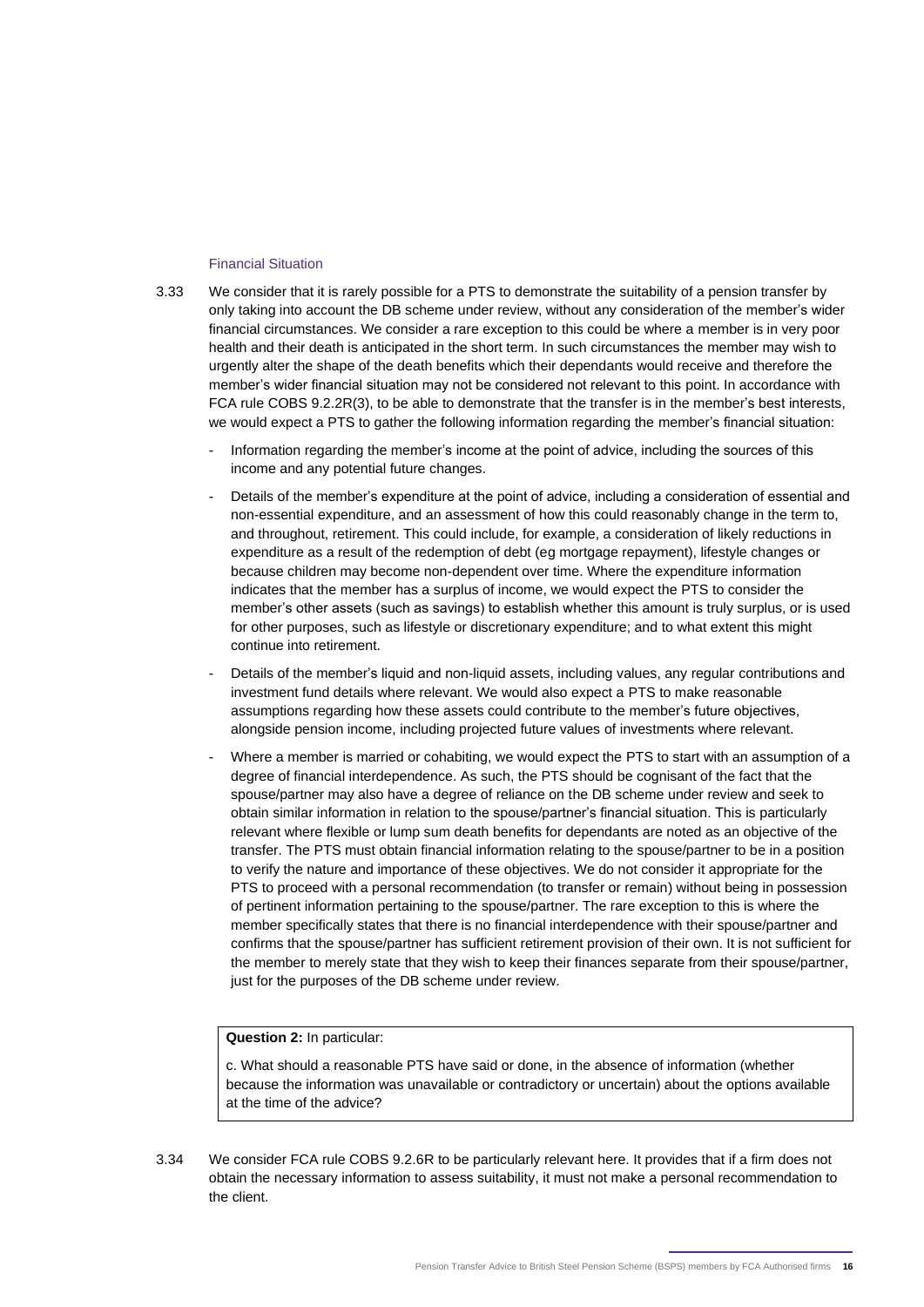### Financial Situation

3.33 We consider that it is rarely possible for a PTS to demonstrate the suitability of a pension transfer by only taking into account the DB scheme under review, without any consideration of the member's wider financial circumstances. We consider a rare exception to this could be where a member is in very poor health and their death is anticipated in the short term. In such circumstances the member may wish to urgently alter the shape of the death benefits which their dependants would receive and therefore the member's wider financial situation may not be considered not relevant to this point. In accordance with FCA rule COBS 9.2.2R(3), to be able to demonstrate that the transfer is in the member's best interests, we would expect a PTS to gather the following information regarding the member's financial situation:

- Information regarding the member's income at the point of advice, including the sources of this income and any potential future changes.
- Details of the member's expenditure at the point of advice, including a consideration of essential and non-essential expenditure, and an assessment of how this could reasonably change in the term to, and throughout, retirement. This could include, for example, a consideration of likely reductions in expenditure as a result of the redemption of debt (eg mortgage repayment), lifestyle changes or because children may become non-dependent over time. Where the expenditure information indicates that the member has a surplus of income, we would expect the PTS to consider the member's other assets (such as savings) to establish whether this amount is truly surplus, or is used for other purposes, such as lifestyle or discretionary expenditure; and to what extent this might continue into retirement.
- Details of the member's liquid and non-liquid assets, including values, any regular contributions and investment fund details where relevant. We would also expect a PTS to make reasonable assumptions regarding how these assets could contribute to the member's future objectives, alongside pension income, including projected future values of investments where relevant.
- Where a member is married or cohabiting, we would expect the PTS to start with an assumption of a degree of financial interdependence. As such, the PTS should be cognisant of the fact that the spouse/partner may also have a degree of reliance on the DB scheme under review and seek to obtain similar information in relation to the spouse/partner's financial situation. This is particularly relevant where flexible or lump sum death benefits for dependants are noted as an objective of the transfer. The PTS must obtain financial information relating to the spouse/partner to be in a position to verify the nature and importance of these objectives. We do not consider it appropriate for the PTS to proceed with a personal recommendation (to transfer or remain) without being in possession of pertinent information pertaining to the spouse/partner. The rare exception to this is where the member specifically states that there is no financial interdependence with their spouse/partner and confirms that the spouse/partner has sufficient retirement provision of their own. It is not sufficient for the member to merely state that they wish to keep their finances separate from their spouse/partner, just for the purposes of the DB scheme under review.

> **Question 2:** In particular:
>
> c. What should a reasonable PTS have said or done, in the absence of information (whether because the information was unavailable or contradictory or uncertain) about the options available at the time of the advice?

3.34 We consider FCA rule COBS 9.2.6R to be particularly relevant here. It provides that if a firm does not obtain the necessary information to assess suitability, it must not make a personal recommendation to the client.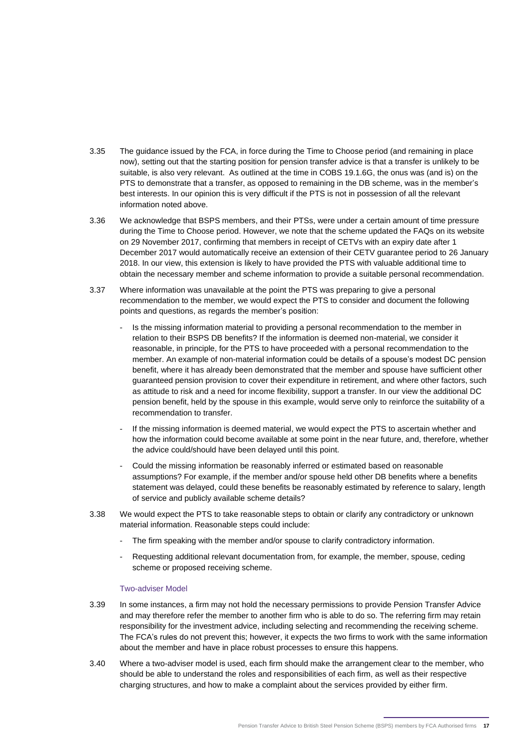3.35 The guidance issued by the FCA, in force during the Time to Choose period (and remaining in place now), setting out that the starting position for pension transfer advice is that a transfer is unlikely to be suitable, is also very relevant. As outlined at the time in COBS 19.1.6G, the onus was (and is) on the PTS to demonstrate that a transfer, as opposed to remaining in the DB scheme, was in the member's best interests. In our opinion this is very difficult if the PTS is not in possession of all the relevant information noted above.

3.36 We acknowledge that BSPS members, and their PTSs, were under a certain amount of time pressure during the Time to Choose period. However, we note that the scheme updated the FAQs on its website on 29 November 2017, confirming that members in receipt of CETVs with an expiry date after 1 December 2017 would automatically receive an extension of their CETV guarantee period to 26 January 2018. In our view, this extension is likely to have provided the PTS with valuable additional time to obtain the necessary member and scheme information to provide a suitable personal recommendation.

3.37 Where information was unavailable at the point the PTS was preparing to give a personal recommendation to the member, we would expect the PTS to consider and document the following points and questions, as regards the member's position:

- Is the missing information material to providing a personal recommendation to the member in relation to their BSPS DB benefits? If the information is deemed non-material, we consider it reasonable, in principle, for the PTS to have proceeded with a personal recommendation to the member. An example of non-material information could be details of a spouse's modest DC pension benefit, where it has already been demonstrated that the member and spouse have sufficient other guaranteed pension provision to cover their expenditure in retirement, and where other factors, such as attitude to risk and a need for income flexibility, support a transfer. In our view the additional DC pension benefit, held by the spouse in this example, would serve only to reinforce the suitability of a recommendation to transfer.
- If the missing information is deemed material, we would expect the PTS to ascertain whether and how the information could become available at some point in the near future, and, therefore, whether the advice could/should have been delayed until this point.
- Could the missing information be reasonably inferred or estimated based on reasonable assumptions? For example, if the member and/or spouse held other DB benefits where a benefits statement was delayed, could these benefits be reasonably estimated by reference to salary, length of service and publicly available scheme details?

3.38 We would expect the PTS to take reasonable steps to obtain or clarify any contradictory or unknown material information. Reasonable steps could include:

- The firm speaking with the member and/or spouse to clarify contradictory information.
- Requesting additional relevant documentation from, for example, the member, spouse, ceding scheme or proposed receiving scheme.

### Two-adviser Model

3.39 In some instances, a firm may not hold the necessary permissions to provide Pension Transfer Advice and may therefore refer the member to another firm who is able to do so. The referring firm may retain responsibility for the investment advice, including selecting and recommending the receiving scheme. The FCA's rules do not prevent this; however, it expects the two firms to work with the same information about the member and have in place robust processes to ensure this happens.

3.40 Where a two-adviser model is used, each firm should make the arrangement clear to the member, who should be able to understand the roles and responsibilities of each firm, as well as their respective charging structures, and how to make a complaint about the services provided by either firm.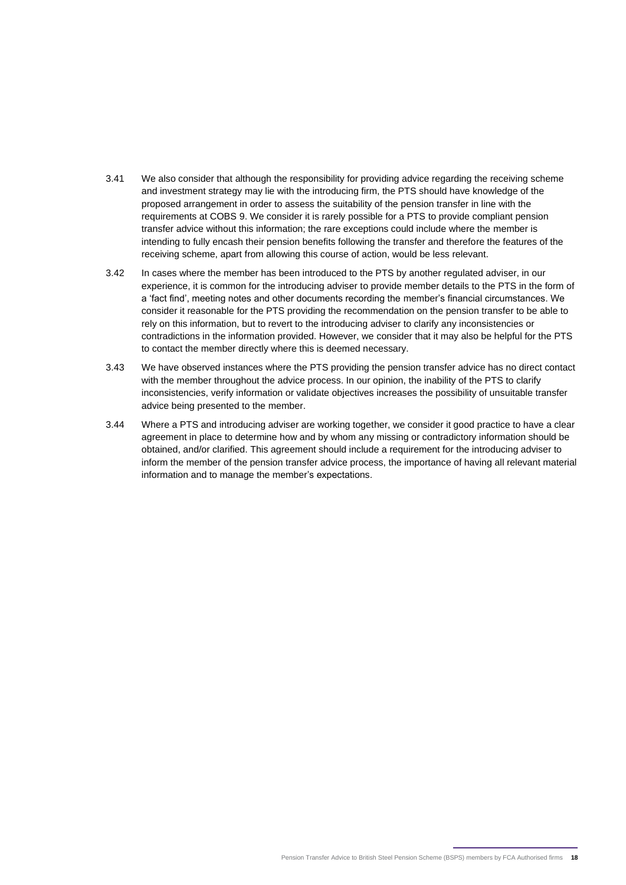3.41 We also consider that although the responsibility for providing advice regarding the receiving scheme and investment strategy may lie with the introducing firm, the PTS should have knowledge of the proposed arrangement in order to assess the suitability of the pension transfer in line with the requirements at COBS 9. We consider it is rarely possible for a PTS to provide compliant pension transfer advice without this information; the rare exceptions could include where the member is intending to fully encash their pension benefits following the transfer and therefore the features of the receiving scheme, apart from allowing this course of action, would be less relevant.

3.42 In cases where the member has been introduced to the PTS by another regulated adviser, in our experience, it is common for the introducing adviser to provide member details to the PTS in the form of a 'fact find', meeting notes and other documents recording the member's financial circumstances. We consider it reasonable for the PTS providing the recommendation on the pension transfer to be able to rely on this information, but to revert to the introducing adviser to clarify any inconsistencies or contradictions in the information provided. However, we consider that it may also be helpful for the PTS to contact the member directly where this is deemed necessary.

3.43 We have observed instances where the PTS providing the pension transfer advice has no direct contact with the member throughout the advice process. In our opinion, the inability of the PTS to clarify inconsistencies, verify information or validate objectives increases the possibility of unsuitable transfer advice being presented to the member.

3.44 Where a PTS and introducing adviser are working together, we consider it good practice to have a clear agreement in place to determine how and by whom any missing or contradictory information should be obtained, and/or clarified. This agreement should include a requirement for the introducing adviser to inform the member of the pension transfer advice process, the importance of having all relevant material information and to manage the member's expectations.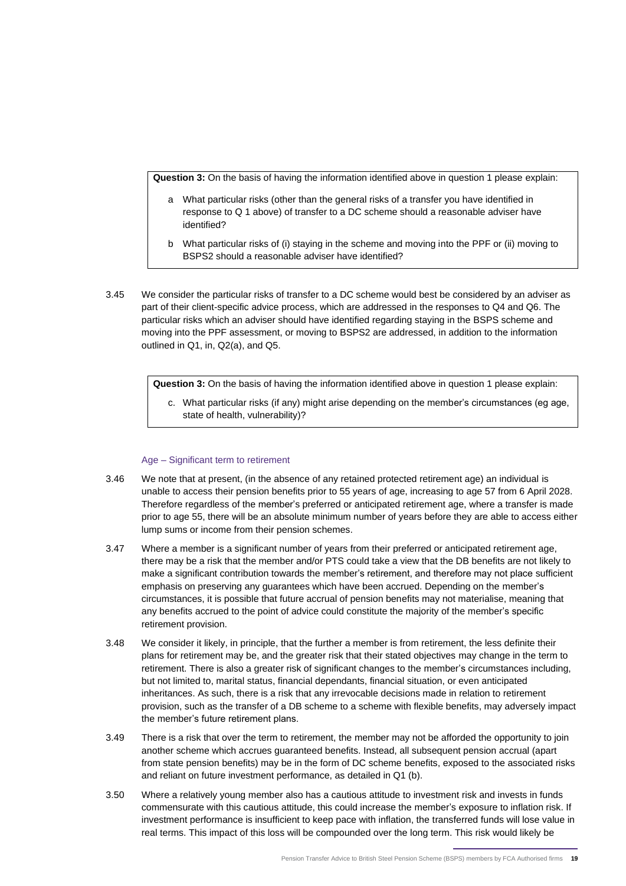> **Question 3:** On the basis of having the information identified above in question 1 please explain:
>
> a What particular risks (other than the general risks of a transfer you have identified in response to Q 1 above) of transfer to a DC scheme should a reasonable adviser have identified?
>
> b What particular risks of (i) staying in the scheme and moving into the PPF or (ii) moving to BSPS2 should a reasonable adviser have identified?

3.45 We consider the particular risks of transfer to a DC scheme would best be considered by an adviser as part of their client-specific advice process, which are addressed in the responses to Q4 and Q6. The particular risks which an adviser should have identified regarding staying in the BSPS scheme and moving into the PPF assessment, or moving to BSPS2 are addressed, in addition to the information outlined in Q1, in, Q2(a), and Q5.

> **Question 3:** On the basis of having the information identified above in question 1 please explain:
>
> c. What particular risks (if any) might arise depending on the member's circumstances (eg age, state of health, vulnerability)?

### Age – Significant term to retirement

3.46 We note that at present, (in the absence of any retained protected retirement age) an individual is unable to access their pension benefits prior to 55 years of age, increasing to age 57 from 6 April 2028. Therefore regardless of the member's preferred or anticipated retirement age, where a transfer is made prior to age 55, there will be an absolute minimum number of years before they are able to access either lump sums or income from their pension schemes.

3.47 Where a member is a significant number of years from their preferred or anticipated retirement age, there may be a risk that the member and/or PTS could take a view that the DB benefits are not likely to make a significant contribution towards the member's retirement, and therefore may not place sufficient emphasis on preserving any guarantees which have been accrued. Depending on the member's circumstances, it is possible that future accrual of pension benefits may not materialise, meaning that any benefits accrued to the point of advice could constitute the majority of the member's specific retirement provision.

3.48 We consider it likely, in principle, that the further a member is from retirement, the less definite their plans for retirement may be, and the greater risk that their stated objectives may change in the term to retirement. There is also a greater risk of significant changes to the member's circumstances including, but not limited to, marital status, financial dependants, financial situation, or even anticipated inheritances. As such, there is a risk that any irrevocable decisions made in relation to retirement provision, such as the transfer of a DB scheme to a scheme with flexible benefits, may adversely impact the member's future retirement plans.

3.49 There is a risk that over the term to retirement, the member may not be afforded the opportunity to join another scheme which accrues guaranteed benefits. Instead, all subsequent pension accrual (apart from state pension benefits) may be in the form of DC scheme benefits, exposed to the associated risks and reliant on future investment performance, as detailed in Q1 (b).

3.50 Where a relatively young member also has a cautious attitude to investment risk and invests in funds commensurate with this cautious attitude, this could increase the member's exposure to inflation risk. If investment performance is insufficient to keep pace with inflation, the transferred funds will lose value in real terms. This impact of this loss will be compounded over the long term. This risk would likely be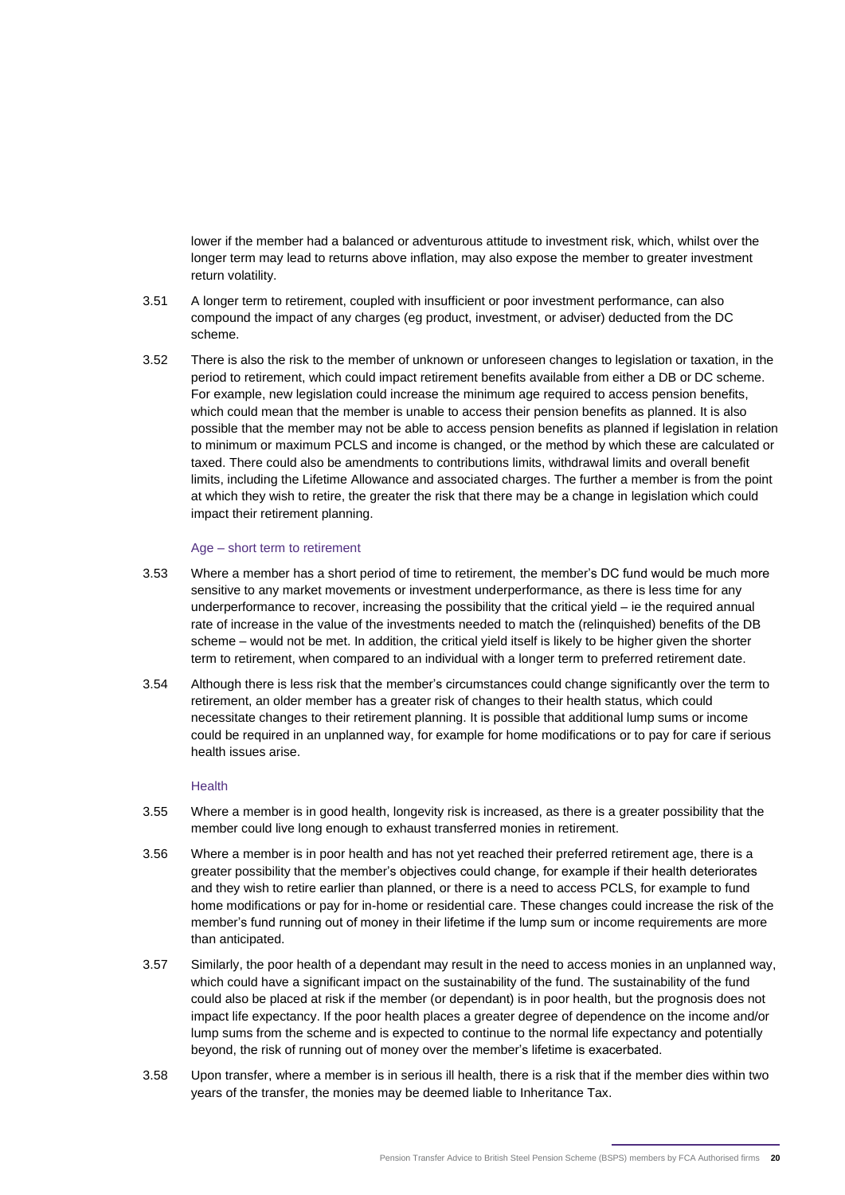lower if the member had a balanced or adventurous attitude to investment risk, which, whilst over the longer term may lead to returns above inflation, may also expose the member to greater investment return volatility.

3.51 A longer term to retirement, coupled with insufficient or poor investment performance, can also compound the impact of any charges (eg product, investment, or adviser) deducted from the DC scheme.

3.52 There is also the risk to the member of unknown or unforeseen changes to legislation or taxation, in the period to retirement, which could impact retirement benefits available from either a DB or DC scheme. For example, new legislation could increase the minimum age required to access pension benefits, which could mean that the member is unable to access their pension benefits as planned. It is also possible that the member may not be able to access pension benefits as planned if legislation in relation to minimum or maximum PCLS and income is changed, or the method by which these are calculated or taxed. There could also be amendments to contributions limits, withdrawal limits and overall benefit limits, including the Lifetime Allowance and associated charges. The further a member is from the point at which they wish to retire, the greater the risk that there may be a change in legislation which could impact their retirement planning.

### Age – short term to retirement

3.53 Where a member has a short period of time to retirement, the member's DC fund would be much more sensitive to any market movements or investment underperformance, as there is less time for any underperformance to recover, increasing the possibility that the critical yield – ie the required annual rate of increase in the value of the investments needed to match the (relinquished) benefits of the DB scheme – would not be met. In addition, the critical yield itself is likely to be higher given the shorter term to retirement, when compared to an individual with a longer term to preferred retirement date.

3.54 Although there is less risk that the member's circumstances could change significantly over the term to retirement, an older member has a greater risk of changes to their health status, which could necessitate changes to their retirement planning. It is possible that additional lump sums or income could be required in an unplanned way, for example for home modifications or to pay for care if serious health issues arise.

### Health

3.55 Where a member is in good health, longevity risk is increased, as there is a greater possibility that the member could live long enough to exhaust transferred monies in retirement.

3.56 Where a member is in poor health and has not yet reached their preferred retirement age, there is a greater possibility that the member's objectives could change, for example if their health deteriorates and they wish to retire earlier than planned, or there is a need to access PCLS, for example to fund home modifications or pay for in-home or residential care. These changes could increase the risk of the member's fund running out of money in their lifetime if the lump sum or income requirements are more than anticipated.

3.57 Similarly, the poor health of a dependant may result in the need to access monies in an unplanned way, which could have a significant impact on the sustainability of the fund. The sustainability of the fund could also be placed at risk if the member (or dependant) is in poor health, but the prognosis does not impact life expectancy. If the poor health places a greater degree of dependence on the income and/or lump sums from the scheme and is expected to continue to the normal life expectancy and potentially beyond, the risk of running out of money over the member's lifetime is exacerbated.

3.58 Upon transfer, where a member is in serious ill health, there is a risk that if the member dies within two years of the transfer, the monies may be deemed liable to Inheritance Tax.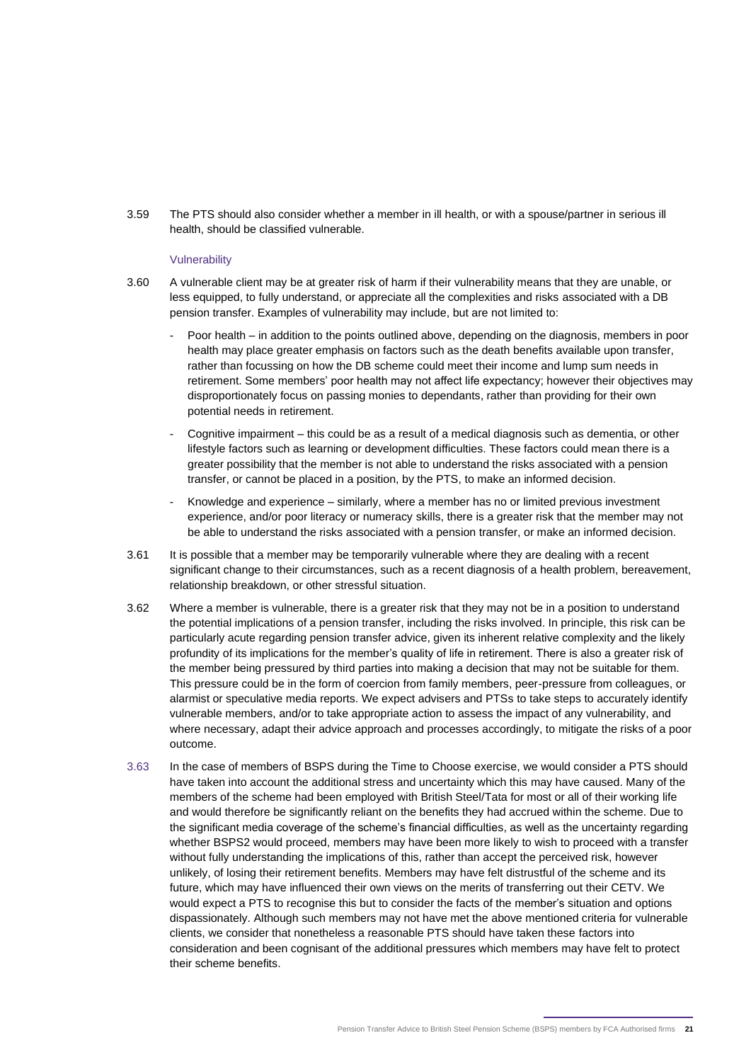3.59 The PTS should also consider whether a member in ill health, or with a spouse/partner in serious ill health, should be classified vulnerable.

### Vulnerability

3.60 A vulnerable client may be at greater risk of harm if their vulnerability means that they are unable, or less equipped, to fully understand, or appreciate all the complexities and risks associated with a DB pension transfer. Examples of vulnerability may include, but are not limited to:

- Poor health – in addition to the points outlined above, depending on the diagnosis, members in poor health may place greater emphasis on factors such as the death benefits available upon transfer, rather than focussing on how the DB scheme could meet their income and lump sum needs in retirement. Some members' poor health may not affect life expectancy; however their objectives may disproportionately focus on passing monies to dependants, rather than providing for their own potential needs in retirement.
- Cognitive impairment – this could be as a result of a medical diagnosis such as dementia, or other lifestyle factors such as learning or development difficulties. These factors could mean there is a greater possibility that the member is not able to understand the risks associated with a pension transfer, or cannot be placed in a position, by the PTS, to make an informed decision.
- Knowledge and experience – similarly, where a member has no or limited previous investment experience, and/or poor literacy or numeracy skills, there is a greater risk that the member may not be able to understand the risks associated with a pension transfer, or make an informed decision.

3.61 It is possible that a member may be temporarily vulnerable where they are dealing with a recent significant change to their circumstances, such as a recent diagnosis of a health problem, bereavement, relationship breakdown, or other stressful situation.

3.62 Where a member is vulnerable, there is a greater risk that they may not be in a position to understand the potential implications of a pension transfer, including the risks involved. In principle, this risk can be particularly acute regarding pension transfer advice, given its inherent relative complexity and the likely profundity of its implications for the member's quality of life in retirement. There is also a greater risk of the member being pressured by third parties into making a decision that may not be suitable for them. This pressure could be in the form of coercion from family members, peer-pressure from colleagues, or alarmist or speculative media reports. We expect advisers and PTSs to take steps to accurately identify vulnerable members, and/or to take appropriate action to assess the impact of any vulnerability, and where necessary, adapt their advice approach and processes accordingly, to mitigate the risks of a poor outcome.

3.63 In the case of members of BSPS during the Time to Choose exercise, we would consider a PTS should have taken into account the additional stress and uncertainty which this may have caused. Many of the members of the scheme had been employed with British Steel/Tata for most or all of their working life and would therefore be significantly reliant on the benefits they had accrued within the scheme. Due to the significant media coverage of the scheme's financial difficulties, as well as the uncertainty regarding whether BSPS2 would proceed, members may have been more likely to wish to proceed with a transfer without fully understanding the implications of this, rather than accept the perceived risk, however unlikely, of losing their retirement benefits. Members may have felt distrustful of the scheme and its future, which may have influenced their own views on the merits of transferring out their CETV. We would expect a PTS to recognise this but to consider the facts of the member's situation and options dispassionately. Although such members may not have met the above mentioned criteria for vulnerable clients, we consider that nonetheless a reasonable PTS should have taken these factors into consideration and been cognisant of the additional pressures which members may have felt to protect their scheme benefits.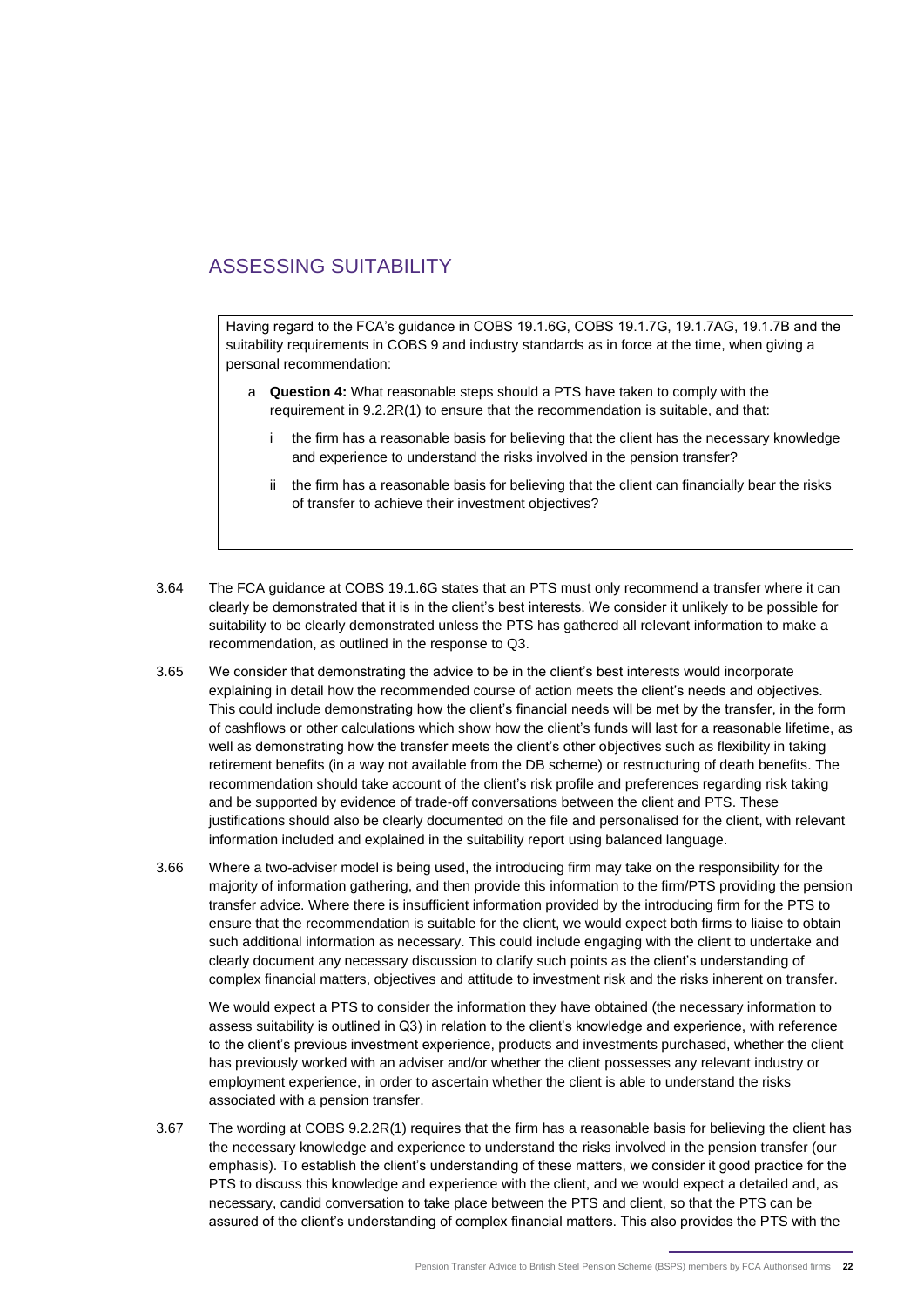## ASSESSING SUITABILITY

Having regard to the FCA's guidance in COBS 19.1.6G, COBS 19.1.7G, 19.1.7AG, 19.1.7B and the suitability requirements in COBS 9 and industry standards as in force at the time, when giving a personal recommendation:

a **Question 4:** What reasonable steps should a PTS have taken to comply with the requirement in 9.2.2R(1) to ensure that the recommendation is suitable, and that:

   i the firm has a reasonable basis for believing that the client has the necessary knowledge and experience to understand the risks involved in the pension transfer?

   ii the firm has a reasonable basis for believing that the client can financially bear the risks of transfer to achieve their investment objectives?

3.64 The FCA guidance at COBS 19.1.6G states that an PTS must only recommend a transfer where it can clearly be demonstrated that it is in the client's best interests. We consider it unlikely to be possible for suitability to be clearly demonstrated unless the PTS has gathered all relevant information to make a recommendation, as outlined in the response to Q3.

3.65 We consider that demonstrating the advice to be in the client's best interests would incorporate explaining in detail how the recommended course of action meets the client's needs and objectives. This could include demonstrating how the client's financial needs will be met by the transfer, in the form of cashflows or other calculations which show how the client's funds will last for a reasonable lifetime, as well as demonstrating how the transfer meets the client's other objectives such as flexibility in taking retirement benefits (in a way not available from the DB scheme) or restructuring of death benefits. The recommendation should take account of the client's risk profile and preferences regarding risk taking and be supported by evidence of trade-off conversations between the client and PTS. These justifications should also be clearly documented on the file and personalised for the client, with relevant information included and explained in the suitability report using balanced language.

3.66 Where a two-adviser model is being used, the introducing firm may take on the responsibility for the majority of information gathering, and then provide this information to the firm/PTS providing the pension transfer advice. Where there is insufficient information provided by the introducing firm for the PTS to ensure that the recommendation is suitable for the client, we would expect both firms to liaise to obtain such additional information as necessary. This could include engaging with the client to undertake and clearly document any necessary discussion to clarify such points as the client's understanding of complex financial matters, objectives and attitude to investment risk and the risks inherent on transfer.

We would expect a PTS to consider the information they have obtained (the necessary information to assess suitability is outlined in Q3) in relation to the client's knowledge and experience, with reference to the client's previous investment experience, products and investments purchased, whether the client has previously worked with an adviser and/or whether the client possesses any relevant industry or employment experience, in order to ascertain whether the client is able to understand the risks associated with a pension transfer.

3.67 The wording at COBS 9.2.2R(1) requires that the firm has a reasonable basis for believing the client has the necessary knowledge and experience to understand the risks involved in the pension transfer (our emphasis). To establish the client's understanding of these matters, we consider it good practice for the PTS to discuss this knowledge and experience with the client, and we would expect a detailed and, as necessary, candid conversation to take place between the PTS and client, so that the PTS can be assured of the client's understanding of complex financial matters. This also provides the PTS with the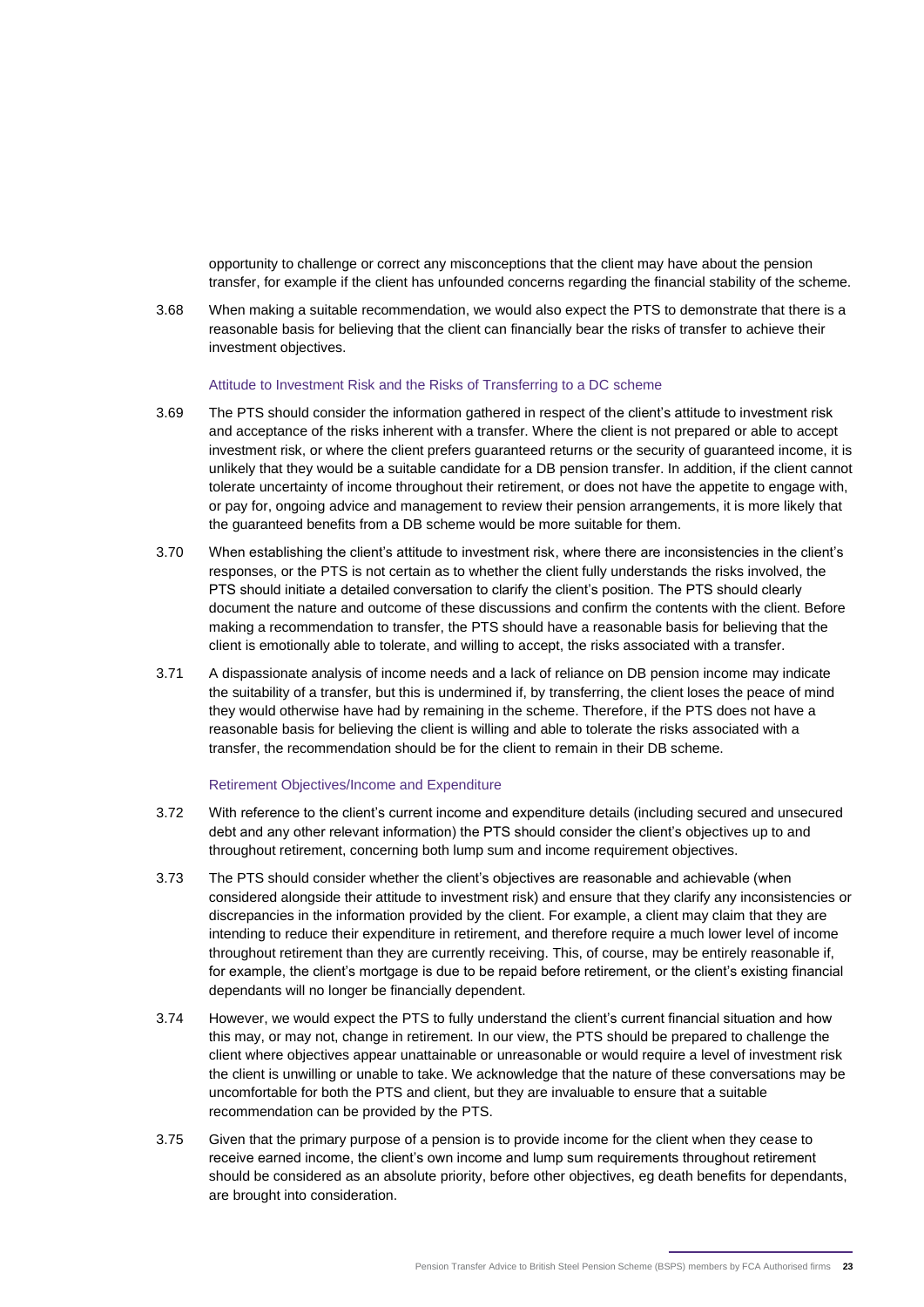opportunity to challenge or correct any misconceptions that the client may have about the pension transfer, for example if the client has unfounded concerns regarding the financial stability of the scheme.

3.68 When making a suitable recommendation, we would also expect the PTS to demonstrate that there is a reasonable basis for believing that the client can financially bear the risks of transfer to achieve their investment objectives.

### Attitude to Investment Risk and the Risks of Transferring to a DC scheme

3.69 The PTS should consider the information gathered in respect of the client's attitude to investment risk and acceptance of the risks inherent with a transfer. Where the client is not prepared or able to accept investment risk, or where the client prefers guaranteed returns or the security of guaranteed income, it is unlikely that they would be a suitable candidate for a DB pension transfer. In addition, if the client cannot tolerate uncertainty of income throughout their retirement, or does not have the appetite to engage with, or pay for, ongoing advice and management to review their pension arrangements, it is more likely that the guaranteed benefits from a DB scheme would be more suitable for them.

3.70 When establishing the client's attitude to investment risk, where there are inconsistencies in the client's responses, or the PTS is not certain as to whether the client fully understands the risks involved, the PTS should initiate a detailed conversation to clarify the client's position. The PTS should clearly document the nature and outcome of these discussions and confirm the contents with the client. Before making a recommendation to transfer, the PTS should have a reasonable basis for believing that the client is emotionally able to tolerate, and willing to accept, the risks associated with a transfer.

3.71 A dispassionate analysis of income needs and a lack of reliance on DB pension income may indicate the suitability of a transfer, but this is undermined if, by transferring, the client loses the peace of mind they would otherwise have had by remaining in the scheme. Therefore, if the PTS does not have a reasonable basis for believing the client is willing and able to tolerate the risks associated with a transfer, the recommendation should be for the client to remain in their DB scheme.

### Retirement Objectives/Income and Expenditure

3.72 With reference to the client's current income and expenditure details (including secured and unsecured debt and any other relevant information) the PTS should consider the client's objectives up to and throughout retirement, concerning both lump sum and income requirement objectives.

3.73 The PTS should consider whether the client's objectives are reasonable and achievable (when considered alongside their attitude to investment risk) and ensure that they clarify any inconsistencies or discrepancies in the information provided by the client. For example, a client may claim that they are intending to reduce their expenditure in retirement, and therefore require a much lower level of income throughout retirement than they are currently receiving. This, of course, may be entirely reasonable if, for example, the client's mortgage is due to be repaid before retirement, or the client's existing financial dependants will no longer be financially dependent.

3.74 However, we would expect the PTS to fully understand the client's current financial situation and how this may, or may not, change in retirement. In our view, the PTS should be prepared to challenge the client where objectives appear unattainable or unreasonable or would require a level of investment risk the client is unwilling or unable to take. We acknowledge that the nature of these conversations may be uncomfortable for both the PTS and client, but they are invaluable to ensure that a suitable recommendation can be provided by the PTS.

3.75 Given that the primary purpose of a pension is to provide income for the client when they cease to receive earned income, the client's own income and lump sum requirements throughout retirement should be considered as an absolute priority, before other objectives, eg death benefits for dependants, are brought into consideration.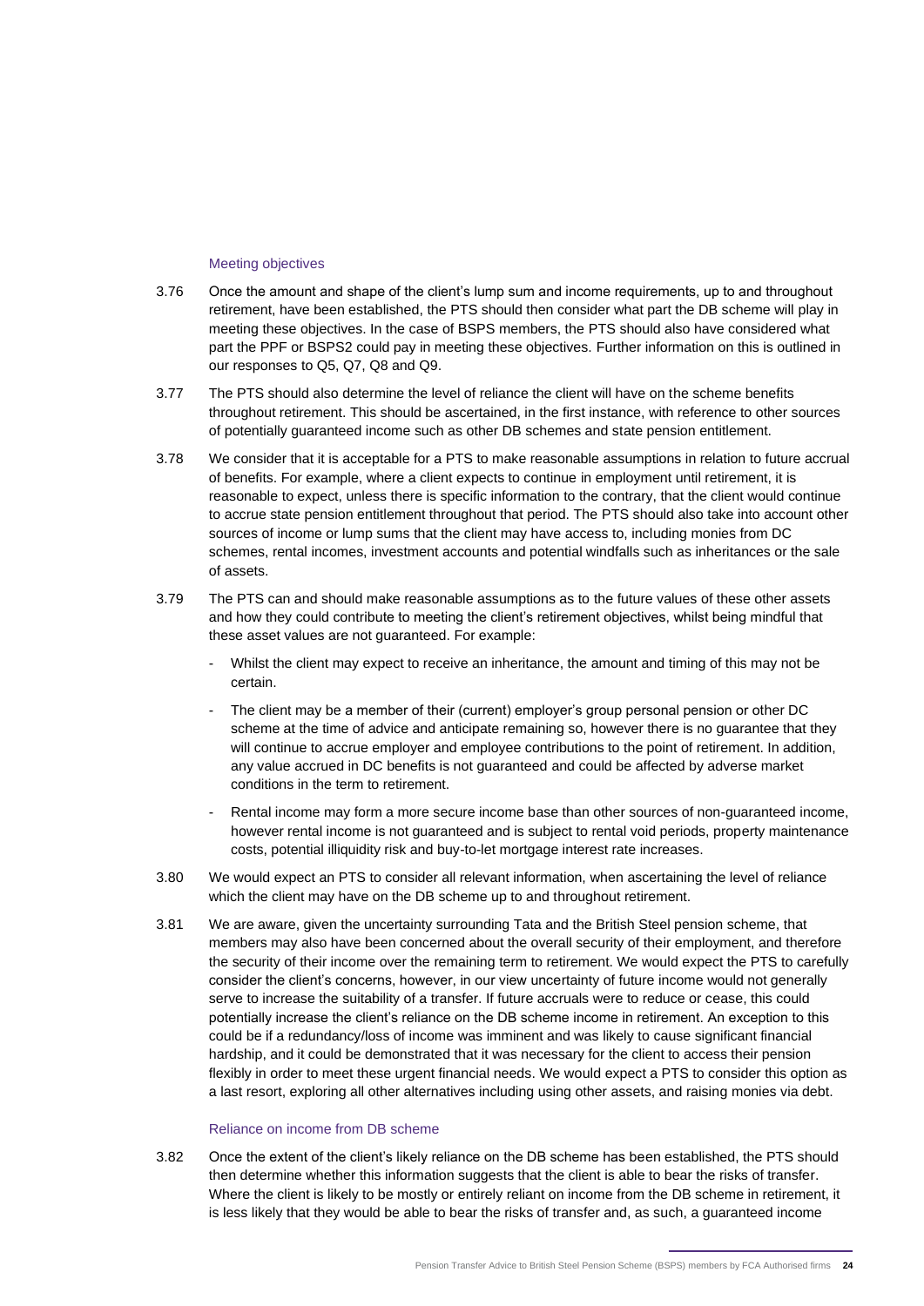### Meeting objectives

3.76 Once the amount and shape of the client's lump sum and income requirements, up to and throughout retirement, have been established, the PTS should then consider what part the DB scheme will play in meeting these objectives. In the case of BSPS members, the PTS should also have considered what part the PPF or BSPS2 could pay in meeting these objectives. Further information on this is outlined in our responses to Q5, Q7, Q8 and Q9.

3.77 The PTS should also determine the level of reliance the client will have on the scheme benefits throughout retirement. This should be ascertained, in the first instance, with reference to other sources of potentially guaranteed income such as other DB schemes and state pension entitlement.

3.78 We consider that it is acceptable for a PTS to make reasonable assumptions in relation to future accrual of benefits. For example, where a client expects to continue in employment until retirement, it is reasonable to expect, unless there is specific information to the contrary, that the client would continue to accrue state pension entitlement throughout that period. The PTS should also take into account other sources of income or lump sums that the client may have access to, including monies from DC schemes, rental incomes, investment accounts and potential windfalls such as inheritances or the sale of assets.

3.79 The PTS can and should make reasonable assumptions as to the future values of these other assets and how they could contribute to meeting the client's retirement objectives, whilst being mindful that these asset values are not guaranteed. For example:

- Whilst the client may expect to receive an inheritance, the amount and timing of this may not be certain.
- The client may be a member of their (current) employer's group personal pension or other DC scheme at the time of advice and anticipate remaining so, however there is no guarantee that they will continue to accrue employer and employee contributions to the point of retirement. In addition, any value accrued in DC benefits is not guaranteed and could be affected by adverse market conditions in the term to retirement.
- Rental income may form a more secure income base than other sources of non-guaranteed income, however rental income is not guaranteed and is subject to rental void periods, property maintenance costs, potential illiquidity risk and buy-to-let mortgage interest rate increases.

3.80 We would expect an PTS to consider all relevant information, when ascertaining the level of reliance which the client may have on the DB scheme up to and throughout retirement.

3.81 We are aware, given the uncertainty surrounding Tata and the British Steel pension scheme, that members may also have been concerned about the overall security of their employment, and therefore the security of their income over the remaining term to retirement. We would expect the PTS to carefully consider the client's concerns, however, in our view uncertainty of future income would not generally serve to increase the suitability of a transfer. If future accruals were to reduce or cease, this could potentially increase the client's reliance on the DB scheme income in retirement. An exception to this could be if a redundancy/loss of income was imminent and was likely to cause significant financial hardship, and it could be demonstrated that it was necessary for the client to access their pension flexibly in order to meet these urgent financial needs. We would expect a PTS to consider this option as a last resort, exploring all other alternatives including using other assets, and raising monies via debt.

### Reliance on income from DB scheme

3.82 Once the extent of the client's likely reliance on the DB scheme has been established, the PTS should then determine whether this information suggests that the client is able to bear the risks of transfer. Where the client is likely to be mostly or entirely reliant on income from the DB scheme in retirement, it is less likely that they would be able to bear the risks of transfer and, as such, a guaranteed income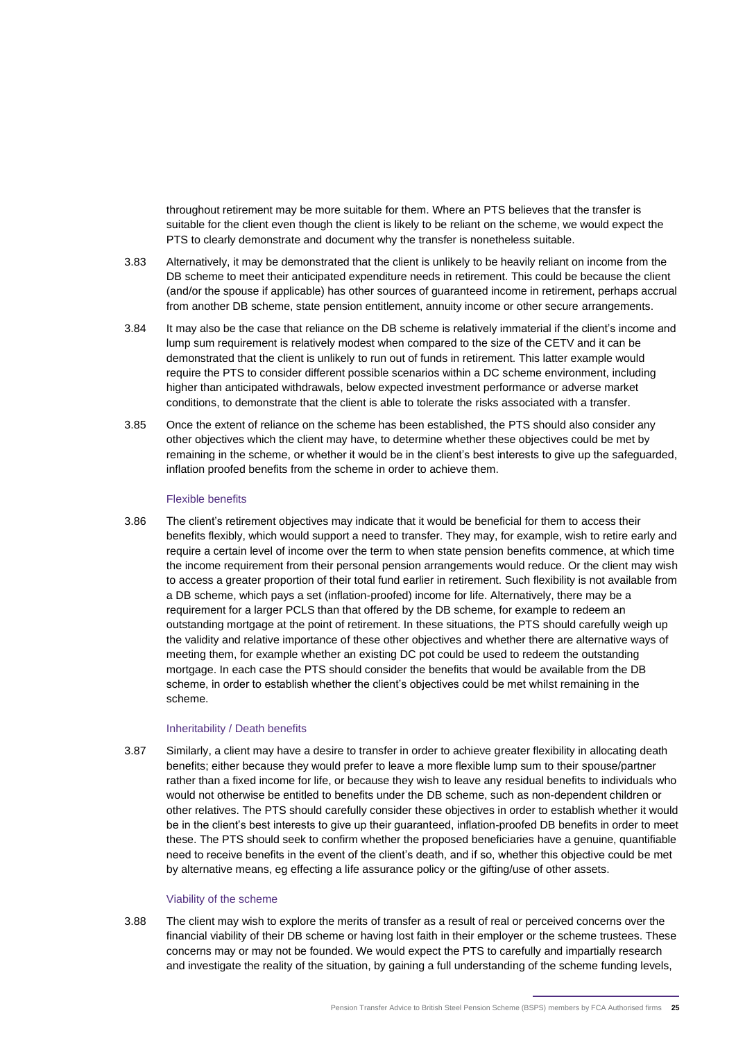throughout retirement may be more suitable for them. Where an PTS believes that the transfer is suitable for the client even though the client is likely to be reliant on the scheme, we would expect the PTS to clearly demonstrate and document why the transfer is nonetheless suitable.

3.83 Alternatively, it may be demonstrated that the client is unlikely to be heavily reliant on income from the DB scheme to meet their anticipated expenditure needs in retirement. This could be because the client (and/or the spouse if applicable) has other sources of guaranteed income in retirement, perhaps accrual from another DB scheme, state pension entitlement, annuity income or other secure arrangements.

3.84 It may also be the case that reliance on the DB scheme is relatively immaterial if the client's income and lump sum requirement is relatively modest when compared to the size of the CETV and it can be demonstrated that the client is unlikely to run out of funds in retirement. This latter example would require the PTS to consider different possible scenarios within a DC scheme environment, including higher than anticipated withdrawals, below expected investment performance or adverse market conditions, to demonstrate that the client is able to tolerate the risks associated with a transfer.

3.85 Once the extent of reliance on the scheme has been established, the PTS should also consider any other objectives which the client may have, to determine whether these objectives could be met by remaining in the scheme, or whether it would be in the client's best interests to give up the safeguarded, inflation proofed benefits from the scheme in order to achieve them.

### Flexible benefits

3.86 The client's retirement objectives may indicate that it would be beneficial for them to access their benefits flexibly, which would support a need to transfer. They may, for example, wish to retire early and require a certain level of income over the term to when state pension benefits commence, at which time the income requirement from their personal pension arrangements would reduce. Or the client may wish to access a greater proportion of their total fund earlier in retirement. Such flexibility is not available from a DB scheme, which pays a set (inflation-proofed) income for life. Alternatively, there may be a requirement for a larger PCLS than that offered by the DB scheme, for example to redeem an outstanding mortgage at the point of retirement. In these situations, the PTS should carefully weigh up the validity and relative importance of these other objectives and whether there are alternative ways of meeting them, for example whether an existing DC pot could be used to redeem the outstanding mortgage. In each case the PTS should consider the benefits that would be available from the DB scheme, in order to establish whether the client's objectives could be met whilst remaining in the scheme.

### Inheritability / Death benefits

3.87 Similarly, a client may have a desire to transfer in order to achieve greater flexibility in allocating death benefits; either because they would prefer to leave a more flexible lump sum to their spouse/partner rather than a fixed income for life, or because they wish to leave any residual benefits to individuals who would not otherwise be entitled to benefits under the DB scheme, such as non-dependent children or other relatives. The PTS should carefully consider these objectives in order to establish whether it would be in the client's best interests to give up their guaranteed, inflation-proofed DB benefits in order to meet these. The PTS should seek to confirm whether the proposed beneficiaries have a genuine, quantifiable need to receive benefits in the event of the client's death, and if so, whether this objective could be met by alternative means, eg effecting a life assurance policy or the gifting/use of other assets.

### Viability of the scheme

3.88 The client may wish to explore the merits of transfer as a result of real or perceived concerns over the financial viability of their DB scheme or having lost faith in their employer or the scheme trustees. These concerns may or may not be founded. We would expect the PTS to carefully and impartially research and investigate the reality of the situation, by gaining a full understanding of the scheme funding levels,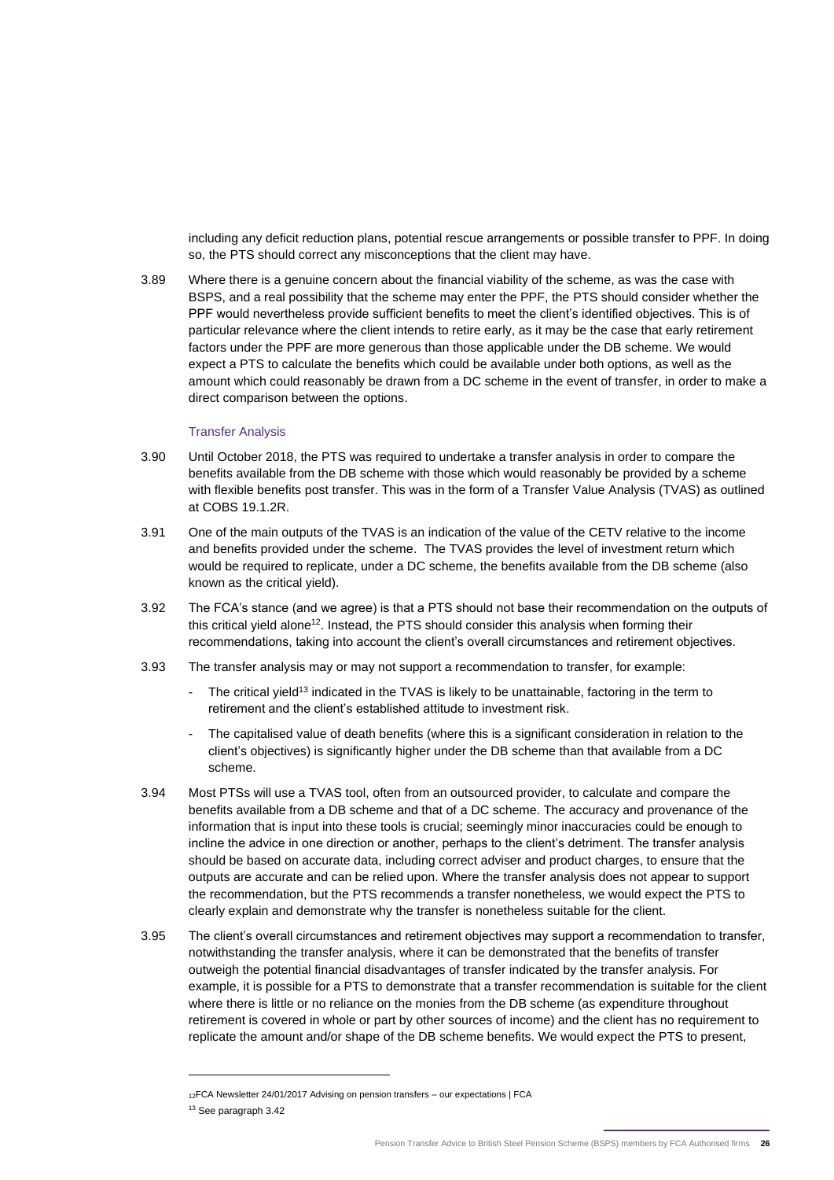including any deficit reduction plans, potential rescue arrangements or possible transfer to PPF. In doing so, the PTS should correct any misconceptions that the client may have.

3.89 Where there is a genuine concern about the financial viability of the scheme, as was the case with BSPS, and a real possibility that the scheme may enter the PPF, the PTS should consider whether the PPF would nevertheless provide sufficient benefits to meet the client's identified objectives. This is of particular relevance where the client intends to retire early, as it may be the case that early retirement factors under the PPF are more generous than those applicable under the DB scheme. We would expect a PTS to calculate the benefits which could be available under both options, as well as the amount which could reasonably be drawn from a DC scheme in the event of transfer, in order to make a direct comparison between the options.

### Transfer Analysis

3.90 Until October 2018, the PTS was required to undertake a transfer analysis in order to compare the benefits available from the DB scheme with those which would reasonably be provided by a scheme with flexible benefits post transfer. This was in the form of a Transfer Value Analysis (TVAS) as outlined at COBS 19.1.2R.

3.91 One of the main outputs of the TVAS is an indication of the value of the CETV relative to the income and benefits provided under the scheme. The TVAS provides the level of investment return which would be required to replicate, under a DC scheme, the benefits available from the DB scheme (also known as the critical yield).

3.92 The FCA's stance (and we agree) is that a PTS should not base their recommendation on the outputs of this critical yield alone[12]. Instead, the PTS should consider this analysis when forming their recommendations, taking into account the client's overall circumstances and retirement objectives.

3.93 The transfer analysis may or may not support a recommendation to transfer, for example:

- The critical yield[13] indicated in the TVAS is likely to be unattainable, factoring in the term to retirement and the client's established attitude to investment risk.
- The capitalised value of death benefits (where this is a significant consideration in relation to the client's objectives) is significantly higher under the DB scheme than that available from a DC scheme.

3.94 Most PTSs will use a TVAS tool, often from an outsourced provider, to calculate and compare the benefits available from a DB scheme and that of a DC scheme. The accuracy and provenance of the information that is input into these tools is crucial; seemingly minor inaccuracies could be enough to incline the advice in one direction or another, perhaps to the client's detriment. The transfer analysis should be based on accurate data, including correct adviser and product charges, to ensure that the outputs are accurate and can be relied upon. Where the transfer analysis does not appear to support the recommendation, but the PTS recommends a transfer nonetheless, we would expect the PTS to clearly explain and demonstrate why the transfer is nonetheless suitable for the client.

3.95 The client's overall circumstances and retirement objectives may support a recommendation to transfer, notwithstanding the transfer analysis, where it can be demonstrated that the benefits of transfer outweigh the potential financial disadvantages of transfer indicated by the transfer analysis. For example, it is possible for a PTS to demonstrate that a transfer recommendation is suitable for the client where there is little or no reliance on the monies from the DB scheme (as expenditure throughout retirement is covered in whole or part by other sources of income) and the client has no requirement to replicate the amount and/or shape of the DB scheme benefits. We would expect the PTS to present,

---

[12] FCA Newsletter 24/01/2017 Advising on pension transfers – our expectations | FCA

[13] See paragraph 3.42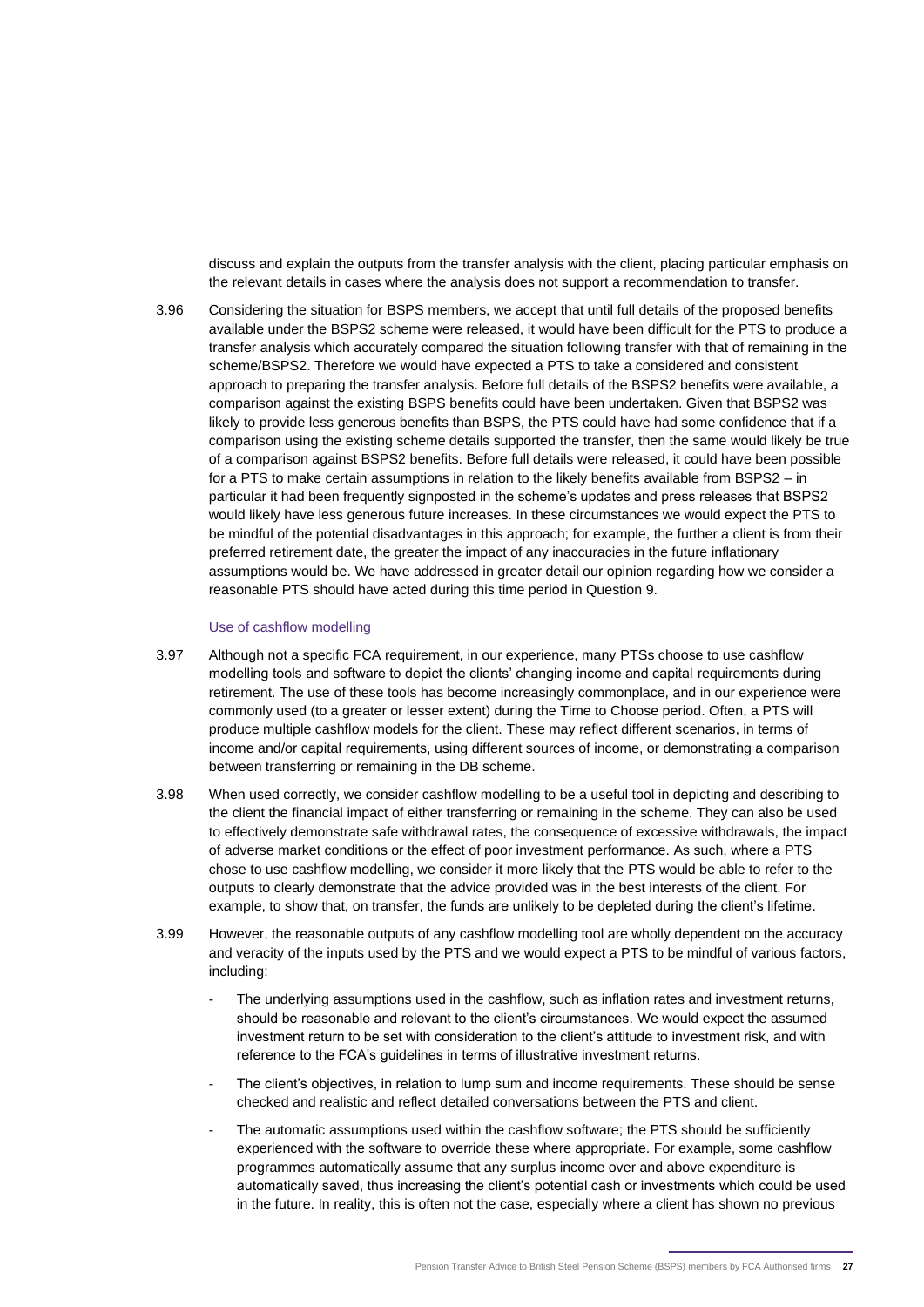discuss and explain the outputs from the transfer analysis with the client, placing particular emphasis on the relevant details in cases where the analysis does not support a recommendation to transfer.

3.96 Considering the situation for BSPS members, we accept that until full details of the proposed benefits available under the BSPS2 scheme were released, it would have been difficult for the PTS to produce a transfer analysis which accurately compared the situation following transfer with that of remaining in the scheme/BSPS2. Therefore we would have expected a PTS to take a considered and consistent approach to preparing the transfer analysis. Before full details of the BSPS2 benefits were available, a comparison against the existing BSPS benefits could have been undertaken. Given that BSPS2 was likely to provide less generous benefits than BSPS, the PTS could have had some confidence that if a comparison using the existing scheme details supported the transfer, then the same would likely be true of a comparison against BSPS2 benefits. Before full details were released, it could have been possible for a PTS to make certain assumptions in relation to the likely benefits available from BSPS2 – in particular it had been frequently signposted in the scheme's updates and press releases that BSPS2 would likely have less generous future increases. In these circumstances we would expect the PTS to be mindful of the potential disadvantages in this approach; for example, the further a client is from their preferred retirement date, the greater the impact of any inaccuracies in the future inflationary assumptions would be. We have addressed in greater detail our opinion regarding how we consider a reasonable PTS should have acted during this time period in Question 9.

### Use of cashflow modelling

3.97 Although not a specific FCA requirement, in our experience, many PTSs choose to use cashflow modelling tools and software to depict the clients' changing income and capital requirements during retirement. The use of these tools has become increasingly commonplace, and in our experience were commonly used (to a greater or lesser extent) during the Time to Choose period. Often, a PTS will produce multiple cashflow models for the client. These may reflect different scenarios, in terms of income and/or capital requirements, using different sources of income, or demonstrating a comparison between transferring or remaining in the DB scheme.

3.98 When used correctly, we consider cashflow modelling to be a useful tool in depicting and describing to the client the financial impact of either transferring or remaining in the scheme. They can also be used to effectively demonstrate safe withdrawal rates, the consequence of excessive withdrawals, the impact of adverse market conditions or the effect of poor investment performance. As such, where a PTS chose to use cashflow modelling, we consider it more likely that the PTS would be able to refer to the outputs to clearly demonstrate that the advice provided was in the best interests of the client. For example, to show that, on transfer, the funds are unlikely to be depleted during the client's lifetime.

3.99 However, the reasonable outputs of any cashflow modelling tool are wholly dependent on the accuracy and veracity of the inputs used by the PTS and we would expect a PTS to be mindful of various factors, including:

- The underlying assumptions used in the cashflow, such as inflation rates and investment returns, should be reasonable and relevant to the client's circumstances. We would expect the assumed investment return to be set with consideration to the client's attitude to investment risk, and with reference to the FCA's guidelines in terms of illustrative investment returns.
- The client's objectives, in relation to lump sum and income requirements. These should be sense checked and realistic and reflect detailed conversations between the PTS and client.
- The automatic assumptions used within the cashflow software; the PTS should be sufficiently experienced with the software to override these where appropriate. For example, some cashflow programmes automatically assume that any surplus income over and above expenditure is automatically saved, thus increasing the client's potential cash or investments which could be used in the future. In reality, this is often not the case, especially where a client has shown no previous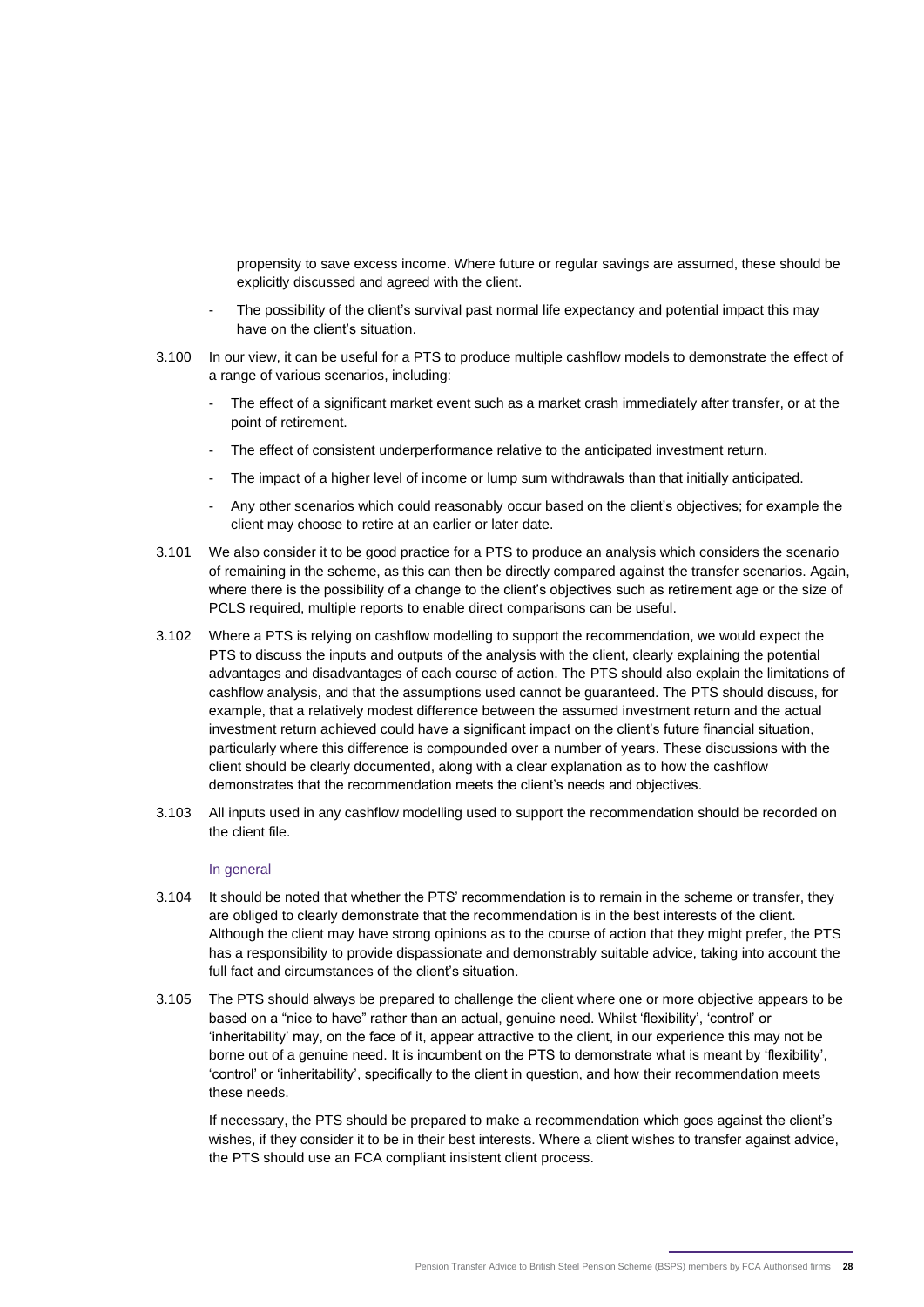propensity to save excess income. Where future or regular savings are assumed, these should be explicitly discussed and agreed with the client.

- The possibility of the client's survival past normal life expectancy and potential impact this may have on the client's situation.

3.100 In our view, it can be useful for a PTS to produce multiple cashflow models to demonstrate the effect of a range of various scenarios, including:

- The effect of a significant market event such as a market crash immediately after transfer, or at the point of retirement.
- The effect of consistent underperformance relative to the anticipated investment return.
- The impact of a higher level of income or lump sum withdrawals than that initially anticipated.
- Any other scenarios which could reasonably occur based on the client's objectives; for example the client may choose to retire at an earlier or later date.

3.101 We also consider it to be good practice for a PTS to produce an analysis which considers the scenario of remaining in the scheme, as this can then be directly compared against the transfer scenarios. Again, where there is the possibility of a change to the client's objectives such as retirement age or the size of PCLS required, multiple reports to enable direct comparisons can be useful.

3.102 Where a PTS is relying on cashflow modelling to support the recommendation, we would expect the PTS to discuss the inputs and outputs of the analysis with the client, clearly explaining the potential advantages and disadvantages of each course of action. The PTS should also explain the limitations of cashflow analysis, and that the assumptions used cannot be guaranteed. The PTS should discuss, for example, that a relatively modest difference between the assumed investment return and the actual investment return achieved could have a significant impact on the client's future financial situation, particularly where this difference is compounded over a number of years. These discussions with the client should be clearly documented, along with a clear explanation as to how the cashflow demonstrates that the recommendation meets the client's needs and objectives.

3.103 All inputs used in any cashflow modelling used to support the recommendation should be recorded on the client file.

### In general

3.104 It should be noted that whether the PTS' recommendation is to remain in the scheme or transfer, they are obliged to clearly demonstrate that the recommendation is in the best interests of the client. Although the client may have strong opinions as to the course of action that they might prefer, the PTS has a responsibility to provide dispassionate and demonstrably suitable advice, taking into account the full fact and circumstances of the client's situation.

3.105 The PTS should always be prepared to challenge the client where one or more objective appears to be based on a "nice to have" rather than an actual, genuine need. Whilst 'flexibility', 'control' or 'inheritability' may, on the face of it, appear attractive to the client, in our experience this may not be borne out of a genuine need. It is incumbent on the PTS to demonstrate what is meant by 'flexibility', 'control' or 'inheritability', specifically to the client in question, and how their recommendation meets these needs.

If necessary, the PTS should be prepared to make a recommendation which goes against the client's wishes, if they consider it to be in their best interests. Where a client wishes to transfer against advice, the PTS should use an FCA compliant insistent client process.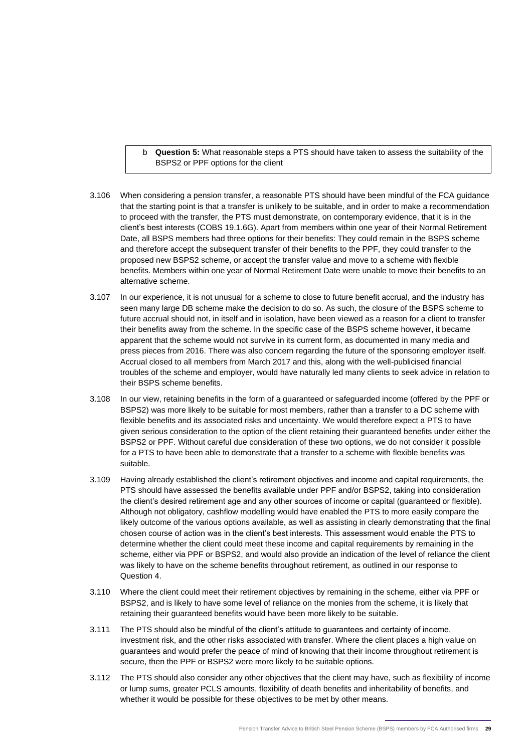b **Question 5:** What reasonable steps a PTS should have taken to assess the suitability of the BSPS2 or PPF options for the client

3.106 When considering a pension transfer, a reasonable PTS should have been mindful of the FCA guidance that the starting point is that a transfer is unlikely to be suitable, and in order to make a recommendation to proceed with the transfer, the PTS must demonstrate, on contemporary evidence, that it is in the client's best interests (COBS 19.1.6G). Apart from members within one year of their Normal Retirement Date, all BSPS members had three options for their benefits: They could remain in the BSPS scheme and therefore accept the subsequent transfer of their benefits to the PPF, they could transfer to the proposed new BSPS2 scheme, or accept the transfer value and move to a scheme with flexible benefits. Members within one year of Normal Retirement Date were unable to move their benefits to an alternative scheme.

3.107 In our experience, it is not unusual for a scheme to close to future benefit accrual, and the industry has seen many large DB scheme make the decision to do so. As such, the closure of the BSPS scheme to future accrual should not, in itself and in isolation, have been viewed as a reason for a client to transfer their benefits away from the scheme. In the specific case of the BSPS scheme however, it became apparent that the scheme would not survive in its current form, as documented in many media and press pieces from 2016. There was also concern regarding the future of the sponsoring employer itself. Accrual closed to all members from March 2017 and this, along with the well-publicised financial troubles of the scheme and employer, would have naturally led many clients to seek advice in relation to their BSPS scheme benefits.

3.108 In our view, retaining benefits in the form of a guaranteed or safeguarded income (offered by the PPF or BSPS2) was more likely to be suitable for most members, rather than a transfer to a DC scheme with flexible benefits and its associated risks and uncertainty. We would therefore expect a PTS to have given serious consideration to the option of the client retaining their guaranteed benefits under either the BSPS2 or PPF. Without careful due consideration of these two options, we do not consider it possible for a PTS to have been able to demonstrate that a transfer to a scheme with flexible benefits was suitable.

3.109 Having already established the client's retirement objectives and income and capital requirements, the PTS should have assessed the benefits available under PPF and/or BSPS2, taking into consideration the client's desired retirement age and any other sources of income or capital (guaranteed or flexible). Although not obligatory, cashflow modelling would have enabled the PTS to more easily compare the likely outcome of the various options available, as well as assisting in clearly demonstrating that the final chosen course of action was in the client's best interests. This assessment would enable the PTS to determine whether the client could meet these income and capital requirements by remaining in the scheme, either via PPF or BSPS2, and would also provide an indication of the level of reliance the client was likely to have on the scheme benefits throughout retirement, as outlined in our response to Question 4.

3.110 Where the client could meet their retirement objectives by remaining in the scheme, either via PPF or BSPS2, and is likely to have some level of reliance on the monies from the scheme, it is likely that retaining their guaranteed benefits would have been more likely to be suitable.

3.111 The PTS should also be mindful of the client's attitude to guarantees and certainty of income, investment risk, and the other risks associated with transfer. Where the client places a high value on guarantees and would prefer the peace of mind of knowing that their income throughout retirement is secure, then the PPF or BSPS2 were more likely to be suitable options.

3.112 The PTS should also consider any other objectives that the client may have, such as flexibility of income or lump sums, greater PCLS amounts, flexibility of death benefits and inheritability of benefits, and whether it would be possible for these objectives to be met by other means.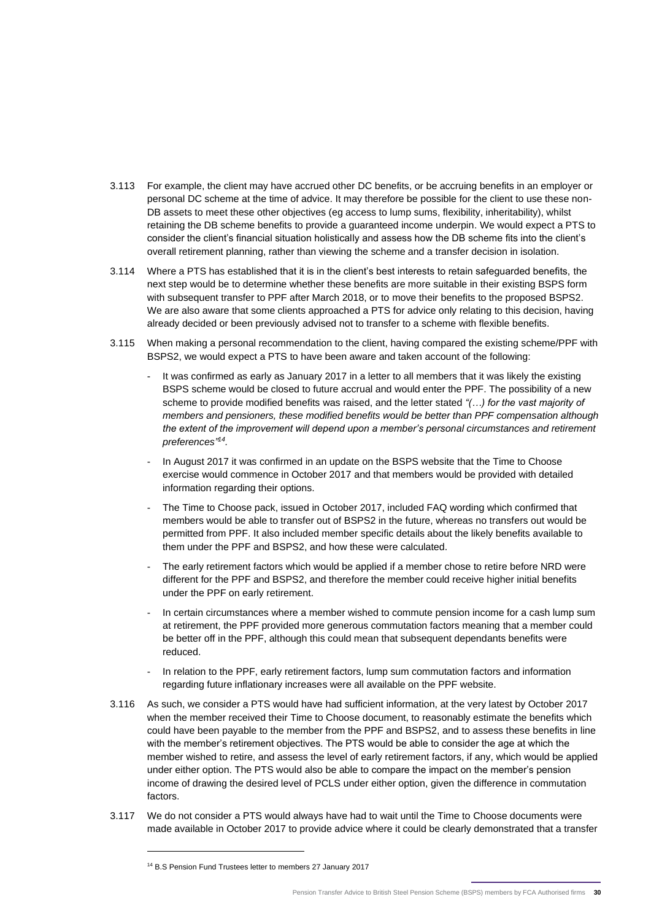3.113 For example, the client may have accrued other DC benefits, or be accruing benefits in an employer or personal DC scheme at the time of advice. It may therefore be possible for the client to use these non-DB assets to meet these other objectives (eg access to lump sums, flexibility, inheritability), whilst retaining the DB scheme benefits to provide a guaranteed income underpin. We would expect a PTS to consider the client's financial situation holistically and assess how the DB scheme fits into the client's overall retirement planning, rather than viewing the scheme and a transfer decision in isolation.

3.114 Where a PTS has established that it is in the client's best interests to retain safeguarded benefits, the next step would be to determine whether these benefits are more suitable in their existing BSPS form with subsequent transfer to PPF after March 2018, or to move their benefits to the proposed BSPS2. We are also aware that some clients approached a PTS for advice only relating to this decision, having already decided or been previously advised not to transfer to a scheme with flexible benefits.

3.115 When making a personal recommendation to the client, having compared the existing scheme/PPF with BSPS2, we would expect a PTS to have been aware and taken account of the following:

- It was confirmed as early as January 2017 in a letter to all members that it was likely the existing BSPS scheme would be closed to future accrual and would enter the PPF. The possibility of a new scheme to provide modified benefits was raised, and the letter stated *"(…) for the vast majority of members and pensioners, these modified benefits would be better than PPF compensation although the extent of the improvement will depend upon a member's personal circumstances and retirement preferences"*[14].
- In August 2017 it was confirmed in an update on the BSPS website that the Time to Choose exercise would commence in October 2017 and that members would be provided with detailed information regarding their options.
- The Time to Choose pack, issued in October 2017, included FAQ wording which confirmed that members would be able to transfer out of BSPS2 in the future, whereas no transfers out would be permitted from PPF. It also included member specific details about the likely benefits available to them under the PPF and BSPS2, and how these were calculated.
- The early retirement factors which would be applied if a member chose to retire before NRD were different for the PPF and BSPS2, and therefore the member could receive higher initial benefits under the PPF on early retirement.
- In certain circumstances where a member wished to commute pension income for a cash lump sum at retirement, the PPF provided more generous commutation factors meaning that a member could be better off in the PPF, although this could mean that subsequent dependants benefits were reduced.
- In relation to the PPF, early retirement factors, lump sum commutation factors and information regarding future inflationary increases were all available on the PPF website.

3.116 As such, we consider a PTS would have had sufficient information, at the very latest by October 2017 when the member received their Time to Choose document, to reasonably estimate the benefits which could have been payable to the member from the PPF and BSPS2, and to assess these benefits in line with the member's retirement objectives. The PTS would be able to consider the age at which the member wished to retire, and assess the level of early retirement factors, if any, which would be applied under either option. The PTS would also be able to compare the impact on the member's pension income of drawing the desired level of PCLS under either option, given the difference in commutation factors.

3.117 We do not consider a PTS would always have had to wait until the Time to Choose documents were made available in October 2017 to provide advice where it could be clearly demonstrated that a transfer

[14] B.S Pension Fund Trustees letter to members 27 January 2017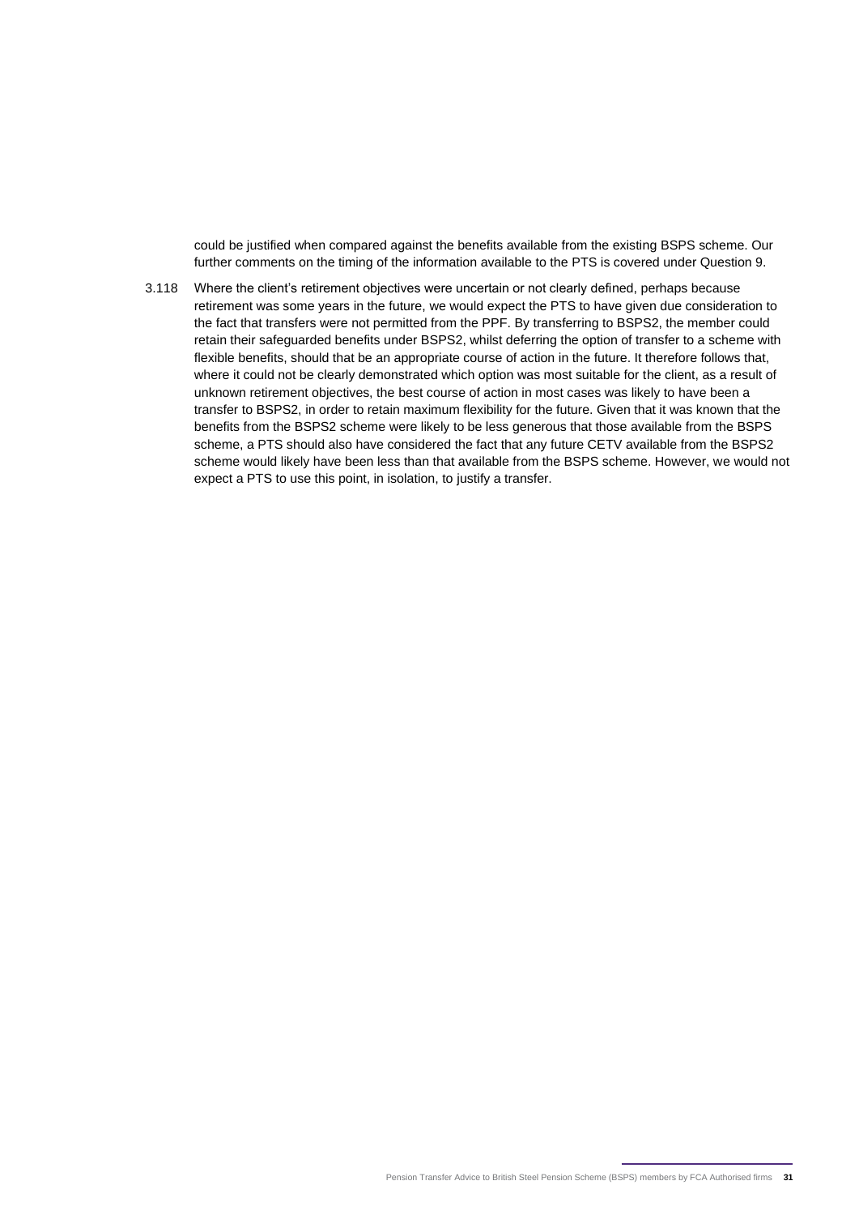could be justified when compared against the benefits available from the existing BSPS scheme. Our further comments on the timing of the information available to the PTS is covered under Question 9.

3.118 Where the client's retirement objectives were uncertain or not clearly defined, perhaps because retirement was some years in the future, we would expect the PTS to have given due consideration to the fact that transfers were not permitted from the PPF. By transferring to BSPS2, the member could retain their safeguarded benefits under BSPS2, whilst deferring the option of transfer to a scheme with flexible benefits, should that be an appropriate course of action in the future. It therefore follows that, where it could not be clearly demonstrated which option was most suitable for the client, as a result of unknown retirement objectives, the best course of action in most cases was likely to have been a transfer to BSPS2, in order to retain maximum flexibility for the future. Given that it was known that the benefits from the BSPS2 scheme were likely to be less generous that those available from the BSPS scheme, a PTS should also have considered the fact that any future CETV available from the BSPS2 scheme would likely have been less than that available from the BSPS scheme. However, we would not expect a PTS to use this point, in isolation, to justify a transfer.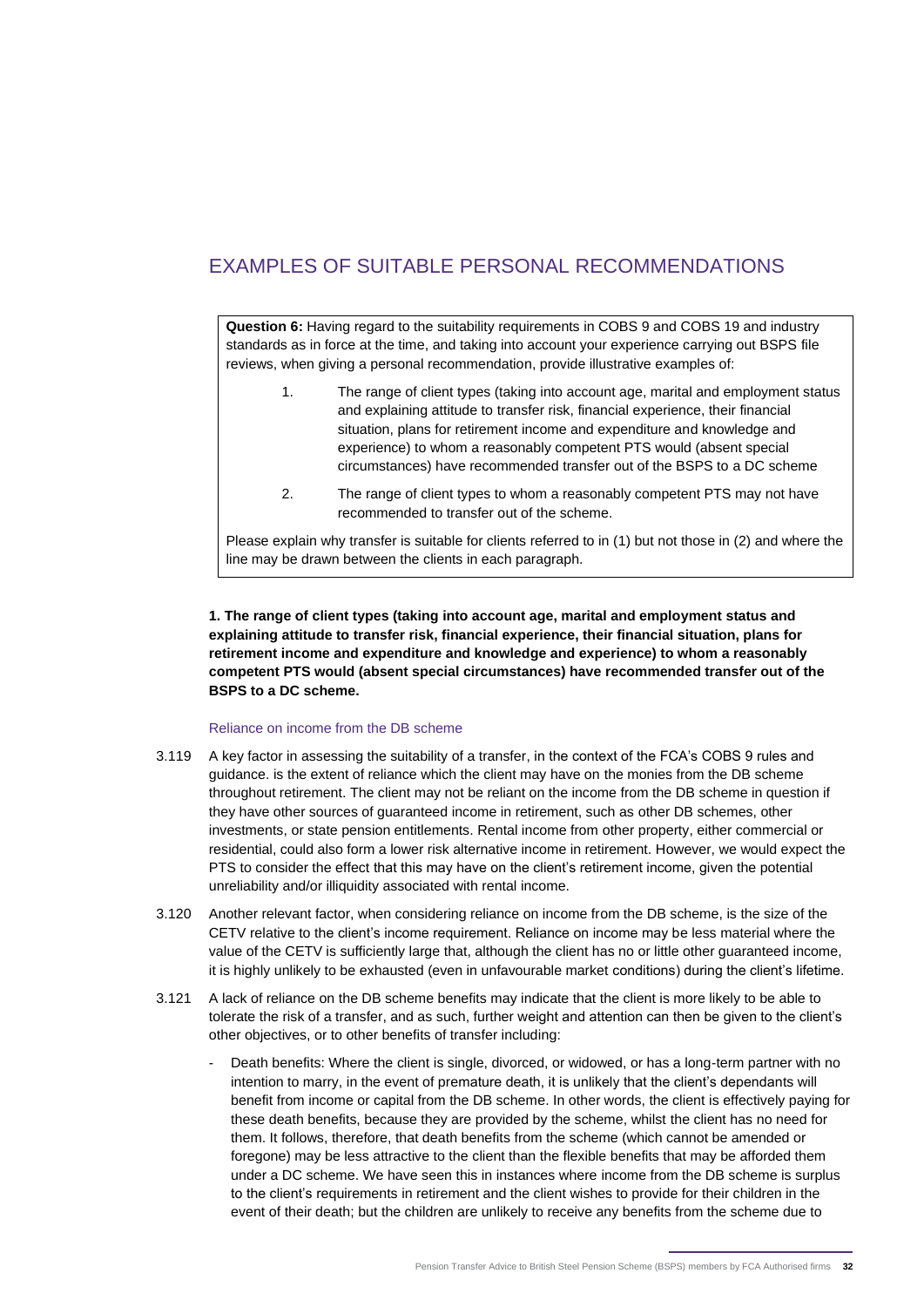## EXAMPLES OF SUITABLE PERSONAL RECOMMENDATIONS

> **Question 6:** Having regard to the suitability requirements in COBS 9 and COBS 19 and industry standards as in force at the time, and taking into account your experience carrying out BSPS file reviews, when giving a personal recommendation, provide illustrative examples of:
>
> 1. The range of client types (taking into account age, marital and employment status and explaining attitude to transfer risk, financial experience, their financial situation, plans for retirement income and expenditure and knowledge and experience) to whom a reasonably competent PTS would (absent special circumstances) have recommended transfer out of the BSPS to a DC scheme
> 2. The range of client types to whom a reasonably competent PTS may not have recommended to transfer out of the scheme.
>
> Please explain why transfer is suitable for clients referred to in (1) but not those in (2) and where the line may be drawn between the clients in each paragraph.

**1. The range of client types (taking into account age, marital and employment status and explaining attitude to transfer risk, financial experience, their financial situation, plans for retirement income and expenditure and knowledge and experience) to whom a reasonably competent PTS would (absent special circumstances) have recommended transfer out of the BSPS to a DC scheme.**

### Reliance on income from the DB scheme

3.119 A key factor in assessing the suitability of a transfer, in the context of the FCA's COBS 9 rules and guidance. is the extent of reliance which the client may have on the monies from the DB scheme throughout retirement. The client may not be reliant on the income from the DB scheme in question if they have other sources of guaranteed income in retirement, such as other DB schemes, other investments, or state pension entitlements. Rental income from other property, either commercial or residential, could also form a lower risk alternative income in retirement. However, we would expect the PTS to consider the effect that this may have on the client's retirement income, given the potential unreliability and/or illiquidity associated with rental income.

3.120 Another relevant factor, when considering reliance on income from the DB scheme, is the size of the CETV relative to the client's income requirement. Reliance on income may be less material where the value of the CETV is sufficiently large that, although the client has no or little other guaranteed income, it is highly unlikely to be exhausted (even in unfavourable market conditions) during the client's lifetime.

3.121 A lack of reliance on the DB scheme benefits may indicate that the client is more likely to be able to tolerate the risk of a transfer, and as such, further weight and attention can then be given to the client's other objectives, or to other benefits of transfer including:

- Death benefits: Where the client is single, divorced, or widowed, or has a long-term partner with no intention to marry, in the event of premature death, it is unlikely that the client's dependants will benefit from income or capital from the DB scheme. In other words, the client is effectively paying for these death benefits, because they are provided by the scheme, whilst the client has no need for them. It follows, therefore, that death benefits from the scheme (which cannot be amended or foregone) may be less attractive to the client than the flexible benefits that may be afforded them under a DC scheme. We have seen this in instances where income from the DB scheme is surplus to the client's requirements in retirement and the client wishes to provide for their children in the event of their death; but the children are unlikely to receive any benefits from the scheme due to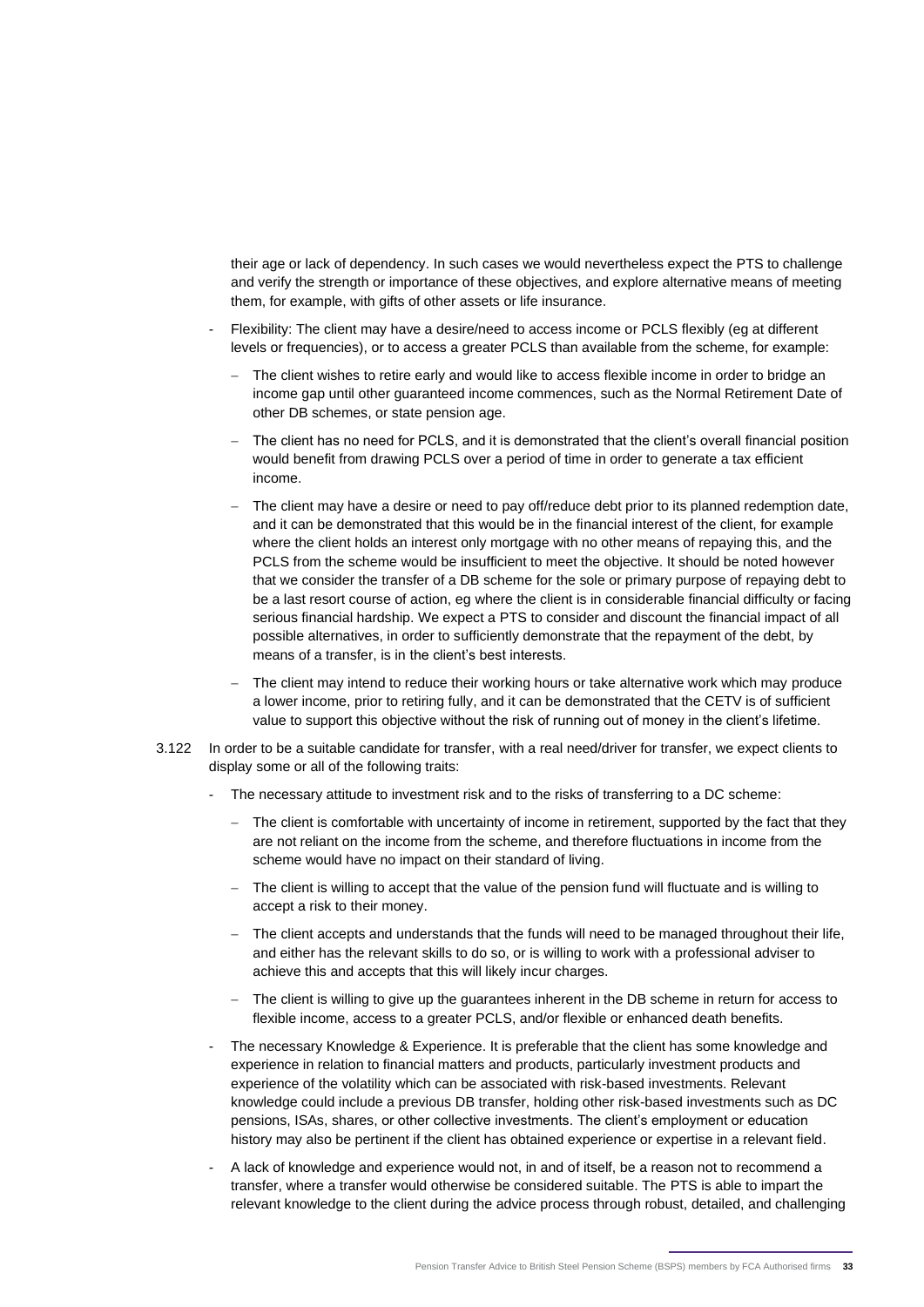their age or lack of dependency. In such cases we would nevertheless expect the PTS to challenge and verify the strength or importance of these objectives, and explore alternative means of meeting them, for example, with gifts of other assets or life insurance.

- Flexibility: The client may have a desire/need to access income or PCLS flexibly (eg at different levels or frequencies), or to access a greater PCLS than available from the scheme, for example:
  - The client wishes to retire early and would like to access flexible income in order to bridge an income gap until other guaranteed income commences, such as the Normal Retirement Date of other DB schemes, or state pension age.
  - The client has no need for PCLS, and it is demonstrated that the client's overall financial position would benefit from drawing PCLS over a period of time in order to generate a tax efficient income.
  - The client may have a desire or need to pay off/reduce debt prior to its planned redemption date, and it can be demonstrated that this would be in the financial interest of the client, for example where the client holds an interest only mortgage with no other means of repaying this, and the PCLS from the scheme would be insufficient to meet the objective. It should be noted however that we consider the transfer of a DB scheme for the sole or primary purpose of repaying debt to be a last resort course of action, eg where the client is in considerable financial difficulty or facing serious financial hardship. We expect a PTS to consider and discount the financial impact of all possible alternatives, in order to sufficiently demonstrate that the repayment of the debt, by means of a transfer, is in the client's best interests.
  - The client may intend to reduce their working hours or take alternative work which may produce a lower income, prior to retiring fully, and it can be demonstrated that the CETV is of sufficient value to support this objective without the risk of running out of money in the client's lifetime.

3.122 In order to be a suitable candidate for transfer, with a real need/driver for transfer, we expect clients to display some or all of the following traits:

- The necessary attitude to investment risk and to the risks of transferring to a DC scheme:
  - The client is comfortable with uncertainty of income in retirement, supported by the fact that they are not reliant on the income from the scheme, and therefore fluctuations in income from the scheme would have no impact on their standard of living.
  - The client is willing to accept that the value of the pension fund will fluctuate and is willing to accept a risk to their money.
  - The client accepts and understands that the funds will need to be managed throughout their life, and either has the relevant skills to do so, or is willing to work with a professional adviser to achieve this and accepts that this will likely incur charges.
  - The client is willing to give up the guarantees inherent in the DB scheme in return for access to flexible income, access to a greater PCLS, and/or flexible or enhanced death benefits.
- The necessary Knowledge & Experience. It is preferable that the client has some knowledge and experience in relation to financial matters and products, particularly investment products and experience of the volatility which can be associated with risk-based investments. Relevant knowledge could include a previous DB transfer, holding other risk-based investments such as DC pensions, ISAs, shares, or other collective investments. The client's employment or education history may also be pertinent if the client has obtained experience or expertise in a relevant field.
- A lack of knowledge and experience would not, in and of itself, be a reason not to recommend a transfer, where a transfer would otherwise be considered suitable. The PTS is able to impart the relevant knowledge to the client during the advice process through robust, detailed, and challenging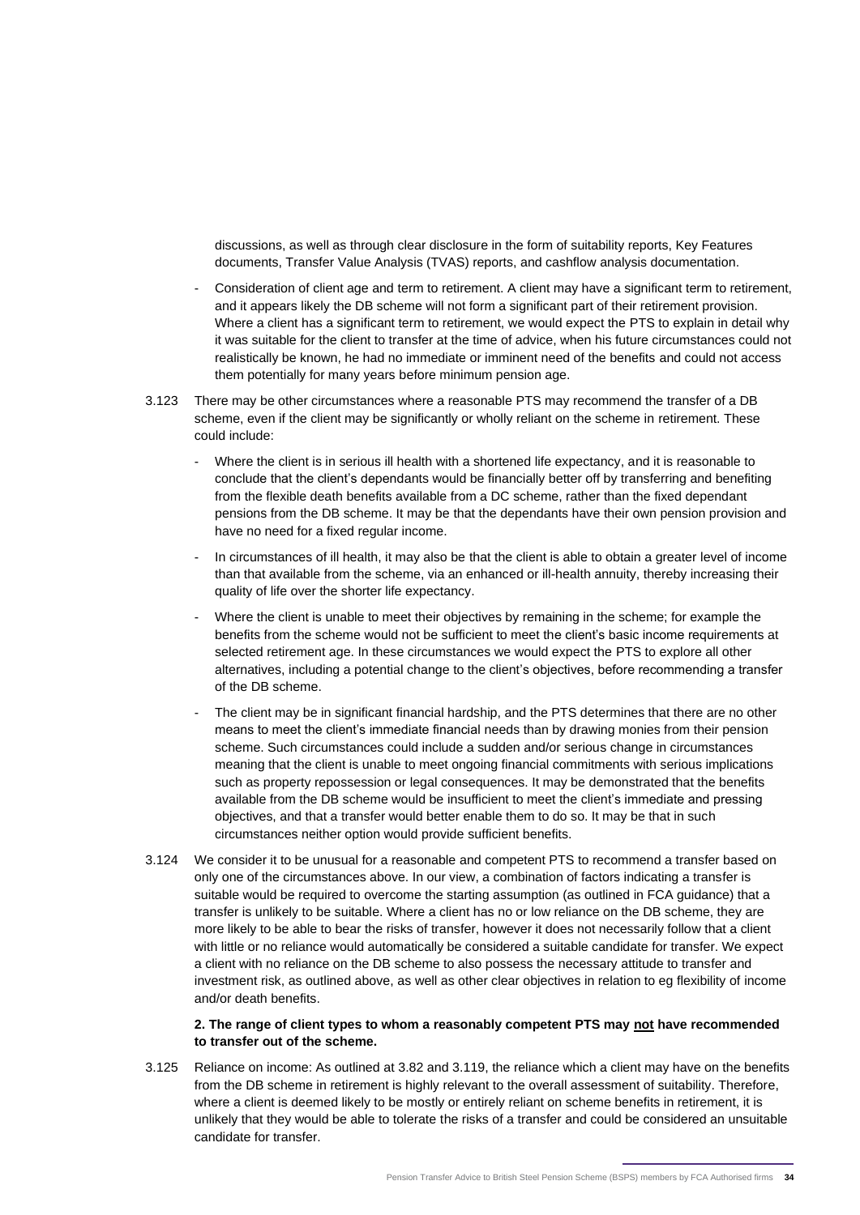discussions, as well as through clear disclosure in the form of suitability reports, Key Features documents, Transfer Value Analysis (TVAS) reports, and cashflow analysis documentation.

- Consideration of client age and term to retirement. A client may have a significant term to retirement, and it appears likely the DB scheme will not form a significant part of their retirement provision. Where a client has a significant term to retirement, we would expect the PTS to explain in detail why it was suitable for the client to transfer at the time of advice, when his future circumstances could not realistically be known, he had no immediate or imminent need of the benefits and could not access them potentially for many years before minimum pension age.

3.123 There may be other circumstances where a reasonable PTS may recommend the transfer of a DB scheme, even if the client may be significantly or wholly reliant on the scheme in retirement. These could include:

- Where the client is in serious ill health with a shortened life expectancy, and it is reasonable to conclude that the client's dependants would be financially better off by transferring and benefiting from the flexible death benefits available from a DC scheme, rather than the fixed dependant pensions from the DB scheme. It may be that the dependants have their own pension provision and have no need for a fixed regular income.
- In circumstances of ill health, it may also be that the client is able to obtain a greater level of income than that available from the scheme, via an enhanced or ill-health annuity, thereby increasing their quality of life over the shorter life expectancy.
- Where the client is unable to meet their objectives by remaining in the scheme; for example the benefits from the scheme would not be sufficient to meet the client's basic income requirements at selected retirement age. In these circumstances we would expect the PTS to explore all other alternatives, including a potential change to the client's objectives, before recommending a transfer of the DB scheme.
- The client may be in significant financial hardship, and the PTS determines that there are no other means to meet the client's immediate financial needs than by drawing monies from their pension scheme. Such circumstances could include a sudden and/or serious change in circumstances meaning that the client is unable to meet ongoing financial commitments with serious implications such as property repossession or legal consequences. It may be demonstrated that the benefits available from the DB scheme would be insufficient to meet the client's immediate and pressing objectives, and that a transfer would better enable them to do so. It may be that in such circumstances neither option would provide sufficient benefits.

3.124 We consider it to be unusual for a reasonable and competent PTS to recommend a transfer based on only one of the circumstances above. In our view, a combination of factors indicating a transfer is suitable would be required to overcome the starting assumption (as outlined in FCA guidance) that a transfer is unlikely to be suitable. Where a client has no or low reliance on the DB scheme, they are more likely to be able to bear the risks of transfer, however it does not necessarily follow that a client with little or no reliance would automatically be considered a suitable candidate for transfer. We expect a client with no reliance on the DB scheme to also possess the necessary attitude to transfer and investment risk, as outlined above, as well as other clear objectives in relation to eg flexibility of income and/or death benefits.

**2. The range of client types to whom a reasonably competent PTS may <u>not</u> have recommended to transfer out of the scheme.**

3.125 Reliance on income: As outlined at 3.82 and 3.119, the reliance which a client may have on the benefits from the DB scheme in retirement is highly relevant to the overall assessment of suitability. Therefore, where a client is deemed likely to be mostly or entirely reliant on scheme benefits in retirement, it is unlikely that they would be able to tolerate the risks of a transfer and could be considered an unsuitable candidate for transfer.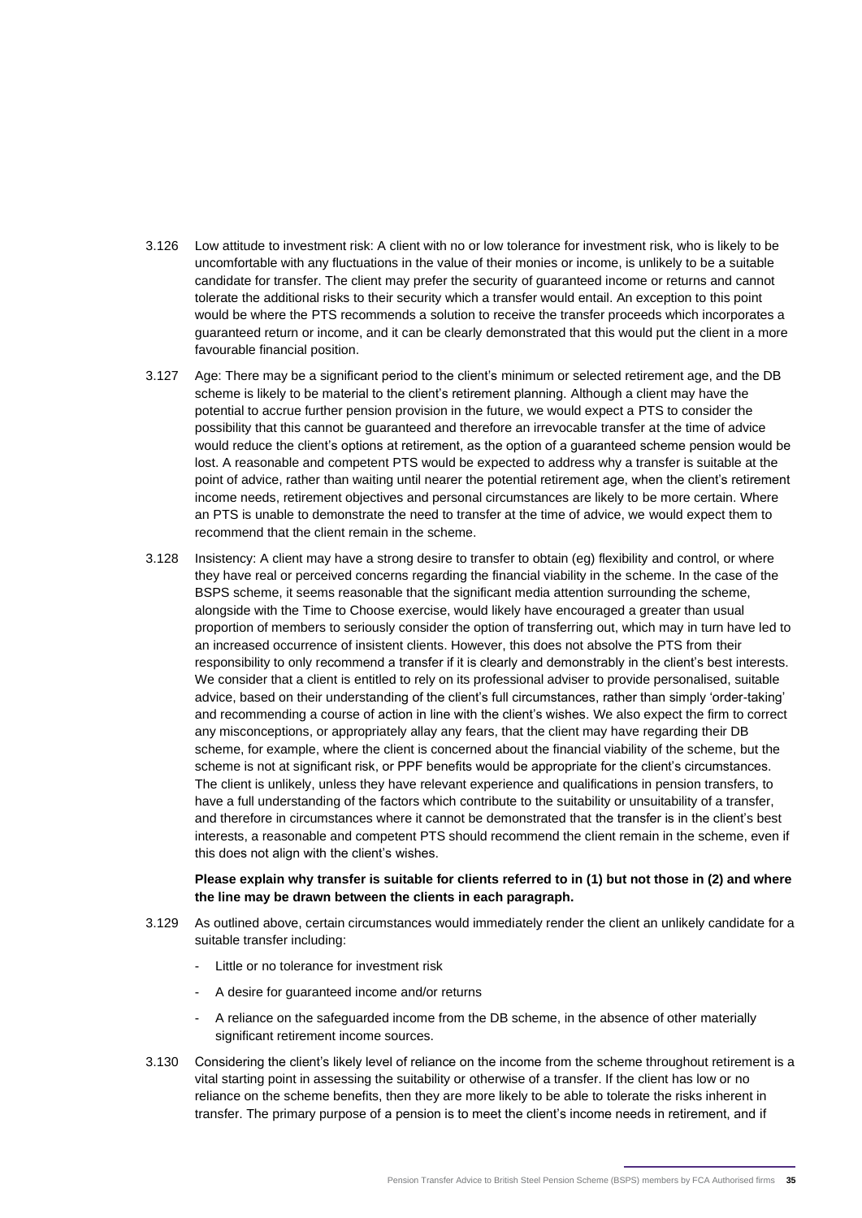3.126 Low attitude to investment risk: A client with no or low tolerance for investment risk, who is likely to be uncomfortable with any fluctuations in the value of their monies or income, is unlikely to be a suitable candidate for transfer. The client may prefer the security of guaranteed income or returns and cannot tolerate the additional risks to their security which a transfer would entail. An exception to this point would be where the PTS recommends a solution to receive the transfer proceeds which incorporates a guaranteed return or income, and it can be clearly demonstrated that this would put the client in a more favourable financial position.

3.127 Age: There may be a significant period to the client's minimum or selected retirement age, and the DB scheme is likely to be material to the client's retirement planning. Although a client may have the potential to accrue further pension provision in the future, we would expect a PTS to consider the possibility that this cannot be guaranteed and therefore an irrevocable transfer at the time of advice would reduce the client's options at retirement, as the option of a guaranteed scheme pension would be lost. A reasonable and competent PTS would be expected to address why a transfer is suitable at the point of advice, rather than waiting until nearer the potential retirement age, when the client's retirement income needs, retirement objectives and personal circumstances are likely to be more certain. Where an PTS is unable to demonstrate the need to transfer at the time of advice, we would expect them to recommend that the client remain in the scheme.

3.128 Insistency: A client may have a strong desire to transfer to obtain (eg) flexibility and control, or where they have real or perceived concerns regarding the financial viability in the scheme. In the case of the BSPS scheme, it seems reasonable that the significant media attention surrounding the scheme, alongside with the Time to Choose exercise, would likely have encouraged a greater than usual proportion of members to seriously consider the option of transferring out, which may in turn have led to an increased occurrence of insistent clients. However, this does not absolve the PTS from their responsibility to only recommend a transfer if it is clearly and demonstrably in the client's best interests. We consider that a client is entitled to rely on its professional adviser to provide personalised, suitable advice, based on their understanding of the client's full circumstances, rather than simply 'order-taking' and recommending a course of action in line with the client's wishes. We also expect the firm to correct any misconceptions, or appropriately allay any fears, that the client may have regarding their DB scheme, for example, where the client is concerned about the financial viability of the scheme, but the scheme is not at significant risk, or PPF benefits would be appropriate for the client's circumstances. The client is unlikely, unless they have relevant experience and qualifications in pension transfers, to have a full understanding of the factors which contribute to the suitability or unsuitability of a transfer, and therefore in circumstances where it cannot be demonstrated that the transfer is in the client's best interests, a reasonable and competent PTS should recommend the client remain in the scheme, even if this does not align with the client's wishes.

**Please explain why transfer is suitable for clients referred to in (1) but not those in (2) and where the line may be drawn between the clients in each paragraph.**

3.129 As outlined above, certain circumstances would immediately render the client an unlikely candidate for a suitable transfer including:

- Little or no tolerance for investment risk
- A desire for guaranteed income and/or returns
- A reliance on the safeguarded income from the DB scheme, in the absence of other materially significant retirement income sources.

3.130 Considering the client's likely level of reliance on the income from the scheme throughout retirement is a vital starting point in assessing the suitability or otherwise of a transfer. If the client has low or no reliance on the scheme benefits, then they are more likely to be able to tolerate the risks inherent in transfer. The primary purpose of a pension is to meet the client's income needs in retirement, and if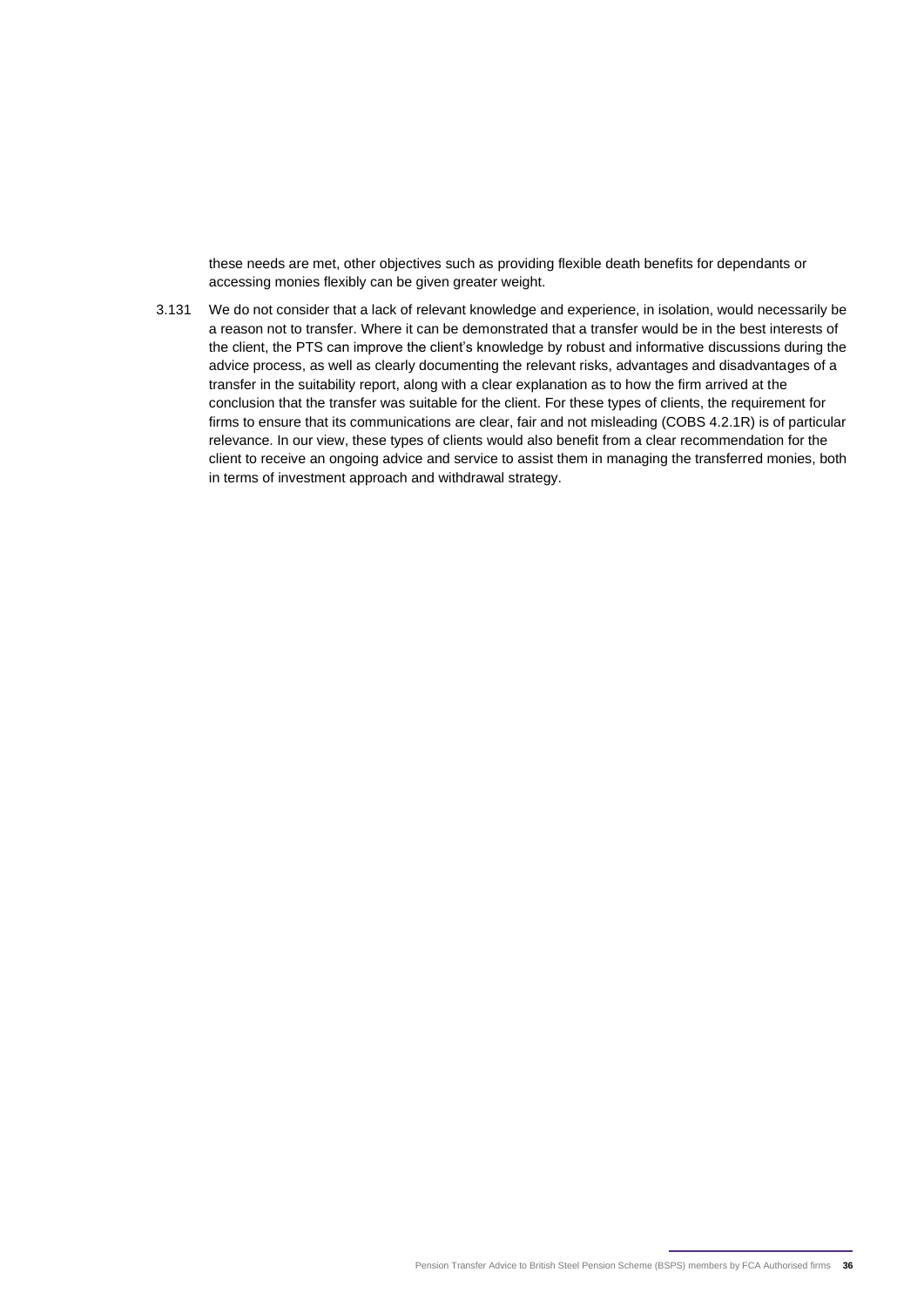these needs are met, other objectives such as providing flexible death benefits for dependants or accessing monies flexibly can be given greater weight.

3.131 We do not consider that a lack of relevant knowledge and experience, in isolation, would necessarily be a reason not to transfer. Where it can be demonstrated that a transfer would be in the best interests of the client, the PTS can improve the client's knowledge by robust and informative discussions during the advice process, as well as clearly documenting the relevant risks, advantages and disadvantages of a transfer in the suitability report, along with a clear explanation as to how the firm arrived at the conclusion that the transfer was suitable for the client. For these types of clients, the requirement for firms to ensure that its communications are clear, fair and not misleading (COBS 4.2.1R) is of particular relevance. In our view, these types of clients would also benefit from a clear recommendation for the client to receive an ongoing advice and service to assist them in managing the transferred monies, both in terms of investment approach and withdrawal strategy.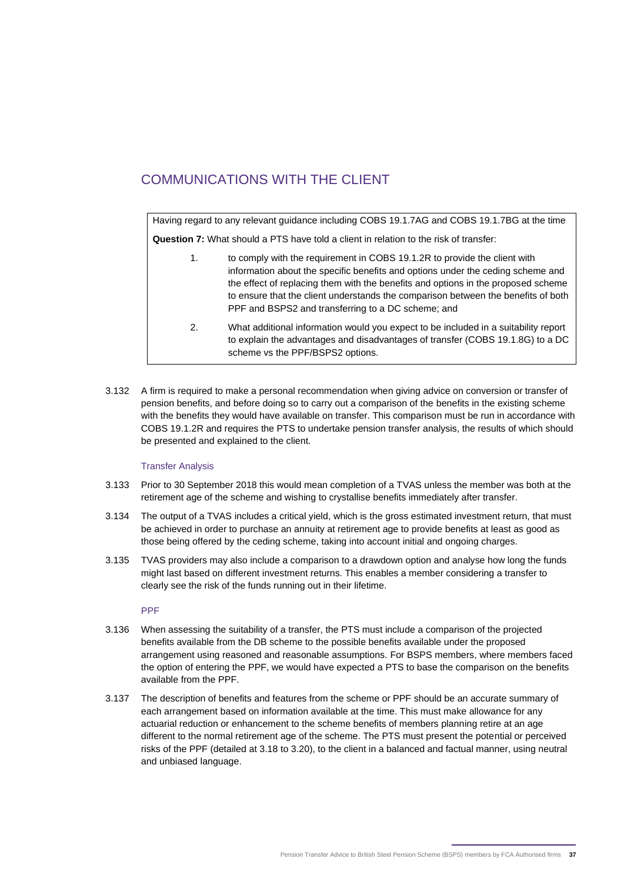## COMMUNICATIONS WITH THE CLIENT

> Having regard to any relevant guidance including COBS 19.1.7AG and COBS 19.1.7BG at the time
>
> **Question 7:** What should a PTS have told a client in relation to the risk of transfer:
>
> 1. to comply with the requirement in COBS 19.1.2R to provide the client with information about the specific benefits and options under the ceding scheme and the effect of replacing them with the benefits and options in the proposed scheme to ensure that the client understands the comparison between the benefits of both PPF and BSPS2 and transferring to a DC scheme; and
> 2. What additional information would you expect to be included in a suitability report to explain the advantages and disadvantages of transfer (COBS 19.1.8G) to a DC scheme vs the PPF/BSPS2 options.

3.132 A firm is required to make a personal recommendation when giving advice on conversion or transfer of pension benefits, and before doing so to carry out a comparison of the benefits in the existing scheme with the benefits they would have available on transfer. This comparison must be run in accordance with COBS 19.1.2R and requires the PTS to undertake pension transfer analysis, the results of which should be presented and explained to the client.

### Transfer Analysis

3.133 Prior to 30 September 2018 this would mean completion of a TVAS unless the member was both at the retirement age of the scheme and wishing to crystallise benefits immediately after transfer.

3.134 The output of a TVAS includes a critical yield, which is the gross estimated investment return, that must be achieved in order to purchase an annuity at retirement age to provide benefits at least as good as those being offered by the ceding scheme, taking into account initial and ongoing charges.

3.135 TVAS providers may also include a comparison to a drawdown option and analyse how long the funds might last based on different investment returns. This enables a member considering a transfer to clearly see the risk of the funds running out in their lifetime.

### PPF

3.136 When assessing the suitability of a transfer, the PTS must include a comparison of the projected benefits available from the DB scheme to the possible benefits available under the proposed arrangement using reasoned and reasonable assumptions. For BSPS members, where members faced the option of entering the PPF, we would have expected a PTS to base the comparison on the benefits available from the PPF.

3.137 The description of benefits and features from the scheme or PPF should be an accurate summary of each arrangement based on information available at the time. This must make allowance for any actuarial reduction or enhancement to the scheme benefits of members planning retire at an age different to the normal retirement age of the scheme. The PTS must present the potential or perceived risks of the PPF (detailed at 3.18 to 3.20), to the client in a balanced and factual manner, using neutral and unbiased language.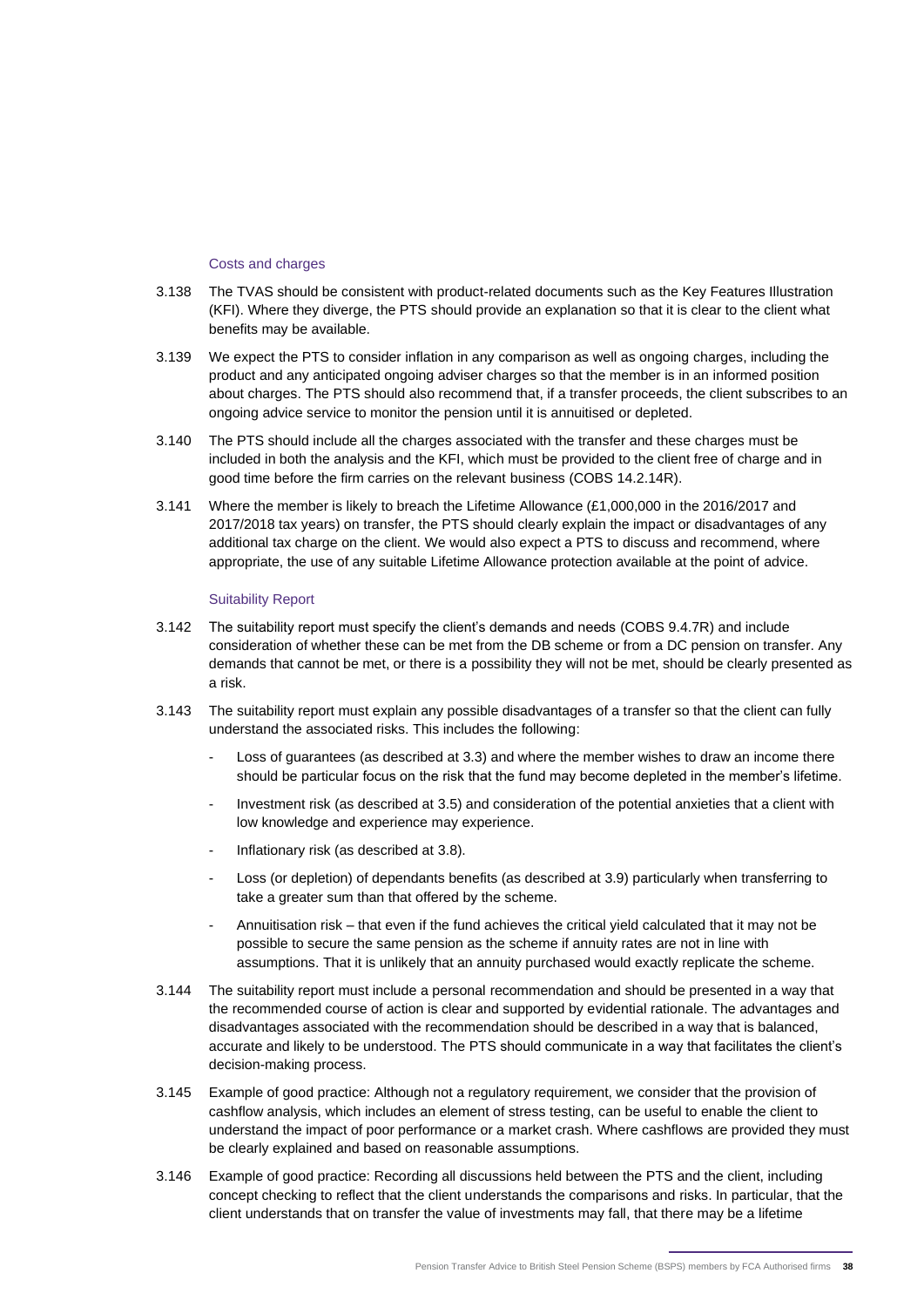### Costs and charges

3.138 The TVAS should be consistent with product-related documents such as the Key Features Illustration (KFI). Where they diverge, the PTS should provide an explanation so that it is clear to the client what benefits may be available.

3.139 We expect the PTS to consider inflation in any comparison as well as ongoing charges, including the product and any anticipated ongoing adviser charges so that the member is in an informed position about charges. The PTS should also recommend that, if a transfer proceeds, the client subscribes to an ongoing advice service to monitor the pension until it is annuitised or depleted.

3.140 The PTS should include all the charges associated with the transfer and these charges must be included in both the analysis and the KFI, which must be provided to the client free of charge and in good time before the firm carries on the relevant business (COBS 14.2.14R).

3.141 Where the member is likely to breach the Lifetime Allowance (£1,000,000 in the 2016/2017 and 2017/2018 tax years) on transfer, the PTS should clearly explain the impact or disadvantages of any additional tax charge on the client. We would also expect a PTS to discuss and recommend, where appropriate, the use of any suitable Lifetime Allowance protection available at the point of advice.

### Suitability Report

3.142 The suitability report must specify the client's demands and needs (COBS 9.4.7R) and include consideration of whether these can be met from the DB scheme or from a DC pension on transfer. Any demands that cannot be met, or there is a possibility they will not be met, should be clearly presented as a risk.

3.143 The suitability report must explain any possible disadvantages of a transfer so that the client can fully understand the associated risks. This includes the following:

- Loss of guarantees (as described at 3.3) and where the member wishes to draw an income there should be particular focus on the risk that the fund may become depleted in the member's lifetime.
- Investment risk (as described at 3.5) and consideration of the potential anxieties that a client with low knowledge and experience may experience.
- Inflationary risk (as described at 3.8).
- Loss (or depletion) of dependants benefits (as described at 3.9) particularly when transferring to take a greater sum than that offered by the scheme.
- Annuitisation risk – that even if the fund achieves the critical yield calculated that it may not be possible to secure the same pension as the scheme if annuity rates are not in line with assumptions. That it is unlikely that an annuity purchased would exactly replicate the scheme.

3.144 The suitability report must include a personal recommendation and should be presented in a way that the recommended course of action is clear and supported by evidential rationale. The advantages and disadvantages associated with the recommendation should be described in a way that is balanced, accurate and likely to be understood. The PTS should communicate in a way that facilitates the client's decision-making process.

3.145 Example of good practice: Although not a regulatory requirement, we consider that the provision of cashflow analysis, which includes an element of stress testing, can be useful to enable the client to understand the impact of poor performance or a market crash. Where cashflows are provided they must be clearly explained and based on reasonable assumptions.

3.146 Example of good practice: Recording all discussions held between the PTS and the client, including concept checking to reflect that the client understands the comparisons and risks. In particular, that the client understands that on transfer the value of investments may fall, that there may be a lifetime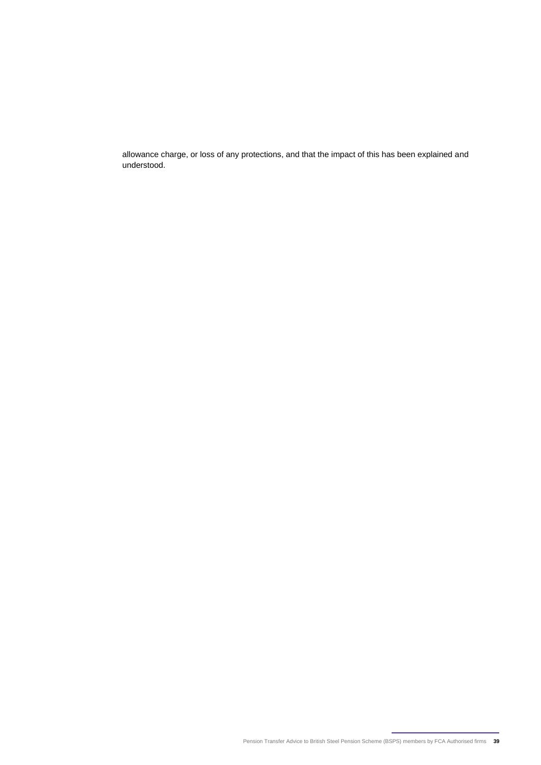allowance charge, or loss of any protections, and that the impact of this has been explained and understood.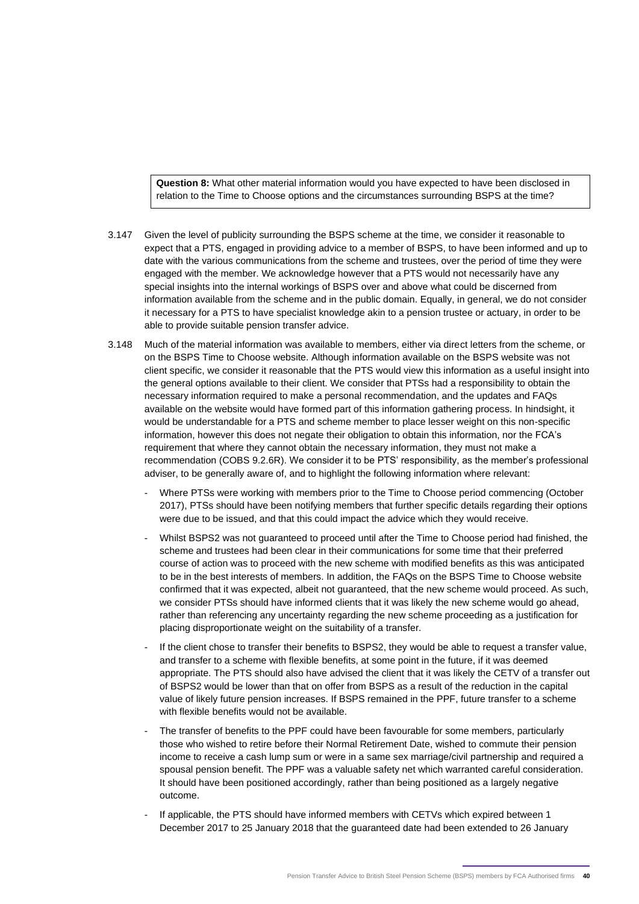> **Question 8:** What other material information would you have expected to have been disclosed in relation to the Time to Choose options and the circumstances surrounding BSPS at the time?

3.147 Given the level of publicity surrounding the BSPS scheme at the time, we consider it reasonable to expect that a PTS, engaged in providing advice to a member of BSPS, to have been informed and up to date with the various communications from the scheme and trustees, over the period of time they were engaged with the member. We acknowledge however that a PTS would not necessarily have any special insights into the internal workings of BSPS over and above what could be discerned from information available from the scheme and in the public domain. Equally, in general, we do not consider it necessary for a PTS to have specialist knowledge akin to a pension trustee or actuary, in order to be able to provide suitable pension transfer advice.

3.148 Much of the material information was available to members, either via direct letters from the scheme, or on the BSPS Time to Choose website. Although information available on the BSPS website was not client specific, we consider it reasonable that the PTS would view this information as a useful insight into the general options available to their client. We consider that PTSs had a responsibility to obtain the necessary information required to make a personal recommendation, and the updates and FAQs available on the website would have formed part of this information gathering process. In hindsight, it would be understandable for a PTS and scheme member to place lesser weight on this non-specific information, however this does not negate their obligation to obtain this information, nor the FCA's requirement that where they cannot obtain the necessary information, they must not make a recommendation (COBS 9.2.6R). We consider it to be PTS' responsibility, as the member's professional adviser, to be generally aware of, and to highlight the following information where relevant:

- Where PTSs were working with members prior to the Time to Choose period commencing (October 2017), PTSs should have been notifying members that further specific details regarding their options were due to be issued, and that this could impact the advice which they would receive.
- Whilst BSPS2 was not guaranteed to proceed until after the Time to Choose period had finished, the scheme and trustees had been clear in their communications for some time that their preferred course of action was to proceed with the new scheme with modified benefits as this was anticipated to be in the best interests of members. In addition, the FAQs on the BSPS Time to Choose website confirmed that it was expected, albeit not guaranteed, that the new scheme would proceed. As such, we consider PTSs should have informed clients that it was likely the new scheme would go ahead, rather than referencing any uncertainty regarding the new scheme proceeding as a justification for placing disproportionate weight on the suitability of a transfer.
- If the client chose to transfer their benefits to BSPS2, they would be able to request a transfer value, and transfer to a scheme with flexible benefits, at some point in the future, if it was deemed appropriate. The PTS should also have advised the client that it was likely the CETV of a transfer out of BSPS2 would be lower than that on offer from BSPS as a result of the reduction in the capital value of likely future pension increases. If BSPS remained in the PPF, future transfer to a scheme with flexible benefits would not be available.
- The transfer of benefits to the PPF could have been favourable for some members, particularly those who wished to retire before their Normal Retirement Date, wished to commute their pension income to receive a cash lump sum or were in a same sex marriage/civil partnership and required a spousal pension benefit. The PPF was a valuable safety net which warranted careful consideration. It should have been positioned accordingly, rather than being positioned as a largely negative outcome.
- If applicable, the PTS should have informed members with CETVs which expired between 1 December 2017 to 25 January 2018 that the guaranteed date had been extended to 26 January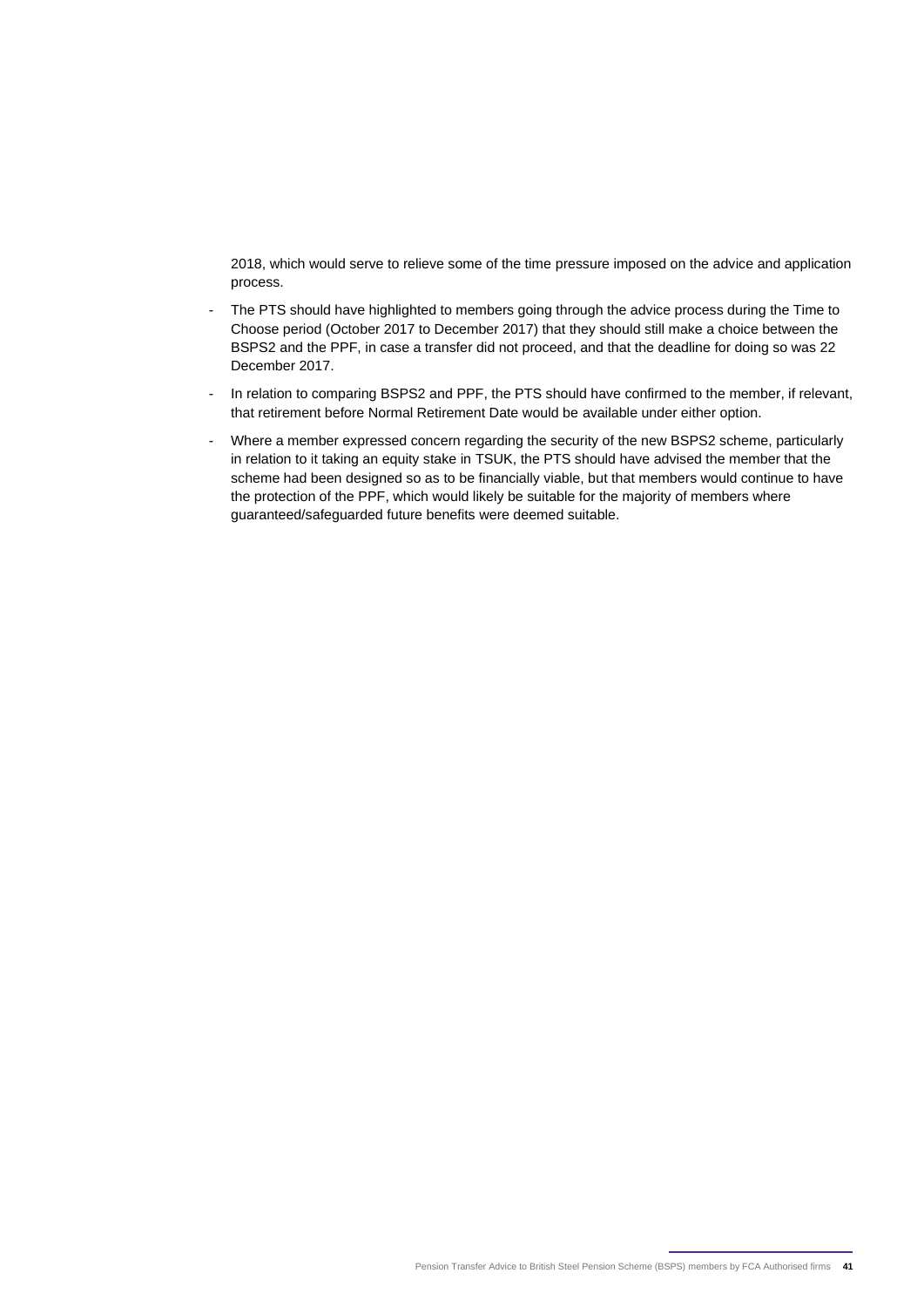2018, which would serve to relieve some of the time pressure imposed on the advice and application process.

- The PTS should have highlighted to members going through the advice process during the Time to Choose period (October 2017 to December 2017) that they should still make a choice between the BSPS2 and the PPF, in case a transfer did not proceed, and that the deadline for doing so was 22 December 2017.
- In relation to comparing BSPS2 and PPF, the PTS should have confirmed to the member, if relevant, that retirement before Normal Retirement Date would be available under either option.
- Where a member expressed concern regarding the security of the new BSPS2 scheme, particularly in relation to it taking an equity stake in TSUK, the PTS should have advised the member that the scheme had been designed so as to be financially viable, but that members would continue to have the protection of the PPF, which would likely be suitable for the majority of members where guaranteed/safeguarded future benefits were deemed suitable.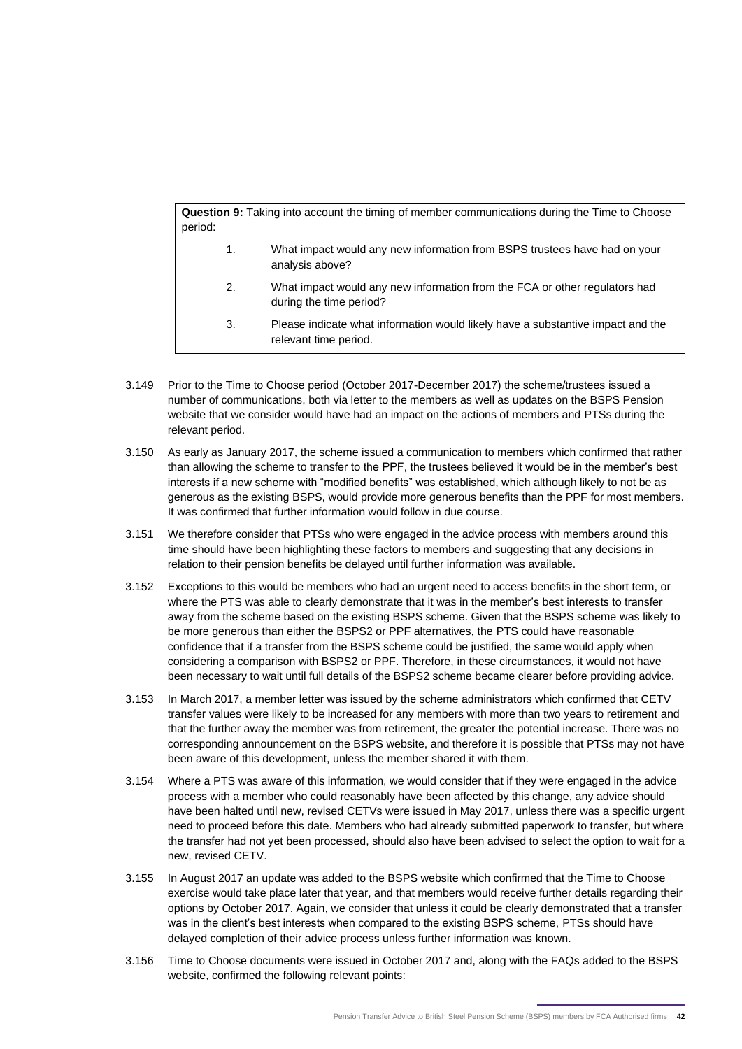**Question 9:** Taking into account the timing of member communications during the Time to Choose period:

1. What impact would any new information from BSPS trustees have had on your analysis above?
2. What impact would any new information from the FCA or other regulators had during the time period?
3. Please indicate what information would likely have a substantive impact and the relevant time period.

3.149 Prior to the Time to Choose period (October 2017-December 2017) the scheme/trustees issued a number of communications, both via letter to the members as well as updates on the BSPS Pension website that we consider would have had an impact on the actions of members and PTSs during the relevant period.

3.150 As early as January 2017, the scheme issued a communication to members which confirmed that rather than allowing the scheme to transfer to the PPF, the trustees believed it would be in the member's best interests if a new scheme with "modified benefits" was established, which although likely to not be as generous as the existing BSPS, would provide more generous benefits than the PPF for most members. It was confirmed that further information would follow in due course.

3.151 We therefore consider that PTSs who were engaged in the advice process with members around this time should have been highlighting these factors to members and suggesting that any decisions in relation to their pension benefits be delayed until further information was available.

3.152 Exceptions to this would be members who had an urgent need to access benefits in the short term, or where the PTS was able to clearly demonstrate that it was in the member's best interests to transfer away from the scheme based on the existing BSPS scheme. Given that the BSPS scheme was likely to be more generous than either the BSPS2 or PPF alternatives, the PTS could have reasonable confidence that if a transfer from the BSPS scheme could be justified, the same would apply when considering a comparison with BSPS2 or PPF. Therefore, in these circumstances, it would not have been necessary to wait until full details of the BSPS2 scheme became clearer before providing advice.

3.153 In March 2017, a member letter was issued by the scheme administrators which confirmed that CETV transfer values were likely to be increased for any members with more than two years to retirement and that the further away the member was from retirement, the greater the potential increase. There was no corresponding announcement on the BSPS website, and therefore it is possible that PTSs may not have been aware of this development, unless the member shared it with them.

3.154 Where a PTS was aware of this information, we would consider that if they were engaged in the advice process with a member who could reasonably have been affected by this change, any advice should have been halted until new, revised CETVs were issued in May 2017, unless there was a specific urgent need to proceed before this date. Members who had already submitted paperwork to transfer, but where the transfer had not yet been processed, should also have been advised to select the option to wait for a new, revised CETV.

3.155 In August 2017 an update was added to the BSPS website which confirmed that the Time to Choose exercise would take place later that year, and that members would receive further details regarding their options by October 2017. Again, we consider that unless it could be clearly demonstrated that a transfer was in the client's best interests when compared to the existing BSPS scheme, PTSs should have delayed completion of their advice process unless further information was known.

3.156 Time to Choose documents were issued in October 2017 and, along with the FAQs added to the BSPS website, confirmed the following relevant points: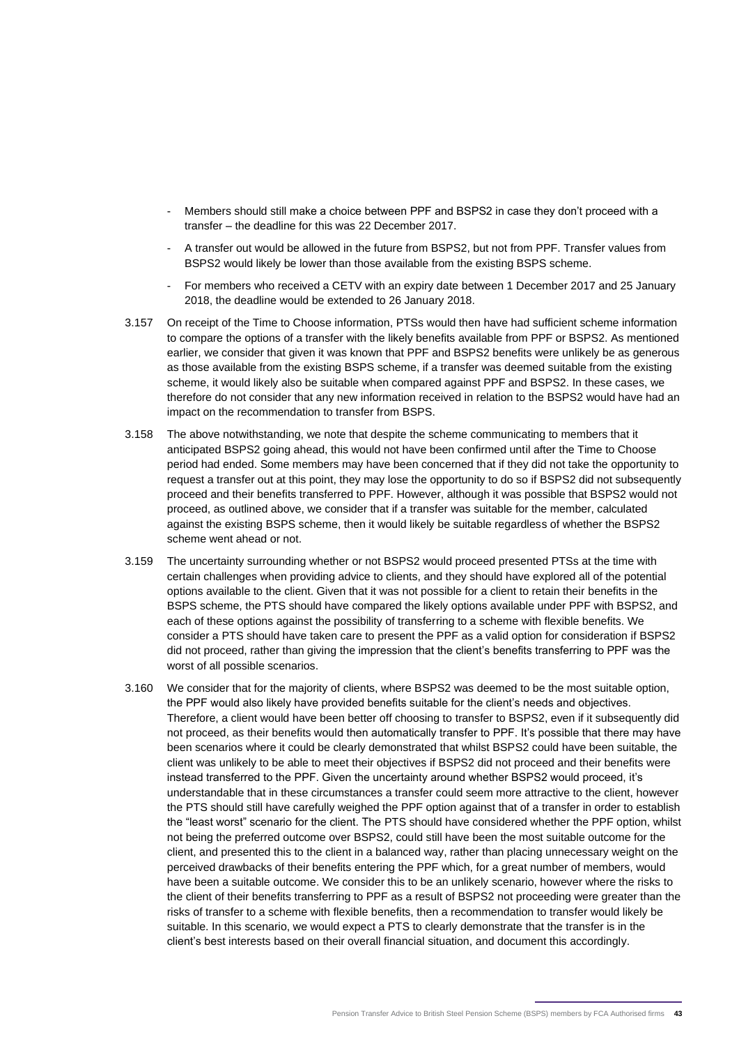- Members should still make a choice between PPF and BSPS2 in case they don't proceed with a transfer – the deadline for this was 22 December 2017.
- A transfer out would be allowed in the future from BSPS2, but not from PPF. Transfer values from BSPS2 would likely be lower than those available from the existing BSPS scheme.
- For members who received a CETV with an expiry date between 1 December 2017 and 25 January 2018, the deadline would be extended to 26 January 2018.

3.157 On receipt of the Time to Choose information, PTSs would then have had sufficient scheme information to compare the options of a transfer with the likely benefits available from PPF or BSPS2. As mentioned earlier, we consider that given it was known that PPF and BSPS2 benefits were unlikely be as generous as those available from the existing BSPS scheme, if a transfer was deemed suitable from the existing scheme, it would likely also be suitable when compared against PPF and BSPS2. In these cases, we therefore do not consider that any new information received in relation to the BSPS2 would have had an impact on the recommendation to transfer from BSPS.

3.158 The above notwithstanding, we note that despite the scheme communicating to members that it anticipated BSPS2 going ahead, this would not have been confirmed until after the Time to Choose period had ended. Some members may have been concerned that if they did not take the opportunity to request a transfer out at this point, they may lose the opportunity to do so if BSPS2 did not subsequently proceed and their benefits transferred to PPF. However, although it was possible that BSPS2 would not proceed, as outlined above, we consider that if a transfer was suitable for the member, calculated against the existing BSPS scheme, then it would likely be suitable regardless of whether the BSPS2 scheme went ahead or not.

3.159 The uncertainty surrounding whether or not BSPS2 would proceed presented PTSs at the time with certain challenges when providing advice to clients, and they should have explored all of the potential options available to the client. Given that it was not possible for a client to retain their benefits in the BSPS scheme, the PTS should have compared the likely options available under PPF with BSPS2, and each of these options against the possibility of transferring to a scheme with flexible benefits. We consider a PTS should have taken care to present the PPF as a valid option for consideration if BSPS2 did not proceed, rather than giving the impression that the client's benefits transferring to PPF was the worst of all possible scenarios.

3.160 We consider that for the majority of clients, where BSPS2 was deemed to be the most suitable option, the PPF would also likely have provided benefits suitable for the client's needs and objectives. Therefore, a client would have been better off choosing to transfer to BSPS2, even if it subsequently did not proceed, as their benefits would then automatically transfer to PPF. It's possible that there may have been scenarios where it could be clearly demonstrated that whilst BSPS2 could have been suitable, the client was unlikely to be able to meet their objectives if BSPS2 did not proceed and their benefits were instead transferred to the PPF. Given the uncertainty around whether BSPS2 would proceed, it's understandable that in these circumstances a transfer could seem more attractive to the client, however the PTS should still have carefully weighed the PPF option against that of a transfer in order to establish the "least worst" scenario for the client. The PTS should have considered whether the PPF option, whilst not being the preferred outcome over BSPS2, could still have been the most suitable outcome for the client, and presented this to the client in a balanced way, rather than placing unnecessary weight on the perceived drawbacks of their benefits entering the PPF which, for a great number of members, would have been a suitable outcome. We consider this to be an unlikely scenario, however where the risks to the client of their benefits transferring to PPF as a result of BSPS2 not proceeding were greater than the risks of transfer to a scheme with flexible benefits, then a recommendation to transfer would likely be suitable. In this scenario, we would expect a PTS to clearly demonstrate that the transfer is in the client's best interests based on their overall financial situation, and document this accordingly.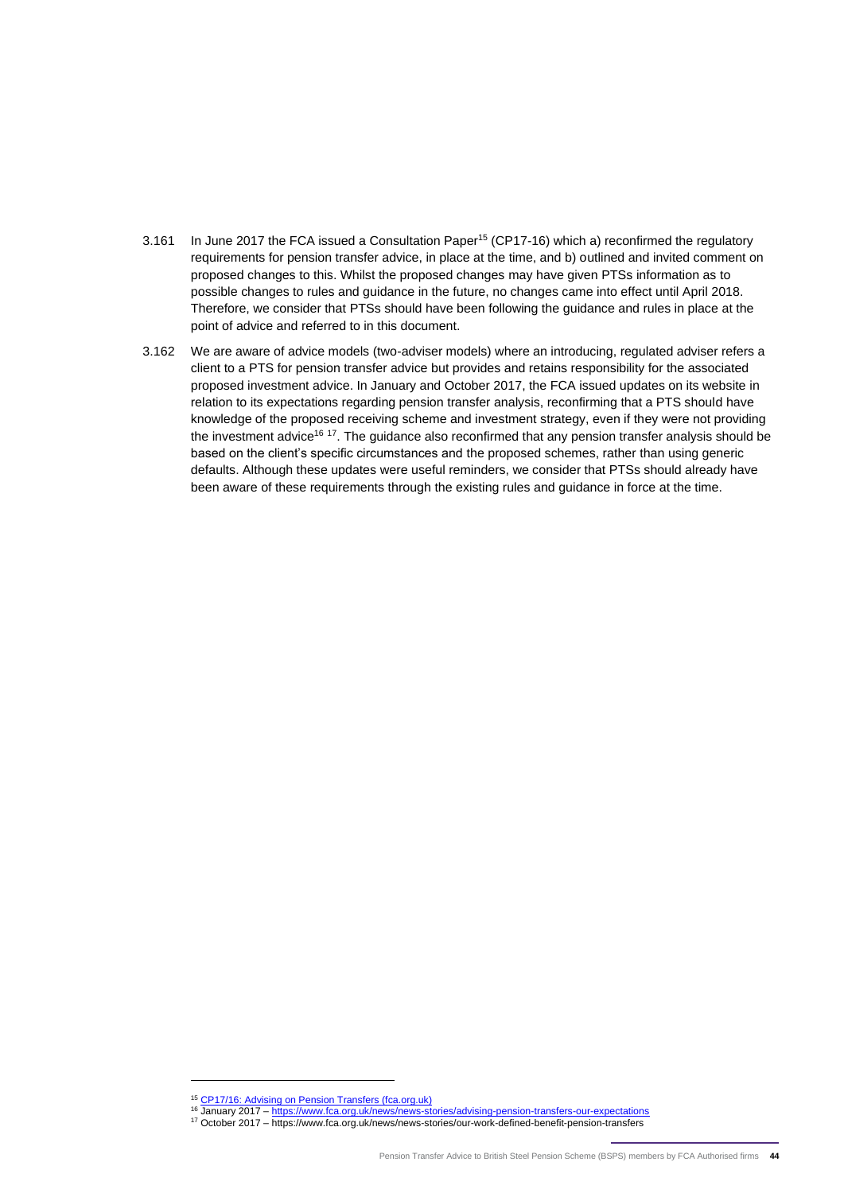3.161 In June 2017 the FCA issued a Consultation Paper[15] (CP17-16) which a) reconfirmed the regulatory requirements for pension transfer advice, in place at the time, and b) outlined and invited comment on proposed changes to this. Whilst the proposed changes may have given PTSs information as to possible changes to rules and guidance in the future, no changes came into effect until April 2018. Therefore, we consider that PTSs should have been following the guidance and rules in place at the point of advice and referred to in this document.

3.162 We are aware of advice models (two-adviser models) where an introducing, regulated adviser refers a client to a PTS for pension transfer advice but provides and retains responsibility for the associated proposed investment advice. In January and October 2017, the FCA issued updates on its website in relation to its expectations regarding pension transfer analysis, reconfirming that a PTS should have knowledge of the proposed receiving scheme and investment strategy, even if they were not providing the investment advice[16] [17]. The guidance also reconfirmed that any pension transfer analysis should be based on the client's specific circumstances and the proposed schemes, rather than using generic defaults. Although these updates were useful reminders, we consider that PTSs should already have been aware of these requirements through the existing rules and guidance in force at the time.

---

[15] CP17/16: Advising on Pension Transfers (fca.org.uk)

[16] January 2017 – https://www.fca.org.uk/news/news-stories/advising-pension-transfers-our-expectations

[17] October 2017 – https://www.fca.org.uk/news/news-stories/our-work-defined-benefit-pension-transfers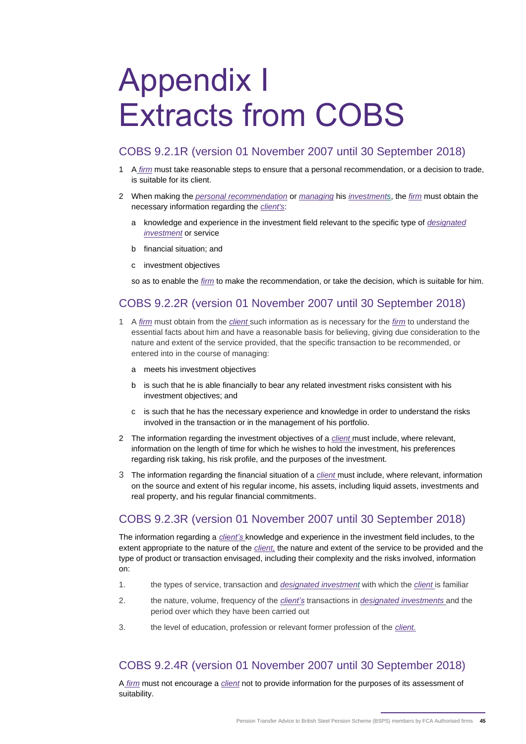# Appendix I
# Extracts from COBS

## COBS 9.2.1R (version 01 November 2007 until 30 September 2018)

1 A *firm* must take reasonable steps to ensure that a personal recommendation, or a decision to trade, is suitable for its client.

2 When making the *personal recommendation* or *managing* his *investments*, the *firm* must obtain the necessary information regarding the *client's*:

   a knowledge and experience in the investment field relevant to the specific type of *designated investment* or service

   b financial situation; and

   c investment objectives

   so as to enable the *firm* to make the recommendation, or take the decision, which is suitable for him.

## COBS 9.2.2R (version 01 November 2007 until 30 September 2018)

1 A *firm* must obtain from the *client* such information as is necessary for the *firm* to understand the essential facts about him and have a reasonable basis for believing, giving due consideration to the nature and extent of the service provided, that the specific transaction to be recommended, or entered into in the course of managing:

   a meets his investment objectives

   b is such that he is able financially to bear any related investment risks consistent with his investment objectives; and

   c is such that he has the necessary experience and knowledge in order to understand the risks involved in the transaction or in the management of his portfolio.

2 The information regarding the investment objectives of a *client* must include, where relevant, information on the length of time for which he wishes to hold the investment, his preferences regarding risk taking, his risk profile, and the purposes of the investment.

3 The information regarding the financial situation of a *client* must include, where relevant, information on the source and extent of his regular income, his assets, including liquid assets, investments and real property, and his regular financial commitments.

## COBS 9.2.3R (version 01 November 2007 until 30 September 2018)

The information regarding a *client's* knowledge and experience in the investment field includes, to the extent appropriate to the nature of the *client,* the nature and extent of the service to be provided and the type of product or transaction envisaged, including their complexity and the risks involved, information on:

1. the types of service, transaction and *designated investment* with which the *client* is familiar

2. the nature, volume, frequency of the *client's* transactions in *designated investments* and the period over which they have been carried out

3. the level of education, profession or relevant former profession of the *client.*

## COBS 9.2.4R (version 01 November 2007 until 30 September 2018)

A *firm* must not encourage a *client* not to provide information for the purposes of its assessment of suitability.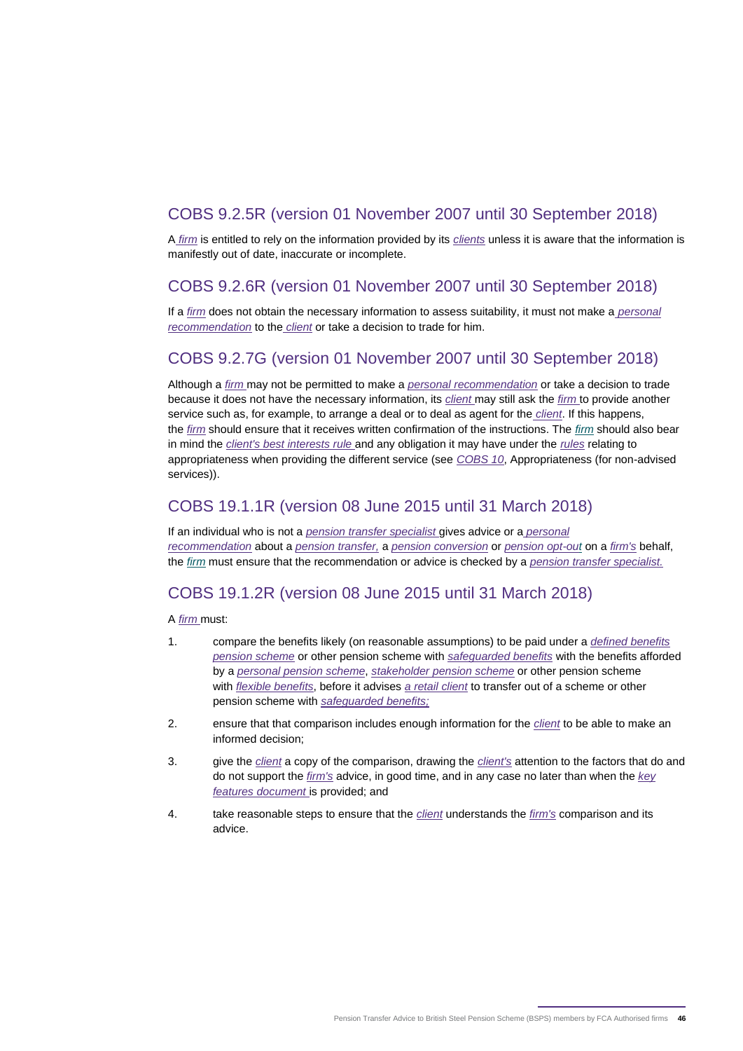## COBS 9.2.5R (version 01 November 2007 until 30 September 2018)

A *firm* is entitled to rely on the information provided by its *clients* unless it is aware that the information is manifestly out of date, inaccurate or incomplete.

## COBS 9.2.6R (version 01 November 2007 until 30 September 2018)

If a *firm* does not obtain the necessary information to assess suitability, it must not make a *personal recommendation* to the *client* or take a decision to trade for him.

## COBS 9.2.7G (version 01 November 2007 until 30 September 2018)

Although a *firm* may not be permitted to make a *personal recommendation* or take a decision to trade because it does not have the necessary information, its *client* may still ask the *firm* to provide another service such as, for example, to arrange a deal or to deal as agent for the *client*. If this happens, the *firm* should ensure that it receives written confirmation of the instructions. The *firm* should also bear in mind the *client's best interests rule* and any obligation it may have under the *rules* relating to appropriateness when providing the different service (see *COBS 10*, Appropriateness (for non-advised services)).

## COBS 19.1.1R (version 08 June 2015 until 31 March 2018)

If an individual who is not a *pension transfer specialist* gives advice or a *personal recommendation* about a *pension transfer,* a *pension conversion* or *pension opt-out* on a *firm's* behalf, the *firm* must ensure that the recommendation or advice is checked by a *pension transfer specialist.*

## COBS 19.1.2R (version 08 June 2015 until 31 March 2018)

A *firm* must:

1. compare the benefits likely (on reasonable assumptions) to be paid under a *defined benefits pension scheme* or other pension scheme with *safeguarded benefits* with the benefits afforded by a *personal pension scheme*, *stakeholder pension scheme* or other pension scheme with *flexible benefits*, before it advises *a retail client* to transfer out of a scheme or other pension scheme with *safeguarded benefits;*
2. ensure that that comparison includes enough information for the *client* to be able to make an informed decision;
3. give the *client* a copy of the comparison, drawing the *client's* attention to the factors that do and do not support the *firm's* advice, in good time, and in any case no later than when the *key features document* is provided; and
4. take reasonable steps to ensure that the *client* understands the *firm's* comparison and its advice.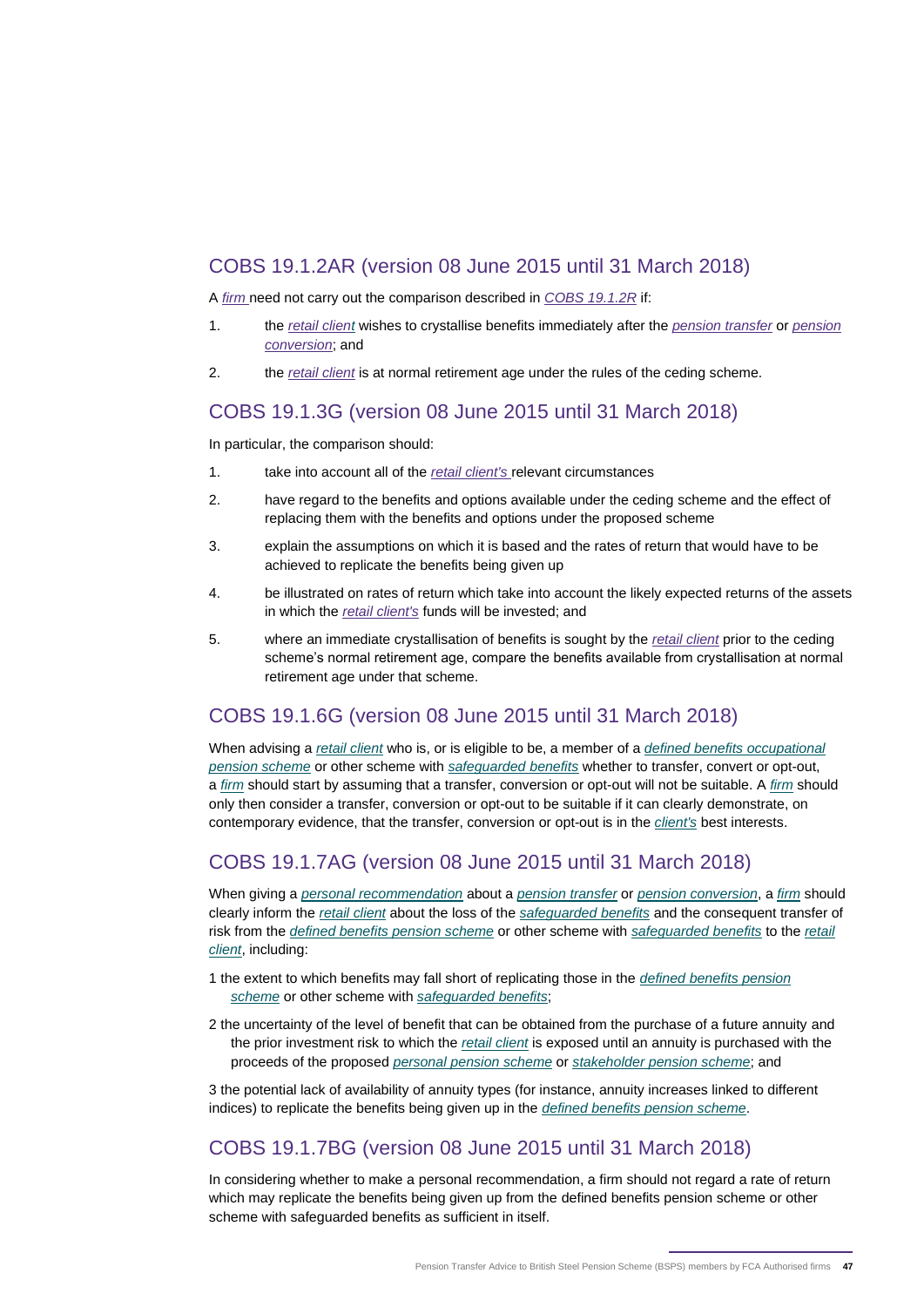## COBS 19.1.2AR (version 08 June 2015 until 31 March 2018)

A *firm* need not carry out the comparison described in *COBS 19.1.2R* if:

1. the *retail client* wishes to crystallise benefits immediately after the *pension transfer* or *pension conversion*; and
2. the *retail client* is at normal retirement age under the rules of the ceding scheme.

## COBS 19.1.3G (version 08 June 2015 until 31 March 2018)

In particular, the comparison should:

1. take into account all of the *retail client's* relevant circumstances
2. have regard to the benefits and options available under the ceding scheme and the effect of replacing them with the benefits and options under the proposed scheme
3. explain the assumptions on which it is based and the rates of return that would have to be achieved to replicate the benefits being given up
4. be illustrated on rates of return which take into account the likely expected returns of the assets in which the *retail client's* funds will be invested; and
5. where an immediate crystallisation of benefits is sought by the *retail client* prior to the ceding scheme's normal retirement age, compare the benefits available from crystallisation at normal retirement age under that scheme.

## COBS 19.1.6G (version 08 June 2015 until 31 March 2018)

When advising a *retail client* who is, or is eligible to be, a member of a *defined benefits occupational pension scheme* or other scheme with *safeguarded benefits* whether to transfer, convert or opt-out, a *firm* should start by assuming that a transfer, conversion or opt-out will not be suitable. A *firm* should only then consider a transfer, conversion or opt-out to be suitable if it can clearly demonstrate, on contemporary evidence, that the transfer, conversion or opt-out is in the *client's* best interests.

## COBS 19.1.7AG (version 08 June 2015 until 31 March 2018)

When giving a *personal recommendation* about a *pension transfer* or *pension conversion*, a *firm* should clearly inform the *retail client* about the loss of the *safeguarded benefits* and the consequent transfer of risk from the *defined benefits pension scheme* or other scheme with *safeguarded benefits* to the *retail client*, including:

1 the extent to which benefits may fall short of replicating those in the *defined benefits pension scheme* or other scheme with *safeguarded benefits*;

2 the uncertainty of the level of benefit that can be obtained from the purchase of a future annuity and the prior investment risk to which the *retail client* is exposed until an annuity is purchased with the proceeds of the proposed *personal pension scheme* or *stakeholder pension scheme*; and

3 the potential lack of availability of annuity types (for instance, annuity increases linked to different indices) to replicate the benefits being given up in the *defined benefits pension scheme*.

## COBS 19.1.7BG (version 08 June 2015 until 31 March 2018)

In considering whether to make a personal recommendation, a firm should not regard a rate of return which may replicate the benefits being given up from the defined benefits pension scheme or other scheme with safeguarded benefits as sufficient in itself.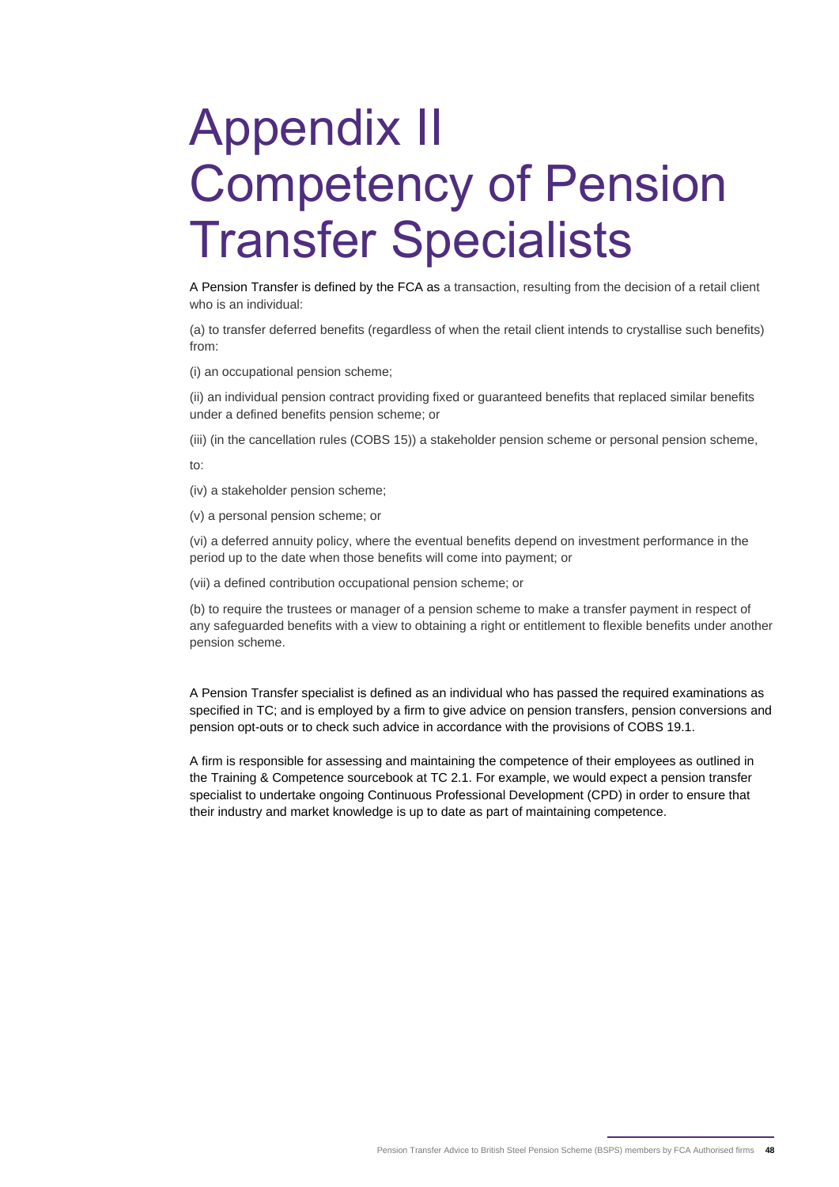# Appendix II Competency of Pension Transfer Specialists

A Pension Transfer is defined by the FCA as a transaction, resulting from the decision of a retail client who is an individual:

(a) to transfer deferred benefits (regardless of when the retail client intends to crystallise such benefits) from:

(i) an occupational pension scheme;

(ii) an individual pension contract providing fixed or guaranteed benefits that replaced similar benefits under a defined benefits pension scheme; or

(iii) (in the cancellation rules (COBS 15)) a stakeholder pension scheme or personal pension scheme,

to:

(iv) a stakeholder pension scheme;

(v) a personal pension scheme; or

(vi) a deferred annuity policy, where the eventual benefits depend on investment performance in the period up to the date when those benefits will come into payment; or

(vii) a defined contribution occupational pension scheme; or

(b) to require the trustees or manager of a pension scheme to make a transfer payment in respect of any safeguarded benefits with a view to obtaining a right or entitlement to flexible benefits under another pension scheme.

A Pension Transfer specialist is defined as an individual who has passed the required examinations as specified in TC; and is employed by a firm to give advice on pension transfers, pension conversions and pension opt-outs or to check such advice in accordance with the provisions of COBS 19.1.

A firm is responsible for assessing and maintaining the competence of their employees as outlined in the Training & Competence sourcebook at TC 2.1. For example, we would expect a pension transfer specialist to undertake ongoing Continuous Professional Development (CPD) in order to ensure that their industry and market knowledge is up to date as part of maintaining competence.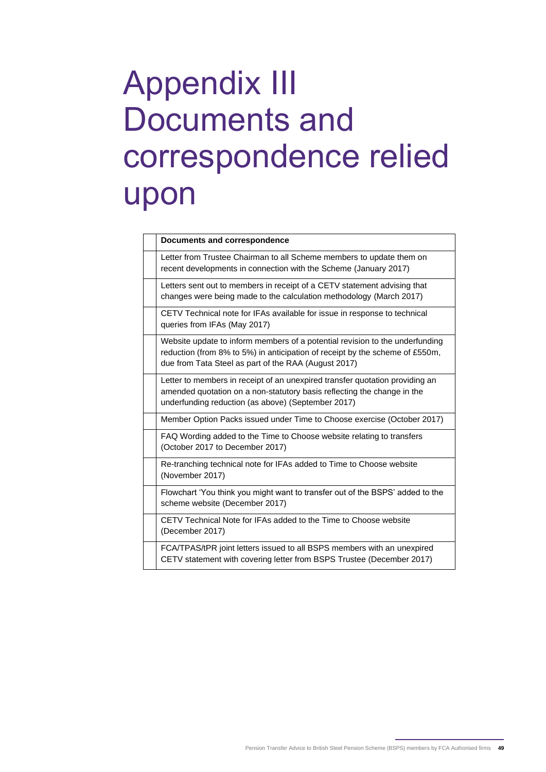# Appendix III Documents and correspondence relied upon

| | Documents and correspondence |
|---|---|
| | Letter from Trustee Chairman to all Scheme members to update them on recent developments in connection with the Scheme (January 2017) |
| | Letters sent out to members in receipt of a CETV statement advising that changes were being made to the calculation methodology (March 2017) |
| | CETV Technical note for IFAs available for issue in response to technical queries from IFAs (May 2017) |
| | Website update to inform members of a potential revision to the underfunding reduction (from 8% to 5%) in anticipation of receipt by the scheme of £550m, due from Tata Steel as part of the RAA (August 2017) |
| | Letter to members in receipt of an unexpired transfer quotation providing an amended quotation on a non-statutory basis reflecting the change in the underfunding reduction (as above) (September 2017) |
| | Member Option Packs issued under Time to Choose exercise (October 2017) |
| | FAQ Wording added to the Time to Choose website relating to transfers (October 2017 to December 2017) |
| | Re-tranching technical note for IFAs added to Time to Choose website (November 2017) |
| | Flowchart 'You think you might want to transfer out of the BSPS' added to the scheme website (December 2017) |
| | CETV Technical Note for IFAs added to the Time to Choose website (December 2017) |
| | FCA/TPAS/tPR joint letters issued to all BSPS members with an unexpired CETV statement with covering letter from BSPS Trustee (December 2017) |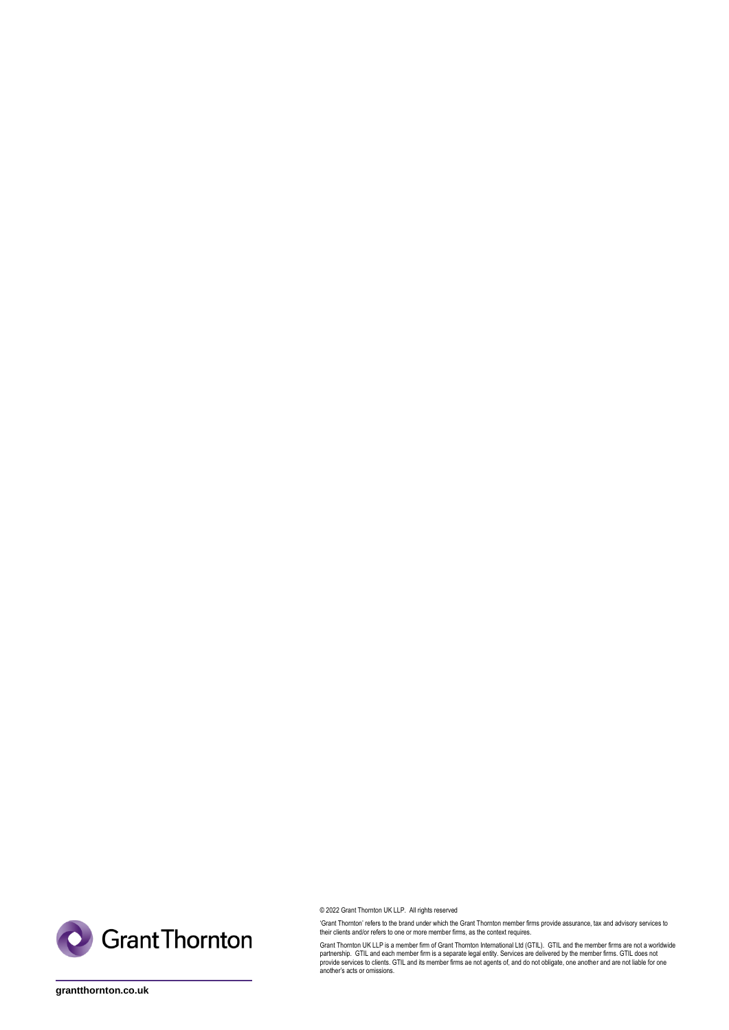© 2022 Grant Thornton UK LLP. All rights reserved

'Grant Thornton' refers to the brand under which the Grant Thornton member firms provide assurance, tax and advisory services to their clients and/or refers to one or more member firms, as the context requires.

Grant Thornton UK LLP is a member firm of Grant Thornton International Ltd (GTIL). GTIL and the member firms are not a worldwide partnership. GTIL and each member firm is a separate legal entity. Services are delivered by the member firms. GTIL does not provide services to clients. GTIL and its member firms ae not agents of, and do not obligate, one another and are not liable for one another's acts or omissions.

Grant Thornton

**grantthornton.co.uk**